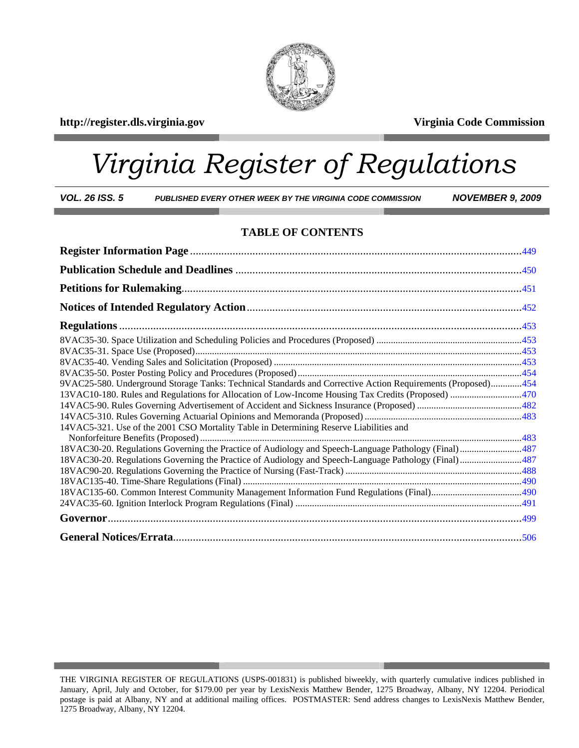http://register.dls.virginia.gov | Virginia Code Commission

# Virginia Register of Regulations

***VOL. 26 ISS. 5*** ***PUBLISHED EVERY OTHER WEEK BY THE VIRGINIA CODE COMMISSION*** ***NOVEMBER 9, 2009***

## TABLE OF CONTENTS

**Register Information Page** ..... 449

**Publication Schedule and Deadlines** ..... 450

**Petitions for Rulemaking** ..... 451

**Notices of Intended Regulatory Action** ..... 452

**Regulations** ..... 453

8VAC35-30. Space Utilization and Scheduling Policies and Procedures (Proposed) ..... 453
8VAC35-31. Space Use (Proposed) ..... 453
8VAC35-40. Vending Sales and Solicitation (Proposed) ..... 453
8VAC35-50. Poster Posting Policy and Procedures (Proposed) ..... 454
9VAC25-580. Underground Storage Tanks: Technical Standards and Corrective Action Requirements (Proposed) ..... 454
13VAC10-180. Rules and Regulations for Allocation of Low-Income Housing Tax Credits (Proposed) ..... 470
14VAC5-90. Rules Governing Advertisement of Accident and Sickness Insurance (Proposed) ..... 482
14VAC5-310. Rules Governing Actuarial Opinions and Memoranda (Proposed) ..... 483
14VAC5-321. Use of the 2001 CSO Mortality Table in Determining Reserve Liabilities and Nonforfeiture Benefits (Proposed) ..... 483
18VAC30-20. Regulations Governing the Practice of Audiology and Speech-Language Pathology (Final) ..... 487
18VAC30-20. Regulations Governing the Practice of Audiology and Speech-Language Pathology (Final) ..... 487
18VAC90-20. Regulations Governing the Practice of Nursing (Fast-Track) ..... 488
18VAC135-40. Time-Share Regulations (Final) ..... 490
18VAC135-60. Common Interest Community Management Information Fund Regulations (Final) ..... 490
24VAC35-60. Ignition Interlock Program Regulations (Final) ..... 491

**Governor** ..... 499

**General Notices/Errata** ..... 506

THE VIRGINIA REGISTER OF REGULATIONS (USPS-001831) is published biweekly, with quarterly cumulative indices published in January, April, July and October, for $179.00 per year by LexisNexis Matthew Bender, 1275 Broadway, Albany, NY 12204. Periodical postage is paid at Albany, NY and at additional mailing offices. POSTMASTER: Send address changes to LexisNexis Matthew Bender, 1275 Broadway, Albany, NY 12204.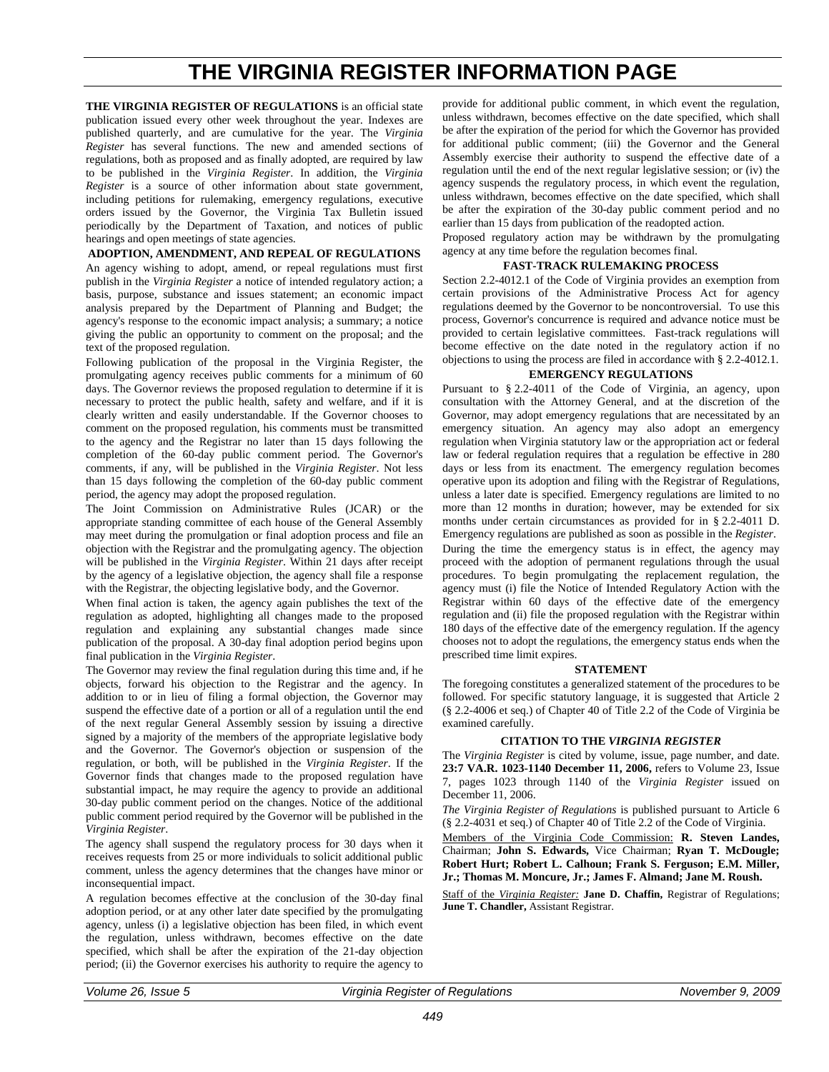# THE VIRGINIA REGISTER INFORMATION PAGE

**THE VIRGINIA REGISTER OF REGULATIONS** is an official state publication issued every other week throughout the year. Indexes are published quarterly, and are cumulative for the year. The *Virginia Register* has several functions. The new and amended sections of regulations, both as proposed and as finally adopted, are required by law to be published in the *Virginia Register*. In addition, the *Virginia Register* is a source of other information about state government, including petitions for rulemaking, emergency regulations, executive orders issued by the Governor, the Virginia Tax Bulletin issued periodically by the Department of Taxation, and notices of public hearings and open meetings of state agencies.

**ADOPTION, AMENDMENT, AND REPEAL OF REGULATIONS**

An agency wishing to adopt, amend, or repeal regulations must first publish in the *Virginia Register* a notice of intended regulatory action; a basis, purpose, substance and issues statement; an economic impact analysis prepared by the Department of Planning and Budget; the agency's response to the economic impact analysis; a summary; a notice giving the public an opportunity to comment on the proposal; and the text of the proposed regulation.

Following publication of the proposal in the Virginia Register, the promulgating agency receives public comments for a minimum of 60 days. The Governor reviews the proposed regulation to determine if it is necessary to protect the public health, safety and welfare, and if it is clearly written and easily understandable. If the Governor chooses to comment on the proposed regulation, his comments must be transmitted to the agency and the Registrar no later than 15 days following the completion of the 60-day public comment period. The Governor's comments, if any, will be published in the *Virginia Register*. Not less than 15 days following the completion of the 60-day public comment period, the agency may adopt the proposed regulation.

The Joint Commission on Administrative Rules (JCAR) or the appropriate standing committee of each house of the General Assembly may meet during the promulgation or final adoption process and file an objection with the Registrar and the promulgating agency. The objection will be published in the *Virginia Register*. Within 21 days after receipt by the agency of a legislative objection, the agency shall file a response with the Registrar, the objecting legislative body, and the Governor.

When final action is taken, the agency again publishes the text of the regulation as adopted, highlighting all changes made to the proposed regulation and explaining any substantial changes made since publication of the proposal. A 30-day final adoption period begins upon final publication in the *Virginia Register*.

The Governor may review the final regulation during this time and, if he objects, forward his objection to the Registrar and the agency. In addition to or in lieu of filing a formal objection, the Governor may suspend the effective date of a portion or all of a regulation until the end of the next regular General Assembly session by issuing a directive signed by a majority of the members of the appropriate legislative body and the Governor. The Governor's objection or suspension of the regulation, or both, will be published in the *Virginia Register*. If the Governor finds that changes made to the proposed regulation have substantial impact, he may require the agency to provide an additional 30-day public comment period on the changes. Notice of the additional public comment period required by the Governor will be published in the *Virginia Register*.

The agency shall suspend the regulatory process for 30 days when it receives requests from 25 or more individuals to solicit additional public comment, unless the agency determines that the changes have minor or inconsequential impact.

A regulation becomes effective at the conclusion of the 30-day final adoption period, or at any other later date specified by the promulgating agency, unless (i) a legislative objection has been filed, in which event the regulation, unless withdrawn, becomes effective on the date specified, which shall be after the expiration of the 21-day objection period; (ii) the Governor exercises his authority to require the agency to provide for additional public comment, in which event the regulation, unless withdrawn, becomes effective on the date specified, which shall be after the expiration of the period for which the Governor has provided for additional public comment; (iii) the Governor and the General Assembly exercise their authority to suspend the effective date of a regulation until the end of the next regular legislative session; or (iv) the agency suspends the regulatory process, in which event the regulation, unless withdrawn, becomes effective on the date specified, which shall be after the expiration of the 30-day public comment period and no earlier than 15 days from publication of the readopted action.

Proposed regulatory action may be withdrawn by the promulgating agency at any time before the regulation becomes final.

**FAST-TRACK RULEMAKING PROCESS**

Section 2.2-4012.1 of the Code of Virginia provides an exemption from certain provisions of the Administrative Process Act for agency regulations deemed by the Governor to be noncontroversial. To use this process, Governor's concurrence is required and advance notice must be provided to certain legislative committees. Fast-track regulations will become effective on the date noted in the regulatory action if no objections to using the process are filed in accordance with § 2.2-4012.1.

**EMERGENCY REGULATIONS**

Pursuant to § 2.2-4011 of the Code of Virginia, an agency, upon consultation with the Attorney General, and at the discretion of the Governor, may adopt emergency regulations that are necessitated by an emergency situation. An agency may also adopt an emergency regulation when Virginia statutory law or the appropriation act or federal law or federal regulation requires that a regulation be effective in 280 days or less from its enactment. The emergency regulation becomes operative upon its adoption and filing with the Registrar of Regulations, unless a later date is specified. Emergency regulations are limited to no more than 12 months in duration; however, may be extended for six months under certain circumstances as provided for in § 2.2-4011 D. Emergency regulations are published as soon as possible in the *Register*.

During the time the emergency status is in effect, the agency may proceed with the adoption of permanent regulations through the usual procedures. To begin promulgating the replacement regulation, the agency must (i) file the Notice of Intended Regulatory Action with the Registrar within 60 days of the effective date of the emergency regulation and (ii) file the proposed regulation with the Registrar within 180 days of the effective date of the emergency regulation. If the agency chooses not to adopt the regulations, the emergency status ends when the prescribed time limit expires.

**STATEMENT**

The foregoing constitutes a generalized statement of the procedures to be followed. For specific statutory language, it is suggested that Article 2 (§ 2.2-4006 et seq.) of Chapter 40 of Title 2.2 of the Code of Virginia be examined carefully.

**CITATION TO THE *VIRGINIA REGISTER***

The *Virginia Register* is cited by volume, issue, page number, and date. **23:7 VA.R. 1023-1140 December 11, 2006,** refers to Volume 23, Issue 7, pages 1023 through 1140 of the *Virginia Register* issued on December 11, 2006.

*The Virginia Register of Regulations* is published pursuant to Article 6 (§ 2.2-4031 et seq.) of Chapter 40 of Title 2.2 of the Code of Virginia.

Members of the Virginia Code Commission: **R. Steven Landes,** Chairman; **John S. Edwards,** Vice Chairman; **Ryan T. McDougle; Robert Hurt; Robert L. Calhoun; Frank S. Ferguson; E.M. Miller, Jr.; Thomas M. Moncure, Jr.; James F. Almand; Jane M. Roush.**

Staff of the *Virginia Register:* **Jane D. Chaffin,** Registrar of Regulations; **June T. Chandler,** Assistant Registrar.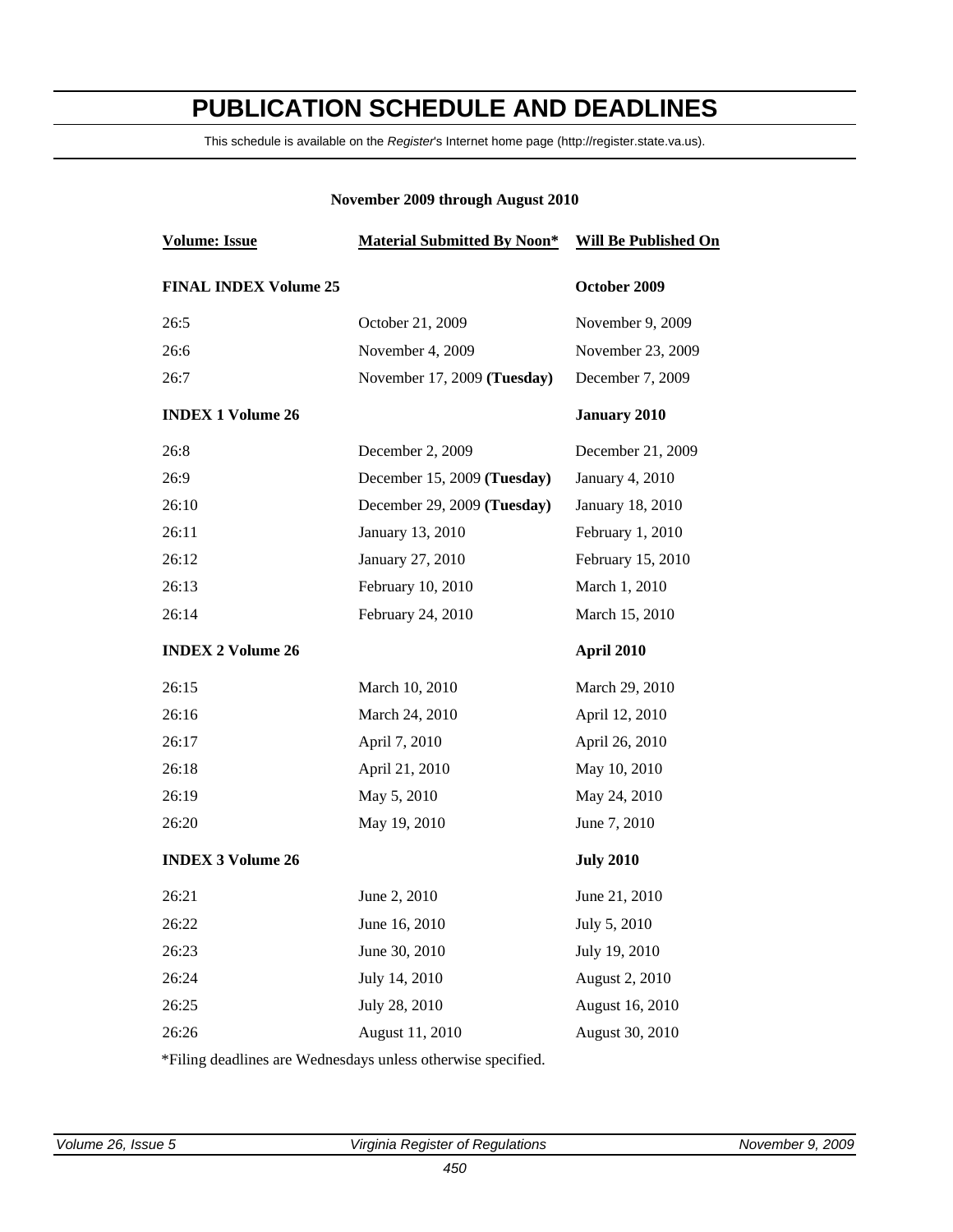# PUBLICATION SCHEDULE AND DEADLINES

This schedule is available on the *Register*'s Internet home page (http://register.state.va.us).

**November 2009 through August 2010**

| Volume: Issue | Material Submitted By Noon* | Will Be Published On |
|---|---|---|
| **FINAL INDEX Volume 25** | | **October 2009** |
| 26:5 | October 21, 2009 | November 9, 2009 |
| 26:6 | November 4, 2009 | November 23, 2009 |
| 26:7 | November 17, 2009 **(Tuesday)** | December 7, 2009 |
| **INDEX 1 Volume 26** | | **January 2010** |
| 26:8 | December 2, 2009 | December 21, 2009 |
| 26:9 | December 15, 2009 **(Tuesday)** | January 4, 2010 |
| 26:10 | December 29, 2009 **(Tuesday)** | January 18, 2010 |
| 26:11 | January 13, 2010 | February 1, 2010 |
| 26:12 | January 27, 2010 | February 15, 2010 |
| 26:13 | February 10, 2010 | March 1, 2010 |
| 26:14 | February 24, 2010 | March 15, 2010 |
| **INDEX 2 Volume 26** | | **April 2010** |
| 26:15 | March 10, 2010 | March 29, 2010 |
| 26:16 | March 24, 2010 | April 12, 2010 |
| 26:17 | April 7, 2010 | April 26, 2010 |
| 26:18 | April 21, 2010 | May 10, 2010 |
| 26:19 | May 5, 2010 | May 24, 2010 |
| 26:20 | May 19, 2010 | June 7, 2010 |
| **INDEX 3 Volume 26** | | **July 2010** |
| 26:21 | June 2, 2010 | June 21, 2010 |
| 26:22 | June 16, 2010 | July 5, 2010 |
| 26:23 | June 30, 2010 | July 19, 2010 |
| 26:24 | July 14, 2010 | August 2, 2010 |
| 26:25 | July 28, 2010 | August 16, 2010 |
| 26:26 | August 11, 2010 | August 30, 2010 |

*Filing deadlines are Wednesdays unless otherwise specified.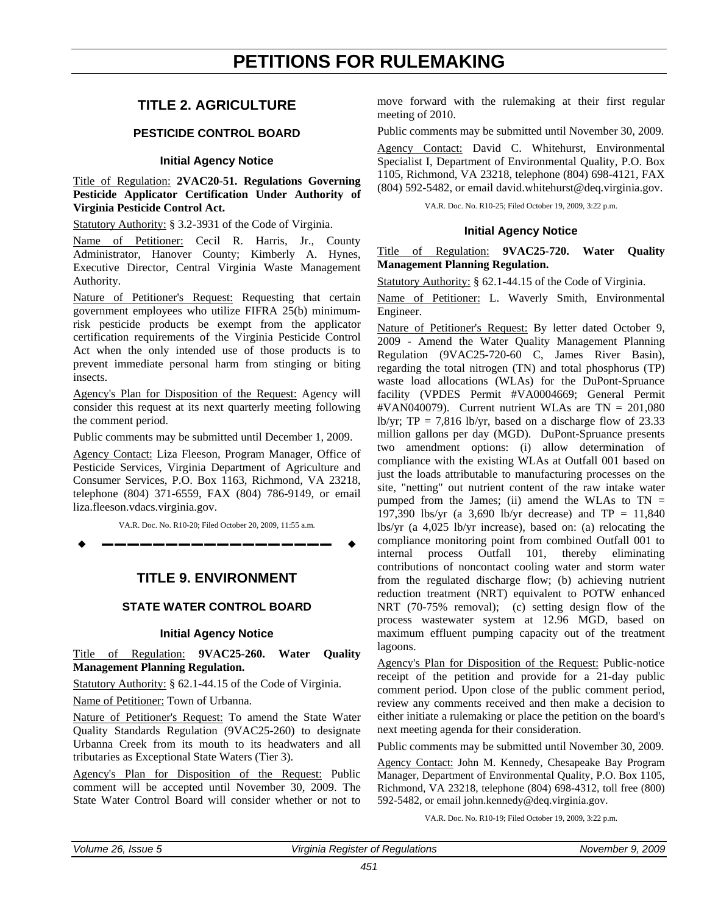# PETITIONS FOR RULEMAKING

## TITLE 2. AGRICULTURE

### PESTICIDE CONTROL BOARD

#### Initial Agency Notice

Title of Regulation: **2VAC20-51. Regulations Governing Pesticide Applicator Certification Under Authority of Virginia Pesticide Control Act.**

Statutory Authority: § 3.2-3931 of the Code of Virginia.

Name of Petitioner: Cecil R. Harris, Jr., County Administrator, Hanover County; Kimberly A. Hynes, Executive Director, Central Virginia Waste Management Authority.

Nature of Petitioner's Request: Requesting that certain government employees who utilize FIFRA 25(b) minimum-risk pesticide products be exempt from the applicator certification requirements of the Virginia Pesticide Control Act when the only intended use of those products is to prevent immediate personal harm from stinging or biting insects.

Agency's Plan for Disposition of the Request: Agency will consider this request at its next quarterly meeting following the comment period.

Public comments may be submitted until December 1, 2009.

Agency Contact: Liza Fleeson, Program Manager, Office of Pesticide Services, Virginia Department of Agriculture and Consumer Services, P.O. Box 1163, Richmond, VA 23218, telephone (804) 371-6559, FAX (804) 786-9149, or email liza.fleeson.vdacs.virginia.gov.

VA.R. Doc. No. R10-20; Filed October 20, 2009, 11:55 a.m.

---

## TITLE 9. ENVIRONMENT

### STATE WATER CONTROL BOARD

#### Initial Agency Notice

Title of Regulation: **9VAC25-260. Water Quality Management Planning Regulation.**

Statutory Authority: § 62.1-44.15 of the Code of Virginia.

Name of Petitioner: Town of Urbanna.

Nature of Petitioner's Request: To amend the State Water Quality Standards Regulation (9VAC25-260) to designate Urbanna Creek from its mouth to its headwaters and all tributaries as Exceptional State Waters (Tier 3).

Agency's Plan for Disposition of the Request: Public comment will be accepted until November 30, 2009. The State Water Control Board will consider whether or not to move forward with the rulemaking at their first regular meeting of 2010.

Public comments may be submitted until November 30, 2009.

Agency Contact: David C. Whitehurst, Environmental Specialist I, Department of Environmental Quality, P.O. Box 1105, Richmond, VA 23218, telephone (804) 698-4121, FAX (804) 592-5482, or email david.whitehurst@deq.virginia.gov.

VA.R. Doc. No. R10-25; Filed October 19, 2009, 3:22 p.m.

#### Initial Agency Notice

Title of Regulation: **9VAC25-720. Water Quality Management Planning Regulation.**

Statutory Authority: § 62.1-44.15 of the Code of Virginia.

Name of Petitioner: L. Waverly Smith, Environmental Engineer.

Nature of Petitioner's Request: By letter dated October 9, 2009 - Amend the Water Quality Management Planning Regulation (9VAC25-720-60 C, James River Basin), regarding the total nitrogen (TN) and total phosphorus (TP) waste load allocations (WLAs) for the DuPont-Spruance facility (VPDES Permit #VA0004669; General Permit #VAN040079). Current nutrient WLAs are TN = 201,080 lb/yr; TP = 7,816 lb/yr, based on a discharge flow of 23.33 million gallons per day (MGD). DuPont-Spruance presents two amendment options: (i) allow determination of compliance with the existing WLAs at Outfall 001 based on just the loads attributable to manufacturing processes on the site, "netting" out nutrient content of the raw intake water pumped from the James; (ii) amend the WLAs to TN = 197,390 lbs/yr (a 3,690 lb/yr decrease) and TP = 11,840 lbs/yr (a 4,025 lb/yr increase), based on: (a) relocating the compliance monitoring point from combined Outfall 001 to internal process Outfall 101, thereby eliminating contributions of noncontact cooling water and storm water from the regulated discharge flow; (b) achieving nutrient reduction treatment (NRT) equivalent to POTW enhanced NRT (70-75% removal); (c) setting design flow of the process wastewater system at 12.96 MGD, based on maximum effluent pumping capacity out of the treatment lagoons.

Agency's Plan for Disposition of the Request: Public-notice receipt of the petition and provide for a 21-day public comment period. Upon close of the public comment period, review any comments received and then make a decision to either initiate a rulemaking or place the petition on the board's next meeting agenda for their consideration.

Public comments may be submitted until November 30, 2009.

Agency Contact: John M. Kennedy, Chesapeake Bay Program Manager, Department of Environmental Quality, P.O. Box 1105, Richmond, VA 23218, telephone (804) 698-4312, toll free (800) 592-5482, or email john.kennedy@deq.virginia.gov.

VA.R. Doc. No. R10-19; Filed October 19, 2009, 3:22 p.m.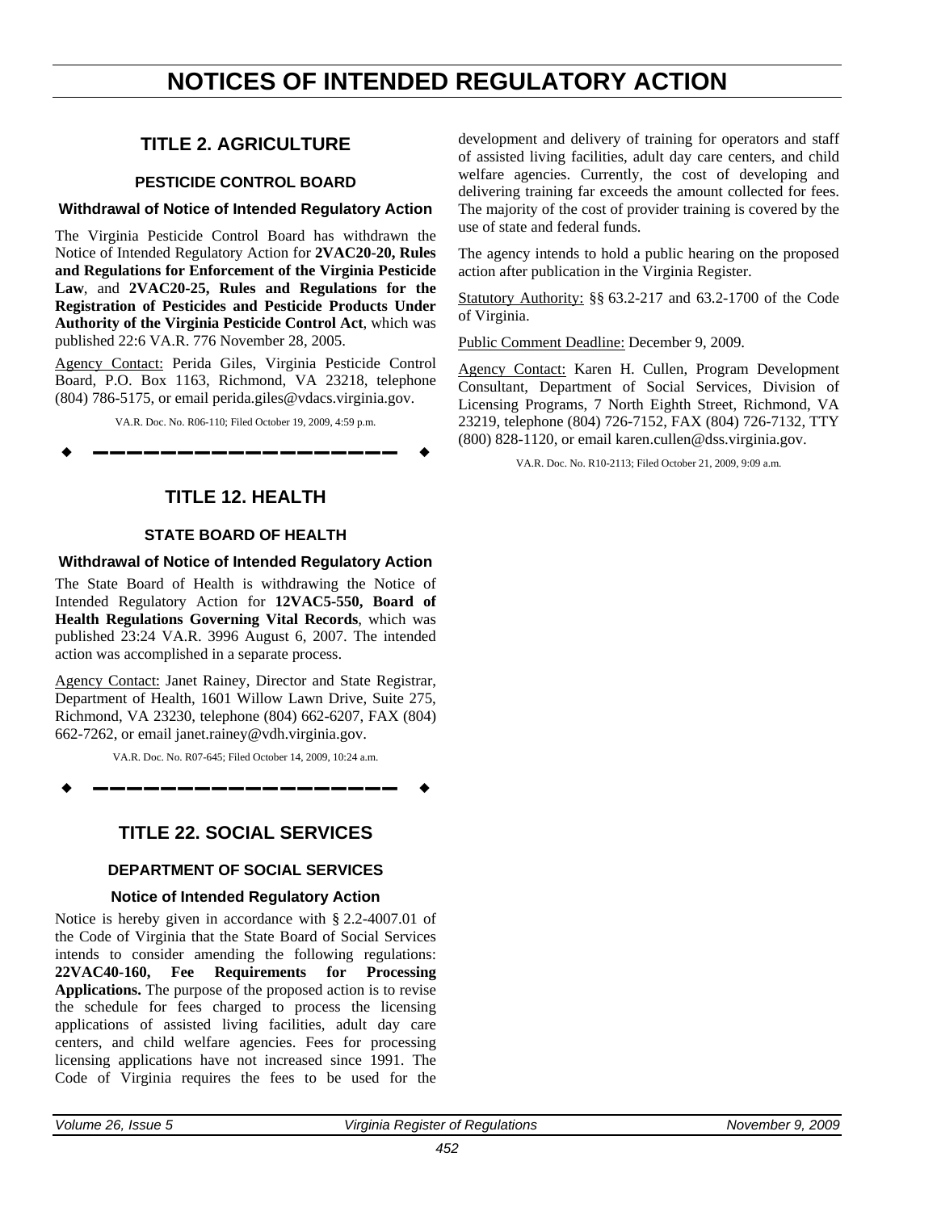# NOTICES OF INTENDED REGULATORY ACTION

## TITLE 2. AGRICULTURE

### PESTICIDE CONTROL BOARD

#### Withdrawal of Notice of Intended Regulatory Action

The Virginia Pesticide Control Board has withdrawn the Notice of Intended Regulatory Action for **2VAC20-20, Rules and Regulations for Enforcement of the Virginia Pesticide Law**, and **2VAC20-25, Rules and Regulations for the Registration of Pesticides and Pesticide Products Under Authority of the Virginia Pesticide Control Act**, which was published 22:6 VA.R. 776 November 28, 2005.

Agency Contact: Perida Giles, Virginia Pesticide Control Board, P.O. Box 1163, Richmond, VA 23218, telephone (804) 786-5175, or email perida.giles@vdacs.virginia.gov.

VA.R. Doc. No. R06-110; Filed October 19, 2009, 4:59 p.m.

---

## TITLE 12. HEALTH

### STATE BOARD OF HEALTH

#### Withdrawal of Notice of Intended Regulatory Action

The State Board of Health is withdrawing the Notice of Intended Regulatory Action for **12VAC5-550, Board of Health Regulations Governing Vital Records**, which was published 23:24 VA.R. 3996 August 6, 2007. The intended action was accomplished in a separate process.

Agency Contact: Janet Rainey, Director and State Registrar, Department of Health, 1601 Willow Lawn Drive, Suite 275, Richmond, VA 23230, telephone (804) 662-6207, FAX (804) 662-7262, or email janet.rainey@vdh.virginia.gov.

VA.R. Doc. No. R07-645; Filed October 14, 2009, 10:24 a.m.

---

## TITLE 22. SOCIAL SERVICES

### DEPARTMENT OF SOCIAL SERVICES

#### Notice of Intended Regulatory Action

Notice is hereby given in accordance with § 2.2-4007.01 of the Code of Virginia that the State Board of Social Services intends to consider amending the following regulations: **22VAC40-160, Fee Requirements for Processing Applications.** The purpose of the proposed action is to revise the schedule for fees charged to process the licensing applications of assisted living facilities, adult day care centers, and child welfare agencies. Fees for processing licensing applications have not increased since 1991. The Code of Virginia requires the fees to be used for the development and delivery of training for operators and staff of assisted living facilities, adult day care centers, and child welfare agencies. Currently, the cost of developing and delivering training far exceeds the amount collected for fees. The majority of the cost of provider training is covered by the use of state and federal funds.

The agency intends to hold a public hearing on the proposed action after publication in the Virginia Register.

Statutory Authority: §§ 63.2-217 and 63.2-1700 of the Code of Virginia.

Public Comment Deadline: December 9, 2009.

Agency Contact: Karen H. Cullen, Program Development Consultant, Department of Social Services, Division of Licensing Programs, 7 North Eighth Street, Richmond, VA 23219, telephone (804) 726-7152, FAX (804) 726-7132, TTY (800) 828-1120, or email karen.cullen@dss.virginia.gov.

VA.R. Doc. No. R10-2113; Filed October 21, 2009, 9:09 a.m.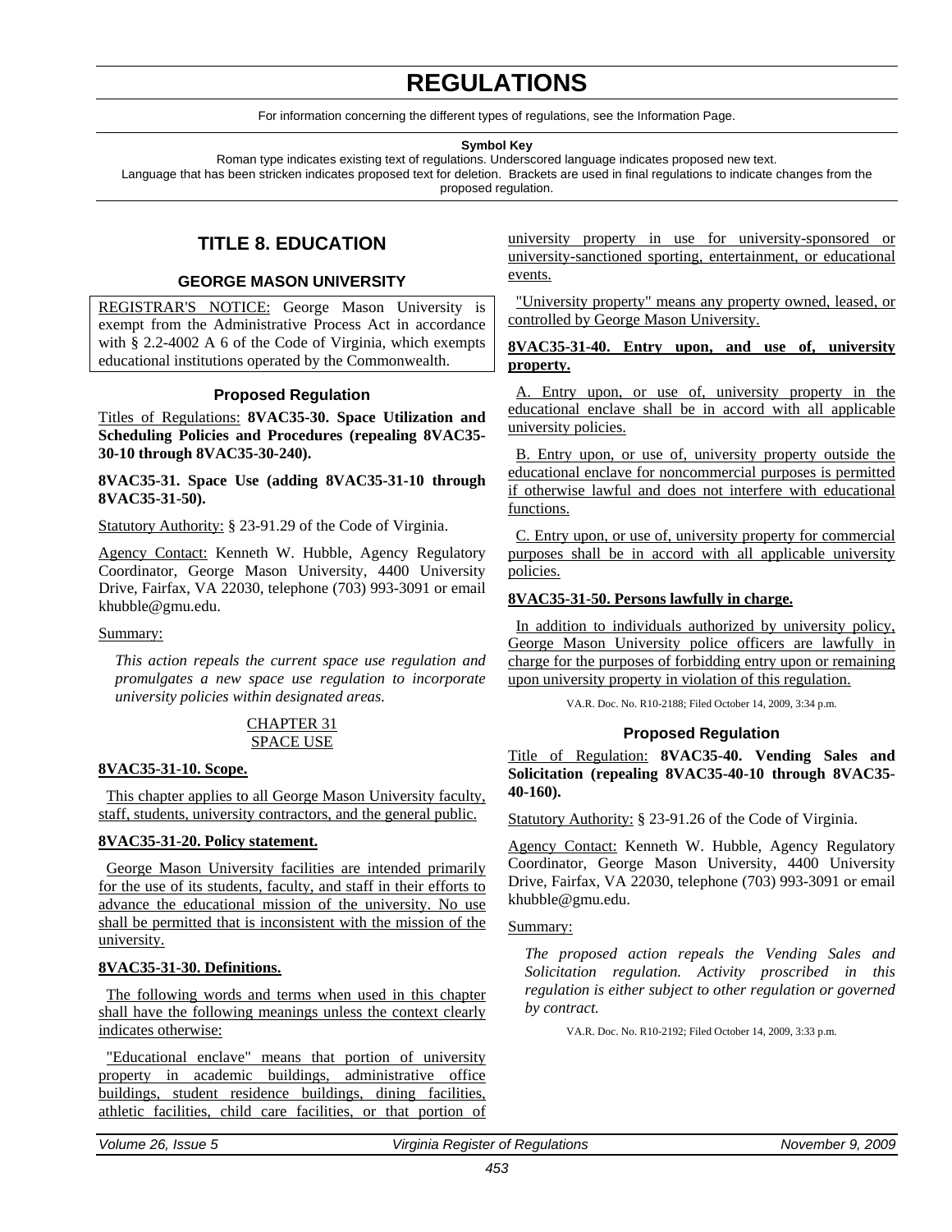# REGULATIONS

For information concerning the different types of regulations, see the Information Page.

**Symbol Key**

Roman type indicates existing text of regulations. Underscored language indicates proposed new text.
Language that has been stricken indicates proposed text for deletion. Brackets are used in final regulations to indicate changes from the proposed regulation.

## TITLE 8. EDUCATION

### GEORGE MASON UNIVERSITY

REGISTRAR'S NOTICE: George Mason University is exempt from the Administrative Process Act in accordance with § 2.2-4002 A 6 of the Code of Virginia, which exempts educational institutions operated by the Commonwealth.

#### Proposed Regulation

Titles of Regulations: **8VAC35-30. Space Utilization and Scheduling Policies and Procedures (repealing 8VAC35-30-10 through 8VAC35-30-240).**

**8VAC35-31. Space Use (adding 8VAC35-31-10 through 8VAC35-31-50).**

Statutory Authority: § 23-91.29 of the Code of Virginia.

Agency Contact: Kenneth W. Hubble, Agency Regulatory Coordinator, George Mason University, 4400 University Drive, Fairfax, VA 22030, telephone (703) 993-3091 or email khubble@gmu.edu.

Summary:

*This action repeals the current space use regulation and promulgates a new space use regulation to incorporate university policies within designated areas.*

CHAPTER 31
SPACE USE

**8VAC35-31-10. Scope.**

This chapter applies to all George Mason University faculty, staff, students, university contractors, and the general public.

**8VAC35-31-20. Policy statement.**

George Mason University facilities are intended primarily for the use of its students, faculty, and staff in their efforts to advance the educational mission of the university. No use shall be permitted that is inconsistent with the mission of the university.

**8VAC35-31-30. Definitions.**

The following words and terms when used in this chapter shall have the following meanings unless the context clearly indicates otherwise:

"Educational enclave" means that portion of university property in academic buildings, administrative office buildings, student residence buildings, dining facilities, athletic facilities, child care facilities, or that portion of university property in use for university-sponsored or university-sanctioned sporting, entertainment, or educational events.

"University property" means any property owned, leased, or controlled by George Mason University.

**8VAC35-31-40. Entry upon, and use of, university property.**

A. Entry upon, or use of, university property in the educational enclave shall be in accord with all applicable university policies.

B. Entry upon, or use of, university property outside the educational enclave for noncommercial purposes is permitted if otherwise lawful and does not interfere with educational functions.

C. Entry upon, or use of, university property for commercial purposes shall be in accord with all applicable university policies.

**8VAC35-31-50. Persons lawfully in charge.**

In addition to individuals authorized by university policy, George Mason University police officers are lawfully in charge for the purposes of forbidding entry upon or remaining upon university property in violation of this regulation.

VA.R. Doc. No. R10-2188; Filed October 14, 2009, 3:34 p.m.

#### Proposed Regulation

Title of Regulation: **8VAC35-40. Vending Sales and Solicitation (repealing 8VAC35-40-10 through 8VAC35-40-160).**

Statutory Authority: § 23-91.26 of the Code of Virginia.

Agency Contact: Kenneth W. Hubble, Agency Regulatory Coordinator, George Mason University, 4400 University Drive, Fairfax, VA 22030, telephone (703) 993-3091 or email khubble@gmu.edu.

Summary:

*The proposed action repeals the Vending Sales and Solicitation regulation. Activity proscribed in this regulation is either subject to other regulation or governed by contract.*

VA.R. Doc. No. R10-2192; Filed October 14, 2009, 3:33 p.m.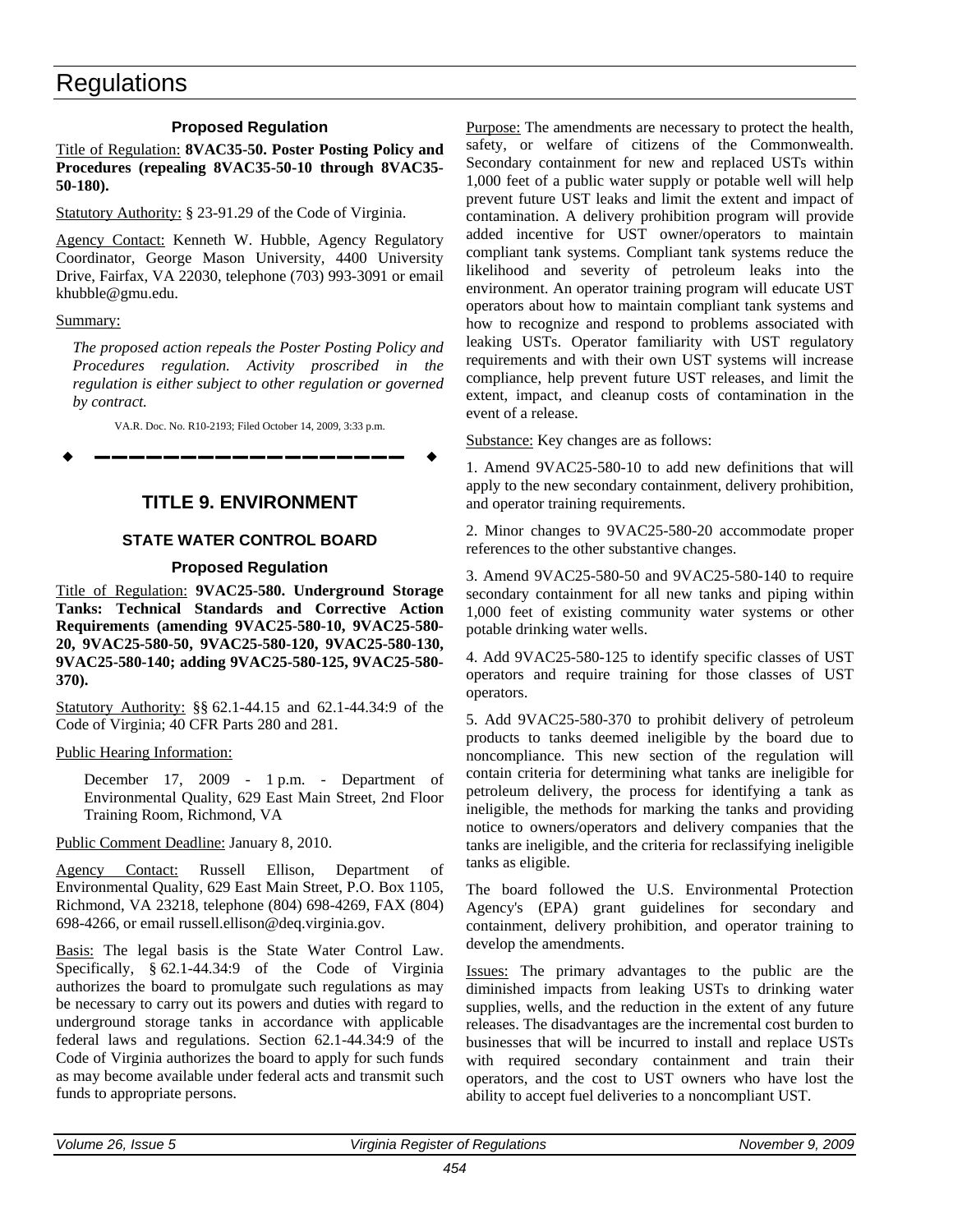# Regulations

### Proposed Regulation

Title of Regulation: **8VAC35-50. Poster Posting Policy and Procedures (repealing 8VAC35-50-10 through 8VAC35-50-180).**

Statutory Authority: § 23-91.29 of the Code of Virginia.

Agency Contact: Kenneth W. Hubble, Agency Regulatory Coordinator, George Mason University, 4400 University Drive, Fairfax, VA 22030, telephone (703) 993-3091 or email khubble@gmu.edu.

Summary:

*The proposed action repeals the Poster Posting Policy and Procedures regulation. Activity proscribed in the regulation is either subject to other regulation or governed by contract.*

VA.R. Doc. No. R10-2193; Filed October 14, 2009, 3:33 p.m.

---

## TITLE 9. ENVIRONMENT

### STATE WATER CONTROL BOARD

### Proposed Regulation

Title of Regulation: **9VAC25-580. Underground Storage Tanks: Technical Standards and Corrective Action Requirements (amending 9VAC25-580-10, 9VAC25-580-20, 9VAC25-580-50, 9VAC25-580-120, 9VAC25-580-130, 9VAC25-580-140; adding 9VAC25-580-125, 9VAC25-580-370).**

Statutory Authority: §§ 62.1-44.15 and 62.1-44.34:9 of the Code of Virginia; 40 CFR Parts 280 and 281.

Public Hearing Information:

December 17, 2009 - 1 p.m. - Department of Environmental Quality, 629 East Main Street, 2nd Floor Training Room, Richmond, VA

Public Comment Deadline: January 8, 2010.

Agency Contact: Russell Ellison, Department of Environmental Quality, 629 East Main Street, P.O. Box 1105, Richmond, VA 23218, telephone (804) 698-4269, FAX (804) 698-4266, or email russell.ellison@deq.virginia.gov.

Basis: The legal basis is the State Water Control Law. Specifically, § 62.1-44.34:9 of the Code of Virginia authorizes the board to promulgate such regulations as may be necessary to carry out its powers and duties with regard to underground storage tanks in accordance with applicable federal laws and regulations. Section 62.1-44.34:9 of the Code of Virginia authorizes the board to apply for such funds as may become available under federal acts and transmit such funds to appropriate persons.

Purpose: The amendments are necessary to protect the health, safety, or welfare of citizens of the Commonwealth. Secondary containment for new and replaced USTs within 1,000 feet of a public water supply or potable well will help prevent future UST leaks and limit the extent and impact of contamination. A delivery prohibition program will provide added incentive for UST owner/operators to maintain compliant tank systems. Compliant tank systems reduce the likelihood and severity of petroleum leaks into the environment. An operator training program will educate UST operators about how to maintain compliant tank systems and how to recognize and respond to problems associated with leaking USTs. Operator familiarity with UST regulatory requirements and with their own UST systems will increase compliance, help prevent future UST releases, and limit the extent, impact, and cleanup costs of contamination in the event of a release.

Substance: Key changes are as follows:

1. Amend 9VAC25-580-10 to add new definitions that will apply to the new secondary containment, delivery prohibition, and operator training requirements.

2. Minor changes to 9VAC25-580-20 accommodate proper references to the other substantive changes.

3. Amend 9VAC25-580-50 and 9VAC25-580-140 to require secondary containment for all new tanks and piping within 1,000 feet of existing community water systems or other potable drinking water wells.

4. Add 9VAC25-580-125 to identify specific classes of UST operators and require training for those classes of UST operators.

5. Add 9VAC25-580-370 to prohibit delivery of petroleum products to tanks deemed ineligible by the board due to noncompliance. This new section of the regulation will contain criteria for determining what tanks are ineligible for petroleum delivery, the process for identifying a tank as ineligible, the methods for marking the tanks and providing notice to owners/operators and delivery companies that the tanks are ineligible, and the criteria for reclassifying ineligible tanks as eligible.

The board followed the U.S. Environmental Protection Agency's (EPA) grant guidelines for secondary and containment, delivery prohibition, and operator training to develop the amendments.

Issues: The primary advantages to the public are the diminished impacts from leaking USTs to drinking water supplies, wells, and the reduction in the extent of any future releases. The disadvantages are the incremental cost burden to businesses that will be incurred to install and replace USTs with required secondary containment and train their operators, and the cost to UST owners who have lost the ability to accept fuel deliveries to a noncompliant UST.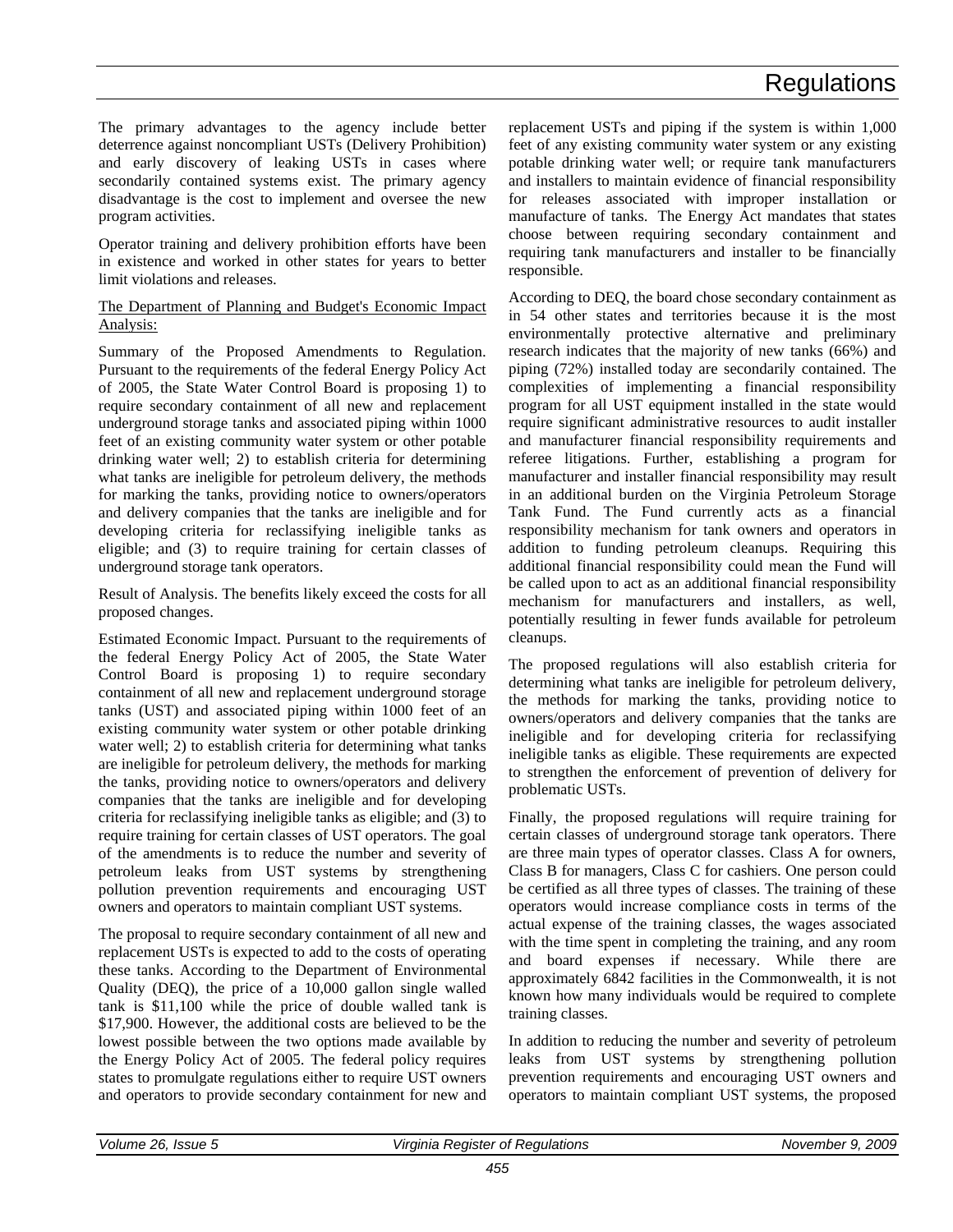The primary advantages to the agency include better deterrence against noncompliant USTs (Delivery Prohibition) and early discovery of leaking USTs in cases where secondarily contained systems exist. The primary agency disadvantage is the cost to implement and oversee the new program activities.

Operator training and delivery prohibition efforts have been in existence and worked in other states for years to better limit violations and releases.

The Department of Planning and Budget's Economic Impact Analysis:

Summary of the Proposed Amendments to Regulation. Pursuant to the requirements of the federal Energy Policy Act of 2005, the State Water Control Board is proposing 1) to require secondary containment of all new and replacement underground storage tanks and associated piping within 1000 feet of an existing community water system or other potable drinking water well; 2) to establish criteria for determining what tanks are ineligible for petroleum delivery, the methods for marking the tanks, providing notice to owners/operators and delivery companies that the tanks are ineligible and for developing criteria for reclassifying ineligible tanks as eligible; and (3) to require training for certain classes of underground storage tank operators.

Result of Analysis. The benefits likely exceed the costs for all proposed changes.

Estimated Economic Impact. Pursuant to the requirements of the federal Energy Policy Act of 2005, the State Water Control Board is proposing 1) to require secondary containment of all new and replacement underground storage tanks (UST) and associated piping within 1000 feet of an existing community water system or other potable drinking water well; 2) to establish criteria for determining what tanks are ineligible for petroleum delivery, the methods for marking the tanks, providing notice to owners/operators and delivery companies that the tanks are ineligible and for developing criteria for reclassifying ineligible tanks as eligible; and (3) to require training for certain classes of UST operators. The goal of the amendments is to reduce the number and severity of petroleum leaks from UST systems by strengthening pollution prevention requirements and encouraging UST owners and operators to maintain compliant UST systems.

The proposal to require secondary containment of all new and replacement USTs is expected to add to the costs of operating these tanks. According to the Department of Environmental Quality (DEQ), the price of a 10,000 gallon single walled tank is \$11,100 while the price of double walled tank is \$17,900. However, the additional costs are believed to be the lowest possible between the two options made available by the Energy Policy Act of 2005. The federal policy requires states to promulgate regulations either to require UST owners and operators to provide secondary containment for new and replacement USTs and piping if the system is within 1,000 feet of any existing community water system or any existing potable drinking water well; or require tank manufacturers and installers to maintain evidence of financial responsibility for releases associated with improper installation or manufacture of tanks. The Energy Act mandates that states choose between requiring secondary containment and requiring tank manufacturers and installer to be financially responsible.

According to DEQ, the board chose secondary containment as in 54 other states and territories because it is the most environmentally protective alternative and preliminary research indicates that the majority of new tanks (66%) and piping (72%) installed today are secondarily contained. The complexities of implementing a financial responsibility program for all UST equipment installed in the state would require significant administrative resources to audit installer and manufacturer financial responsibility requirements and referee litigations. Further, establishing a program for manufacturer and installer financial responsibility may result in an additional burden on the Virginia Petroleum Storage Tank Fund. The Fund currently acts as a financial responsibility mechanism for tank owners and operators in addition to funding petroleum cleanups. Requiring this additional financial responsibility could mean the Fund will be called upon to act as an additional financial responsibility mechanism for manufacturers and installers, as well, potentially resulting in fewer funds available for petroleum cleanups.

The proposed regulations will also establish criteria for determining what tanks are ineligible for petroleum delivery, the methods for marking the tanks, providing notice to owners/operators and delivery companies that the tanks are ineligible and for developing criteria for reclassifying ineligible tanks as eligible. These requirements are expected to strengthen the enforcement of prevention of delivery for problematic USTs.

Finally, the proposed regulations will require training for certain classes of underground storage tank operators. There are three main types of operator classes. Class A for owners, Class B for managers, Class C for cashiers. One person could be certified as all three types of classes. The training of these operators would increase compliance costs in terms of the actual expense of the training classes, the wages associated with the time spent in completing the training, and any room and board expenses if necessary. While there are approximately 6842 facilities in the Commonwealth, it is not known how many individuals would be required to complete training classes.

In addition to reducing the number and severity of petroleum leaks from UST systems by strengthening pollution prevention requirements and encouraging UST owners and operators to maintain compliant UST systems, the proposed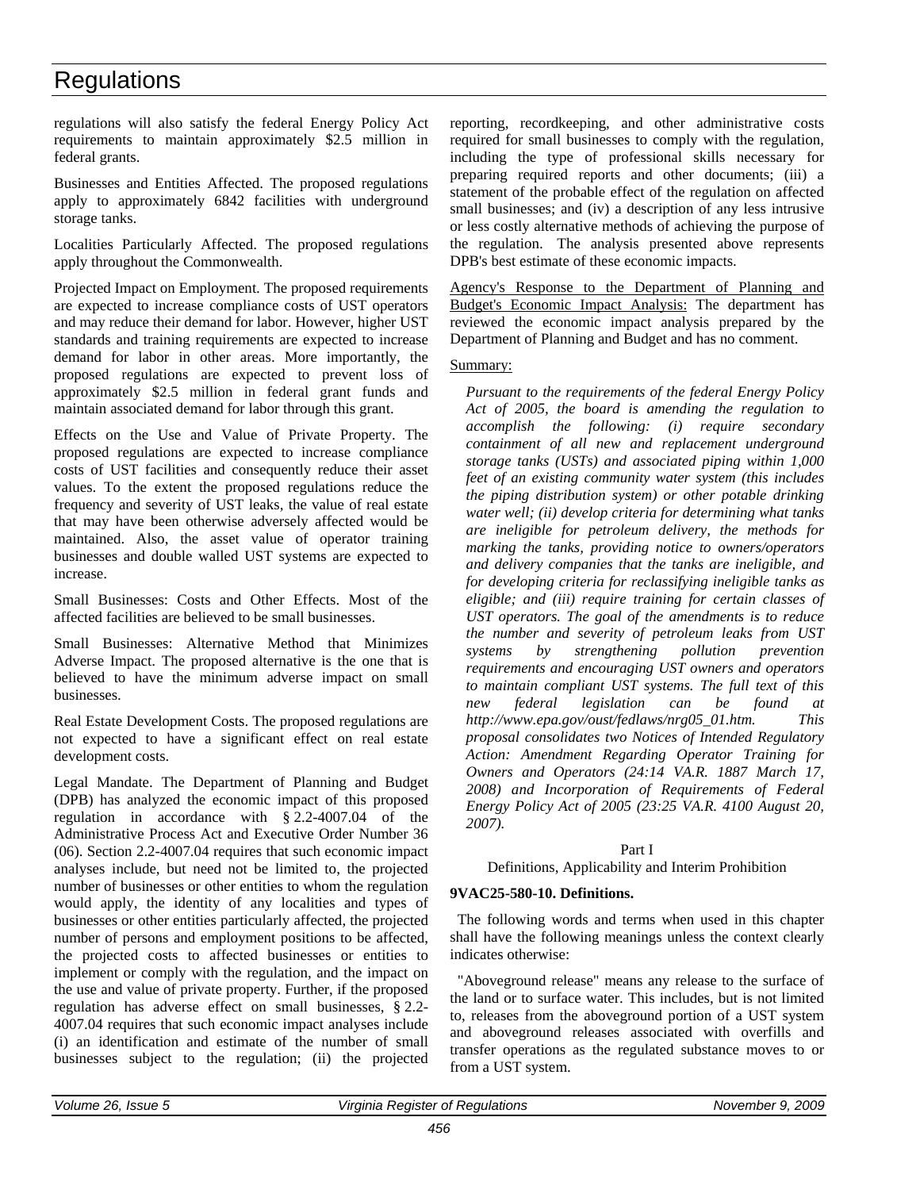regulations will also satisfy the federal Energy Policy Act requirements to maintain approximately $2.5 million in federal grants.

Businesses and Entities Affected. The proposed regulations apply to approximately 6842 facilities with underground storage tanks.

Localities Particularly Affected. The proposed regulations apply throughout the Commonwealth.

Projected Impact on Employment. The proposed requirements are expected to increase compliance costs of UST operators and may reduce their demand for labor. However, higher UST standards and training requirements are expected to increase demand for labor in other areas. More importantly, the proposed regulations are expected to prevent loss of approximately $2.5 million in federal grant funds and maintain associated demand for labor through this grant.

Effects on the Use and Value of Private Property. The proposed regulations are expected to increase compliance costs of UST facilities and consequently reduce their asset values. To the extent the proposed regulations reduce the frequency and severity of UST leaks, the value of real estate that may have been otherwise adversely affected would be maintained. Also, the asset value of operator training businesses and double walled UST systems are expected to increase.

Small Businesses: Costs and Other Effects. Most of the affected facilities are believed to be small businesses.

Small Businesses: Alternative Method that Minimizes Adverse Impact. The proposed alternative is the one that is believed to have the minimum adverse impact on small businesses.

Real Estate Development Costs. The proposed regulations are not expected to have a significant effect on real estate development costs.

Legal Mandate. The Department of Planning and Budget (DPB) has analyzed the economic impact of this proposed regulation in accordance with § 2.2-4007.04 of the Administrative Process Act and Executive Order Number 36 (06). Section 2.2-4007.04 requires that such economic impact analyses include, but need not be limited to, the projected number of businesses or other entities to whom the regulation would apply, the identity of any localities and types of businesses or other entities particularly affected, the projected number of persons and employment positions to be affected, the projected costs to affected businesses or entities to implement or comply with the regulation, and the impact on the use and value of private property. Further, if the proposed regulation has adverse effect on small businesses, § 2.2-4007.04 requires that such economic impact analyses include (i) an identification and estimate of the number of small businesses subject to the regulation; (ii) the projected reporting, recordkeeping, and other administrative costs required for small businesses to comply with the regulation, including the type of professional skills necessary for preparing required reports and other documents; (iii) a statement of the probable effect of the regulation on affected small businesses; and (iv) a description of any less intrusive or less costly alternative methods of achieving the purpose of the regulation. The analysis presented above represents DPB's best estimate of these economic impacts.

Agency's Response to the Department of Planning and Budget's Economic Impact Analysis: The department has reviewed the economic impact analysis prepared by the Department of Planning and Budget and has no comment.

Summary:

*Pursuant to the requirements of the federal Energy Policy Act of 2005, the board is amending the regulation to accomplish the following: (i) require secondary containment of all new and replacement underground storage tanks (USTs) and associated piping within 1,000 feet of an existing community water system (this includes the piping distribution system) or other potable drinking water well; (ii) develop criteria for determining what tanks are ineligible for petroleum delivery, the methods for marking the tanks, providing notice to owners/operators and delivery companies that the tanks are ineligible, and for developing criteria for reclassifying ineligible tanks as eligible; and (iii) require training for certain classes of UST operators. The goal of the amendments is to reduce the number and severity of petroleum leaks from UST systems by strengthening pollution prevention requirements and encouraging UST owners and operators to maintain compliant UST systems. The full text of this new federal legislation can be found at http://www.epa.gov/oust/fedlaws/nrg05_01.htm. This proposal consolidates two Notices of Intended Regulatory Action: Amendment Regarding Operator Training for Owners and Operators (24:14 VA.R. 1887 March 17, 2008) and Incorporation of Requirements of Federal Energy Policy Act of 2005 (23:25 VA.R. 4100 August 20, 2007).*

Part I
Definitions, Applicability and Interim Prohibition

**9VAC25-580-10. Definitions.**

The following words and terms when used in this chapter shall have the following meanings unless the context clearly indicates otherwise:

"Aboveground release" means any release to the surface of the land or to surface water. This includes, but is not limited to, releases from the aboveground portion of a UST system and aboveground releases associated with overfills and transfer operations as the regulated substance moves to or from a UST system.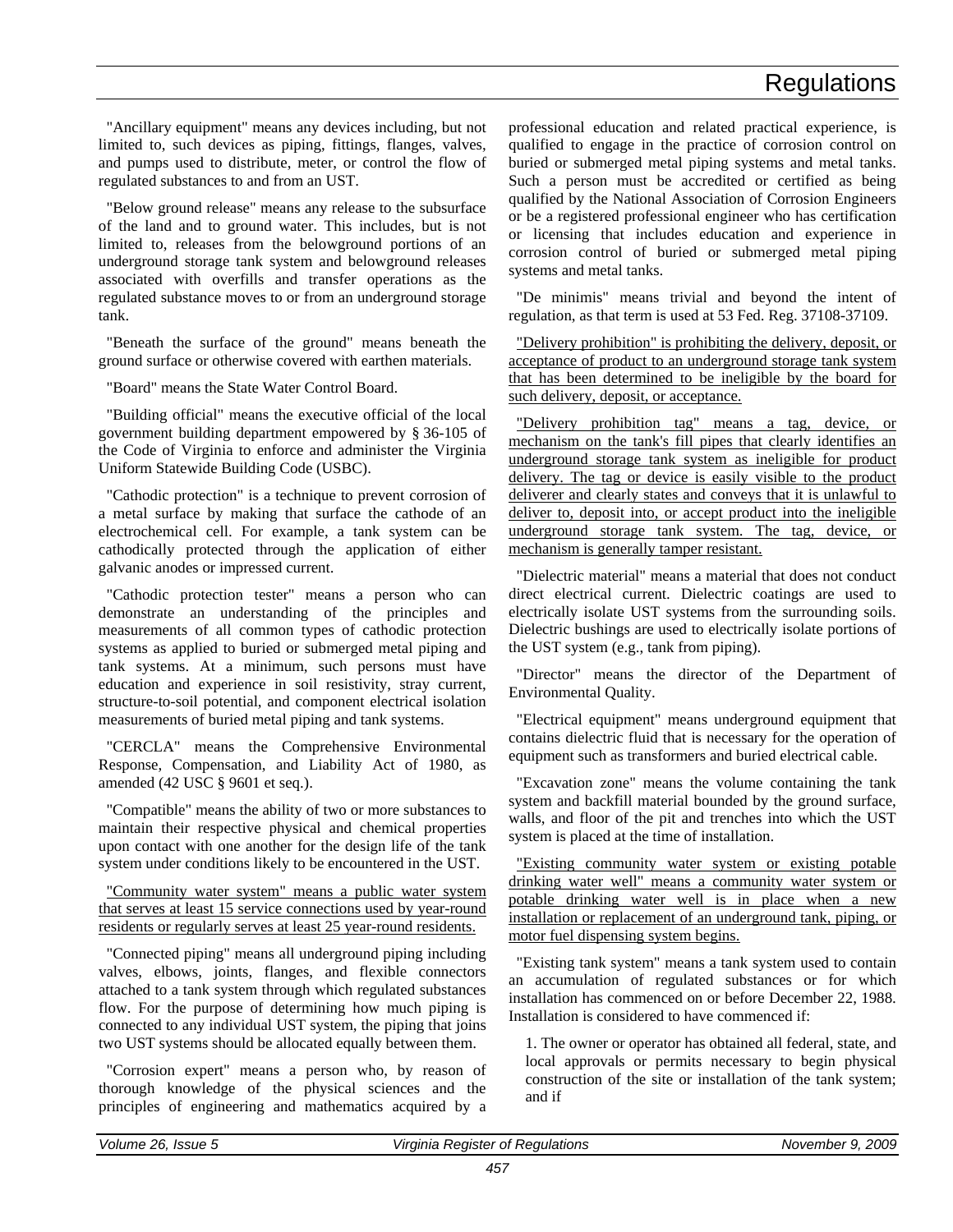"Ancillary equipment" means any devices including, but not limited to, such devices as piping, fittings, flanges, valves, and pumps used to distribute, meter, or control the flow of regulated substances to and from an UST.

"Below ground release" means any release to the subsurface of the land and to ground water. This includes, but is not limited to, releases from the belowground portions of an underground storage tank system and belowground releases associated with overfills and transfer operations as the regulated substance moves to or from an underground storage tank.

"Beneath the surface of the ground" means beneath the ground surface or otherwise covered with earthen materials.

"Board" means the State Water Control Board.

"Building official" means the executive official of the local government building department empowered by § 36-105 of the Code of Virginia to enforce and administer the Virginia Uniform Statewide Building Code (USBC).

"Cathodic protection" is a technique to prevent corrosion of a metal surface by making that surface the cathode of an electrochemical cell. For example, a tank system can be cathodically protected through the application of either galvanic anodes or impressed current.

"Cathodic protection tester" means a person who can demonstrate an understanding of the principles and measurements of all common types of cathodic protection systems as applied to buried or submerged metal piping and tank systems. At a minimum, such persons must have education and experience in soil resistivity, stray current, structure-to-soil potential, and component electrical isolation measurements of buried metal piping and tank systems.

"CERCLA" means the Comprehensive Environmental Response, Compensation, and Liability Act of 1980, as amended (42 USC § 9601 et seq.).

"Compatible" means the ability of two or more substances to maintain their respective physical and chemical properties upon contact with one another for the design life of the tank system under conditions likely to be encountered in the UST.

"Community water system" means a public water system that serves at least 15 service connections used by year-round residents or regularly serves at least 25 year-round residents.

"Connected piping" means all underground piping including valves, elbows, joints, flanges, and flexible connectors attached to a tank system through which regulated substances flow. For the purpose of determining how much piping is connected to any individual UST system, the piping that joins two UST systems should be allocated equally between them.

"Corrosion expert" means a person who, by reason of thorough knowledge of the physical sciences and the principles of engineering and mathematics acquired by a professional education and related practical experience, is qualified to engage in the practice of corrosion control on buried or submerged metal piping systems and metal tanks. Such a person must be accredited or certified as being qualified by the National Association of Corrosion Engineers or be a registered professional engineer who has certification or licensing that includes education and experience in corrosion control of buried or submerged metal piping systems and metal tanks.

"De minimis" means trivial and beyond the intent of regulation, as that term is used at 53 Fed. Reg. 37108-37109.

"Delivery prohibition" is prohibiting the delivery, deposit, or acceptance of product to an underground storage tank system that has been determined to be ineligible by the board for such delivery, deposit, or acceptance.

"Delivery prohibition tag" means a tag, device, or mechanism on the tank's fill pipes that clearly identifies an underground storage tank system as ineligible for product delivery. The tag or device is easily visible to the product deliverer and clearly states and conveys that it is unlawful to deliver to, deposit into, or accept product into the ineligible underground storage tank system. The tag, device, or mechanism is generally tamper resistant.

"Dielectric material" means a material that does not conduct direct electrical current. Dielectric coatings are used to electrically isolate UST systems from the surrounding soils. Dielectric bushings are used to electrically isolate portions of the UST system (e.g., tank from piping).

"Director" means the director of the Department of Environmental Quality.

"Electrical equipment" means underground equipment that contains dielectric fluid that is necessary for the operation of equipment such as transformers and buried electrical cable.

"Excavation zone" means the volume containing the tank system and backfill material bounded by the ground surface, walls, and floor of the pit and trenches into which the UST system is placed at the time of installation.

"Existing community water system or existing potable drinking water well" means a community water system or potable drinking water well is in place when a new installation or replacement of an underground tank, piping, or motor fuel dispensing system begins.

"Existing tank system" means a tank system used to contain an accumulation of regulated substances or for which installation has commenced on or before December 22, 1988. Installation is considered to have commenced if:

1. The owner or operator has obtained all federal, state, and local approvals or permits necessary to begin physical construction of the site or installation of the tank system; and if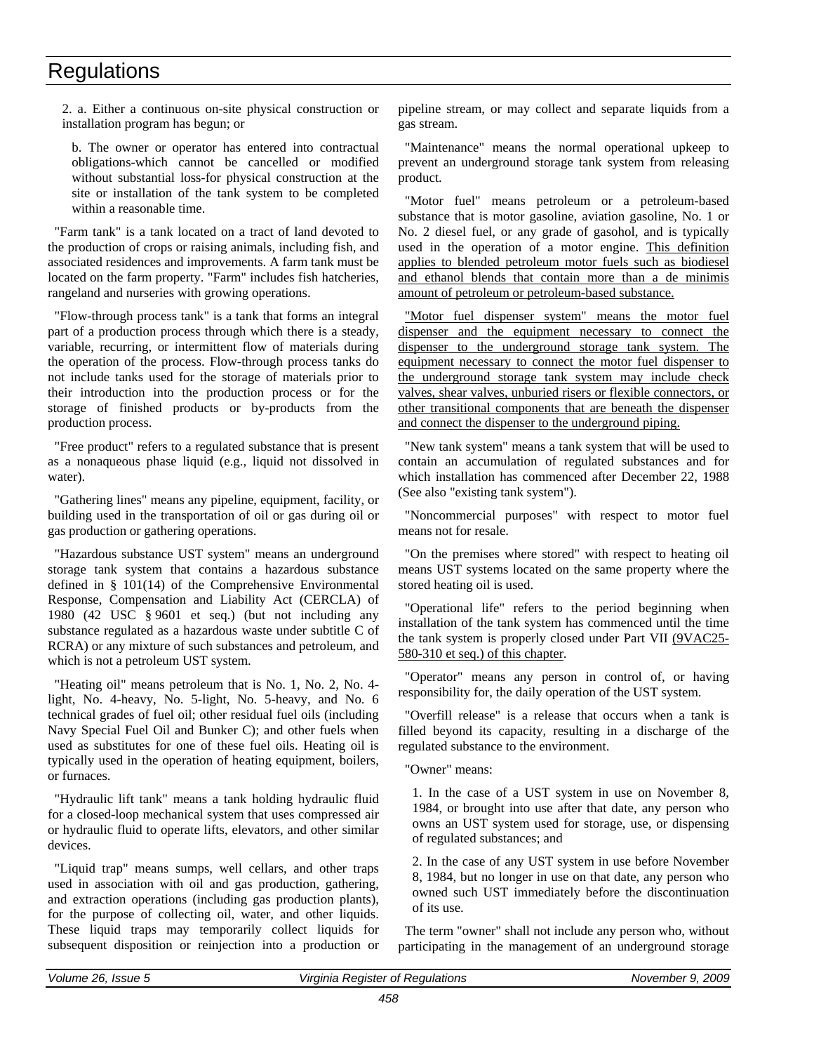2. a. Either a continuous on-site physical construction or installation program has begun; or

b. The owner or operator has entered into contractual obligations-which cannot be cancelled or modified without substantial loss-for physical construction at the site or installation of the tank system to be completed within a reasonable time.

"Farm tank" is a tank located on a tract of land devoted to the production of crops or raising animals, including fish, and associated residences and improvements. A farm tank must be located on the farm property. "Farm" includes fish hatcheries, rangeland and nurseries with growing operations.

"Flow-through process tank" is a tank that forms an integral part of a production process through which there is a steady, variable, recurring, or intermittent flow of materials during the operation of the process. Flow-through process tanks do not include tanks used for the storage of materials prior to their introduction into the production process or for the storage of finished products or by-products from the production process.

"Free product" refers to a regulated substance that is present as a nonaqueous phase liquid (e.g., liquid not dissolved in water).

"Gathering lines" means any pipeline, equipment, facility, or building used in the transportation of oil or gas during oil or gas production or gathering operations.

"Hazardous substance UST system" means an underground storage tank system that contains a hazardous substance defined in § 101(14) of the Comprehensive Environmental Response, Compensation and Liability Act (CERCLA) of 1980 (42 USC § 9601 et seq.) (but not including any substance regulated as a hazardous waste under subtitle C of RCRA) or any mixture of such substances and petroleum, and which is not a petroleum UST system.

"Heating oil" means petroleum that is No. 1, No. 2, No. 4-light, No. 4-heavy, No. 5-light, No. 5-heavy, and No. 6 technical grades of fuel oil; other residual fuel oils (including Navy Special Fuel Oil and Bunker C); and other fuels when used as substitutes for one of these fuel oils. Heating oil is typically used in the operation of heating equipment, boilers, or furnaces.

"Hydraulic lift tank" means a tank holding hydraulic fluid for a closed-loop mechanical system that uses compressed air or hydraulic fluid to operate lifts, elevators, and other similar devices.

"Liquid trap" means sumps, well cellars, and other traps used in association with oil and gas production, gathering, and extraction operations (including gas production plants), for the purpose of collecting oil, water, and other liquids. These liquid traps may temporarily collect liquids for subsequent disposition or reinjection into a production or pipeline stream, or may collect and separate liquids from a gas stream.

"Maintenance" means the normal operational upkeep to prevent an underground storage tank system from releasing product.

"Motor fuel" means petroleum or a petroleum-based substance that is motor gasoline, aviation gasoline, No. 1 or No. 2 diesel fuel, or any grade of gasohol, and is typically used in the operation of a motor engine. This definition applies to blended petroleum motor fuels such as biodiesel and ethanol blends that contain more than a de minimis amount of petroleum or petroleum-based substance.

"Motor fuel dispenser system" means the motor fuel dispenser and the equipment necessary to connect the dispenser to the underground storage tank system. The equipment necessary to connect the motor fuel dispenser to the underground storage tank system may include check valves, shear valves, unburied risers or flexible connectors, or other transitional components that are beneath the dispenser and connect the dispenser to the underground piping.

"New tank system" means a tank system that will be used to contain an accumulation of regulated substances and for which installation has commenced after December 22, 1988 (See also "existing tank system").

"Noncommercial purposes" with respect to motor fuel means not for resale.

"On the premises where stored" with respect to heating oil means UST systems located on the same property where the stored heating oil is used.

"Operational life" refers to the period beginning when installation of the tank system has commenced until the time the tank system is properly closed under Part VII (9VAC25-580-310 et seq.) of this chapter.

"Operator" means any person in control of, or having responsibility for, the daily operation of the UST system.

"Overfill release" is a release that occurs when a tank is filled beyond its capacity, resulting in a discharge of the regulated substance to the environment.

"Owner" means:

1. In the case of a UST system in use on November 8, 1984, or brought into use after that date, any person who owns an UST system used for storage, use, or dispensing of regulated substances; and

2. In the case of any UST system in use before November 8, 1984, but no longer in use on that date, any person who owned such UST immediately before the discontinuation of its use.

The term "owner" shall not include any person who, without participating in the management of an underground storage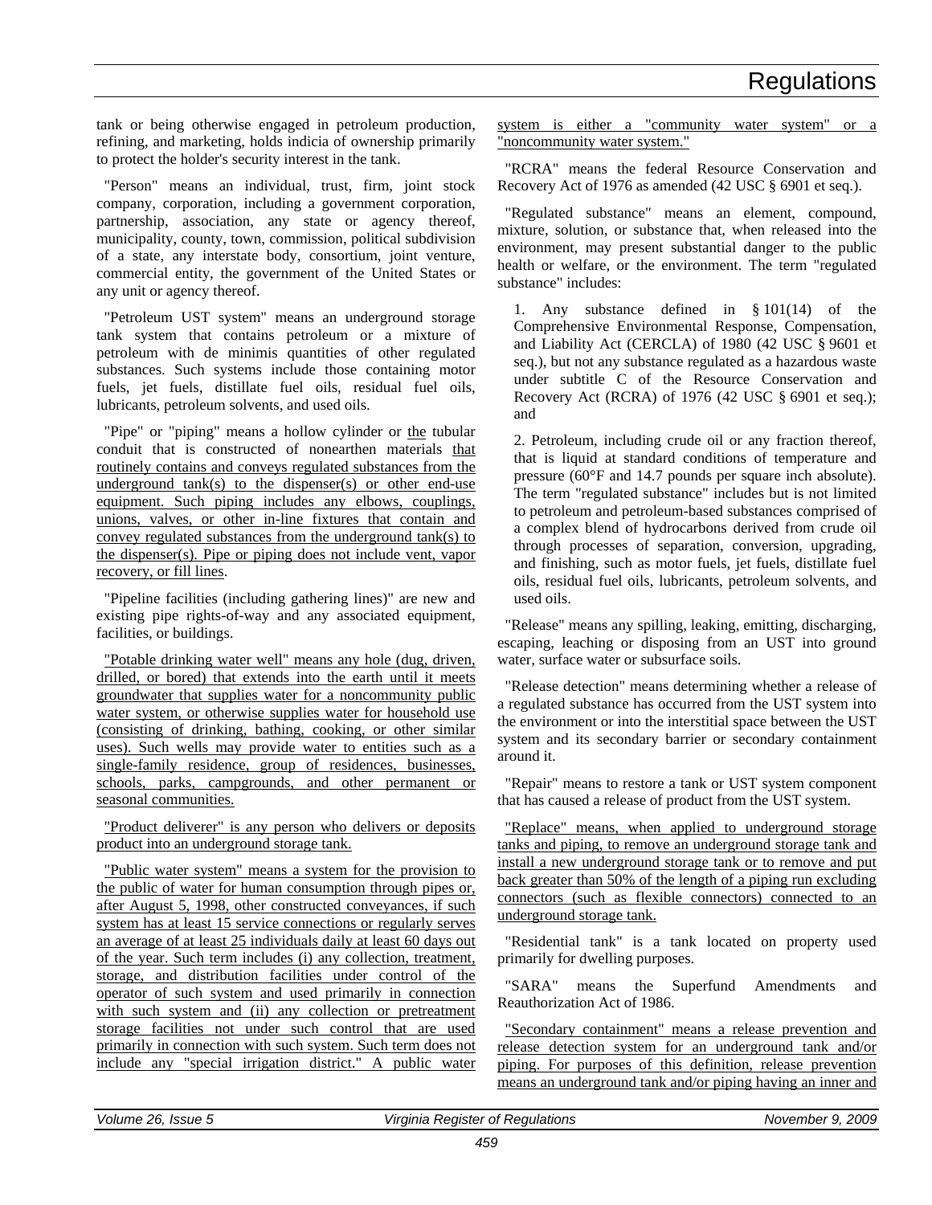tank or being otherwise engaged in petroleum production, refining, and marketing, holds indicia of ownership primarily to protect the holder's security interest in the tank.

"Person" means an individual, trust, firm, joint stock company, corporation, including a government corporation, partnership, association, any state or agency thereof, municipality, county, town, commission, political subdivision of a state, any interstate body, consortium, joint venture, commercial entity, the government of the United States or any unit or agency thereof.

"Petroleum UST system" means an underground storage tank system that contains petroleum or a mixture of petroleum with de minimis quantities of other regulated substances. Such systems include those containing motor fuels, jet fuels, distillate fuel oils, residual fuel oils, lubricants, petroleum solvents, and used oils.

"Pipe" or "piping" means a hollow cylinder or the tubular conduit that is constructed of nonearthen materials that routinely contains and conveys regulated substances from the underground tank(s) to the dispenser(s) or other end-use equipment. Such piping includes any elbows, couplings, unions, valves, or other in-line fixtures that contain and convey regulated substances from the underground tank(s) to the dispenser(s). Pipe or piping does not include vent, vapor recovery, or fill lines.

"Pipeline facilities (including gathering lines)" are new and existing pipe rights-of-way and any associated equipment, facilities, or buildings.

"Potable drinking water well" means any hole (dug, driven, drilled, or bored) that extends into the earth until it meets groundwater that supplies water for a noncommunity public water system, or otherwise supplies water for household use (consisting of drinking, bathing, cooking, or other similar uses). Such wells may provide water to entities such as a single-family residence, group of residences, businesses, schools, parks, campgrounds, and other permanent or seasonal communities.

"Product deliverer" is any person who delivers or deposits product into an underground storage tank.

"Public water system" means a system for the provision to the public of water for human consumption through pipes or, after August 5, 1998, other constructed conveyances, if such system has at least 15 service connections or regularly serves an average of at least 25 individuals daily at least 60 days out of the year. Such term includes (i) any collection, treatment, storage, and distribution facilities under control of the operator of such system and used primarily in connection with such system and (ii) any collection or pretreatment storage facilities not under such control that are used primarily in connection with such system. Such term does not include any "special irrigation district." A public water system is either a "community water system" or a "noncommunity water system."

"RCRA" means the federal Resource Conservation and Recovery Act of 1976 as amended (42 USC § 6901 et seq.).

"Regulated substance" means an element, compound, mixture, solution, or substance that, when released into the environment, may present substantial danger to the public health or welfare, or the environment. The term "regulated substance" includes:

1. Any substance defined in § 101(14) of the Comprehensive Environmental Response, Compensation, and Liability Act (CERCLA) of 1980 (42 USC § 9601 et seq.), but not any substance regulated as a hazardous waste under subtitle C of the Resource Conservation and Recovery Act (RCRA) of 1976 (42 USC § 6901 et seq.); and

2. Petroleum, including crude oil or any fraction thereof, that is liquid at standard conditions of temperature and pressure (60°F and 14.7 pounds per square inch absolute). The term "regulated substance" includes but is not limited to petroleum and petroleum-based substances comprised of a complex blend of hydrocarbons derived from crude oil through processes of separation, conversion, upgrading, and finishing, such as motor fuels, jet fuels, distillate fuel oils, residual fuel oils, lubricants, petroleum solvents, and used oils.

"Release" means any spilling, leaking, emitting, discharging, escaping, leaching or disposing from an UST into ground water, surface water or subsurface soils.

"Release detection" means determining whether a release of a regulated substance has occurred from the UST system into the environment or into the interstitial space between the UST system and its secondary barrier or secondary containment around it.

"Repair" means to restore a tank or UST system component that has caused a release of product from the UST system.

"Replace" means, when applied to underground storage tanks and piping, to remove an underground storage tank and install a new underground storage tank or to remove and put back greater than 50% of the length of a piping run excluding connectors (such as flexible connectors) connected to an underground storage tank.

"Residential tank" is a tank located on property used primarily for dwelling purposes.

"SARA" means the Superfund Amendments and Reauthorization Act of 1986.

"Secondary containment" means a release prevention and release detection system for an underground tank and/or piping. For purposes of this definition, release prevention means an underground tank and/or piping having an inner and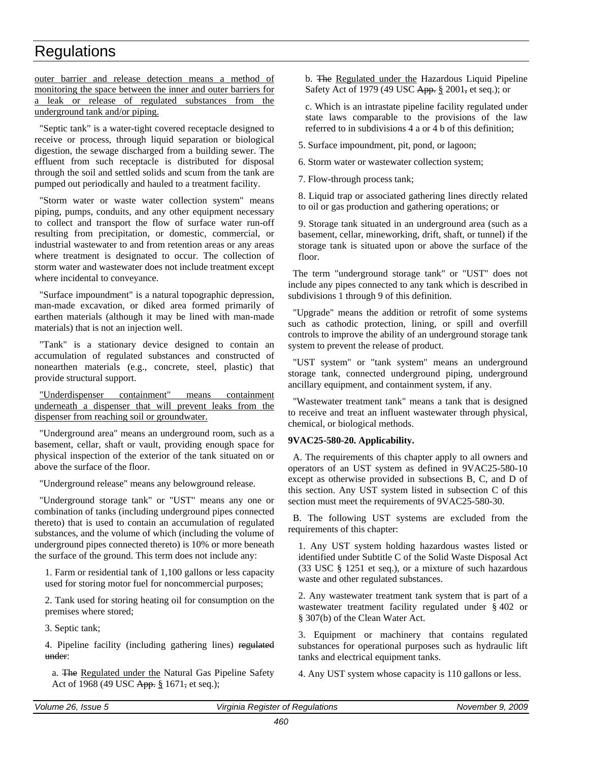outer barrier and release detection means a method of monitoring the space between the inner and outer barriers for a leak or release of regulated substances from the underground tank and/or piping.

"Septic tank" is a water-tight covered receptacle designed to receive or process, through liquid separation or biological digestion, the sewage discharged from a building sewer. The effluent from such receptacle is distributed for disposal through the soil and settled solids and scum from the tank are pumped out periodically and hauled to a treatment facility.

"Storm water or waste water collection system" means piping, pumps, conduits, and any other equipment necessary to collect and transport the flow of surface water run-off resulting from precipitation, or domestic, commercial, or industrial wastewater to and from retention areas or any areas where treatment is designated to occur. The collection of storm water and wastewater does not include treatment except where incidental to conveyance.

"Surface impoundment" is a natural topographic depression, man-made excavation, or diked area formed primarily of earthen materials (although it may be lined with man-made materials) that is not an injection well.

"Tank" is a stationary device designed to contain an accumulation of regulated substances and constructed of nonearthen materials (e.g., concrete, steel, plastic) that provide structural support.

"Underdispenser containment" means containment underneath a dispenser that will prevent leaks from the dispenser from reaching soil or groundwater.

"Underground area" means an underground room, such as a basement, cellar, shaft or vault, providing enough space for physical inspection of the exterior of the tank situated on or above the surface of the floor.

"Underground release" means any belowground release.

"Underground storage tank" or "UST" means any one or combination of tanks (including underground pipes connected thereto) that is used to contain an accumulation of regulated substances, and the volume of which (including the volume of underground pipes connected thereto) is 10% or more beneath the surface of the ground. This term does not include any:

1. Farm or residential tank of 1,100 gallons or less capacity used for storing motor fuel for noncommercial purposes;

2. Tank used for storing heating oil for consumption on the premises where stored;

3. Septic tank;

4. Pipeline facility (including gathering lines) ~~regulated under~~:

a. ~~The~~ Regulated under the Natural Gas Pipeline Safety Act of 1968 (49 USC ~~App.~~ § 1671~~,~~ et seq.);

b. ~~The~~ Regulated under the Hazardous Liquid Pipeline Safety Act of 1979 (49 USC ~~App.~~ § 2001~~,~~ et seq.); or

c. Which is an intrastate pipeline facility regulated under state laws comparable to the provisions of the law referred to in subdivisions 4 a or 4 b of this definition;

5. Surface impoundment, pit, pond, or lagoon;

6. Storm water or wastewater collection system;

7. Flow-through process tank;

8. Liquid trap or associated gathering lines directly related to oil or gas production and gathering operations; or

9. Storage tank situated in an underground area (such as a basement, cellar, mineworking, drift, shaft, or tunnel) if the storage tank is situated upon or above the surface of the floor.

The term "underground storage tank" or "UST" does not include any pipes connected to any tank which is described in subdivisions 1 through 9 of this definition.

"Upgrade" means the addition or retrofit of some systems such as cathodic protection, lining, or spill and overfill controls to improve the ability of an underground storage tank system to prevent the release of product.

"UST system" or "tank system" means an underground storage tank, connected underground piping, underground ancillary equipment, and containment system, if any.

"Wastewater treatment tank" means a tank that is designed to receive and treat an influent wastewater through physical, chemical, or biological methods.

**9VAC25-580-20. Applicability.**

A. The requirements of this chapter apply to all owners and operators of an UST system as defined in 9VAC25-580-10 except as otherwise provided in subsections B, C, and D of this section. Any UST system listed in subsection C of this section must meet the requirements of 9VAC25-580-30.

B. The following UST systems are excluded from the requirements of this chapter:

1. Any UST system holding hazardous wastes listed or identified under Subtitle C of the Solid Waste Disposal Act (33 USC § 1251 et seq.), or a mixture of such hazardous waste and other regulated substances.

2. Any wastewater treatment tank system that is part of a wastewater treatment facility regulated under § 402 or § 307(b) of the Clean Water Act.

3. Equipment or machinery that contains regulated substances for operational purposes such as hydraulic lift tanks and electrical equipment tanks.

4. Any UST system whose capacity is 110 gallons or less.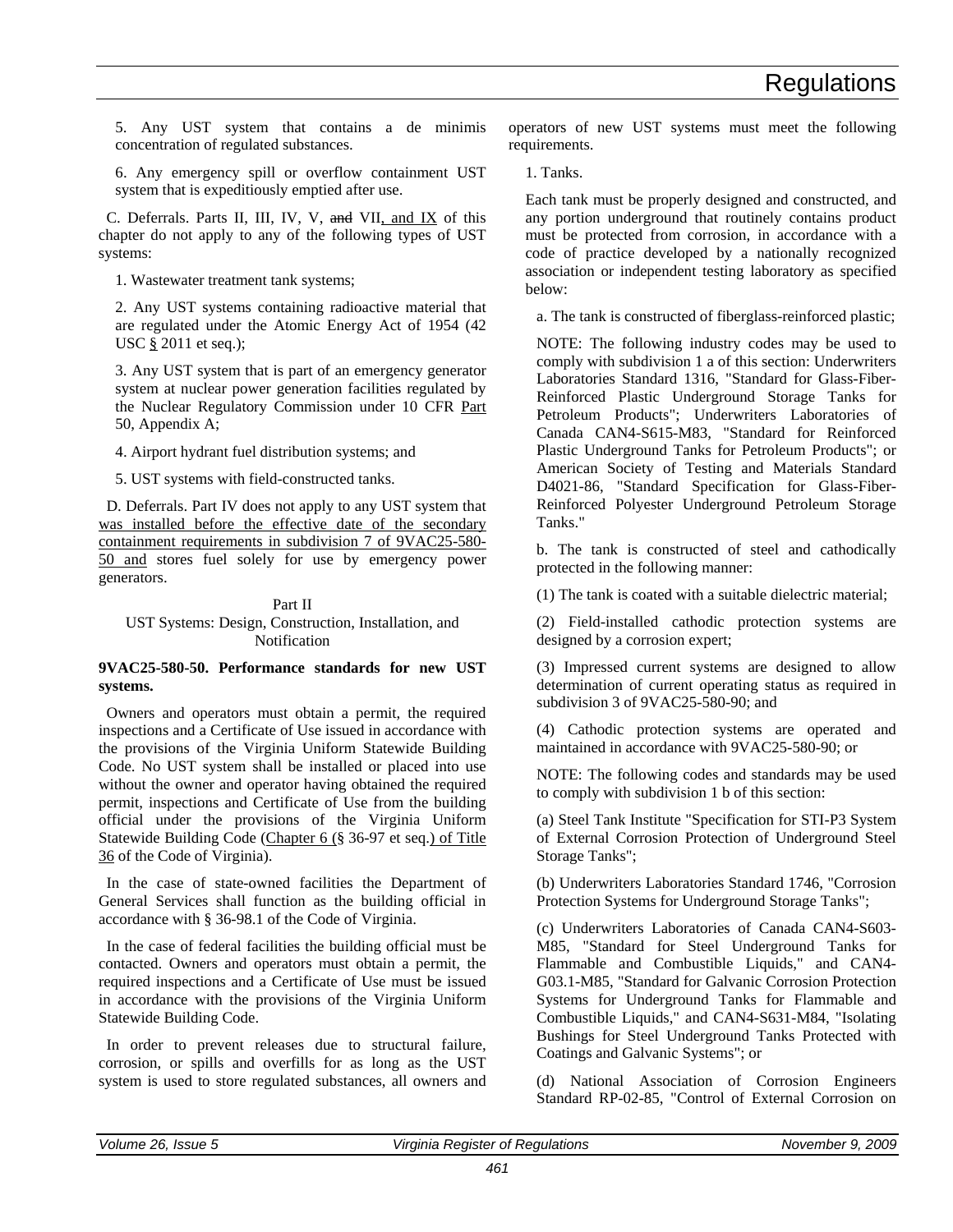5. Any UST system that contains a de minimis concentration of regulated substances.

6. Any emergency spill or overflow containment UST system that is expeditiously emptied after use.

C. Deferrals. Parts II, III, IV, V, ~~and~~ VII, and IX of this chapter do not apply to any of the following types of UST systems:

1. Wastewater treatment tank systems;

2. Any UST systems containing radioactive material that are regulated under the Atomic Energy Act of 1954 (42 USC § 2011 et seq.);

3. Any UST system that is part of an emergency generator system at nuclear power generation facilities regulated by the Nuclear Regulatory Commission under 10 CFR Part 50, Appendix A;

4. Airport hydrant fuel distribution systems; and

5. UST systems with field-constructed tanks.

D. Deferrals. Part IV does not apply to any UST system that was installed before the effective date of the secondary containment requirements in subdivision 7 of 9VAC25-580-50 and stores fuel solely for use by emergency power generators.

Part II
UST Systems: Design, Construction, Installation, and Notification

**9VAC25-580-50. Performance standards for new UST systems.**

Owners and operators must obtain a permit, the required inspections and a Certificate of Use issued in accordance with the provisions of the Virginia Uniform Statewide Building Code. No UST system shall be installed or placed into use without the owner and operator having obtained the required permit, inspections and Certificate of Use from the building official under the provisions of the Virginia Uniform Statewide Building Code (Chapter 6 (§ 36-97 et seq.) of Title 36 of the Code of Virginia).

In the case of state-owned facilities the Department of General Services shall function as the building official in accordance with § 36-98.1 of the Code of Virginia.

In the case of federal facilities the building official must be contacted. Owners and operators must obtain a permit, the required inspections and a Certificate of Use must be issued in accordance with the provisions of the Virginia Uniform Statewide Building Code.

In order to prevent releases due to structural failure, corrosion, or spills and overfills for as long as the UST system is used to store regulated substances, all owners and operators of new UST systems must meet the following requirements.

1. Tanks.

Each tank must be properly designed and constructed, and any portion underground that routinely contains product must be protected from corrosion, in accordance with a code of practice developed by a nationally recognized association or independent testing laboratory as specified below:

a. The tank is constructed of fiberglass-reinforced plastic;

NOTE: The following industry codes may be used to comply with subdivision 1 a of this section: Underwriters Laboratories Standard 1316, "Standard for Glass-Fiber-Reinforced Plastic Underground Storage Tanks for Petroleum Products"; Underwriters Laboratories of Canada CAN4-S615-M83, "Standard for Reinforced Plastic Underground Tanks for Petroleum Products"; or American Society of Testing and Materials Standard D4021-86, "Standard Specification for Glass-Fiber-Reinforced Polyester Underground Petroleum Storage Tanks."

b. The tank is constructed of steel and cathodically protected in the following manner:

(1) The tank is coated with a suitable dielectric material;

(2) Field-installed cathodic protection systems are designed by a corrosion expert;

(3) Impressed current systems are designed to allow determination of current operating status as required in subdivision 3 of 9VAC25-580-90; and

(4) Cathodic protection systems are operated and maintained in accordance with 9VAC25-580-90; or

NOTE: The following codes and standards may be used to comply with subdivision 1 b of this section:

(a) Steel Tank Institute "Specification for STI-P3 System of External Corrosion Protection of Underground Steel Storage Tanks";

(b) Underwriters Laboratories Standard 1746, "Corrosion Protection Systems for Underground Storage Tanks";

(c) Underwriters Laboratories of Canada CAN4-S603-M85, "Standard for Steel Underground Tanks for Flammable and Combustible Liquids," and CAN4-G03.1-M85, "Standard for Galvanic Corrosion Protection Systems for Underground Tanks for Flammable and Combustible Liquids," and CAN4-S631-M84, "Isolating Bushings for Steel Underground Tanks Protected with Coatings and Galvanic Systems"; or

(d) National Association of Corrosion Engineers Standard RP-02-85, "Control of External Corrosion on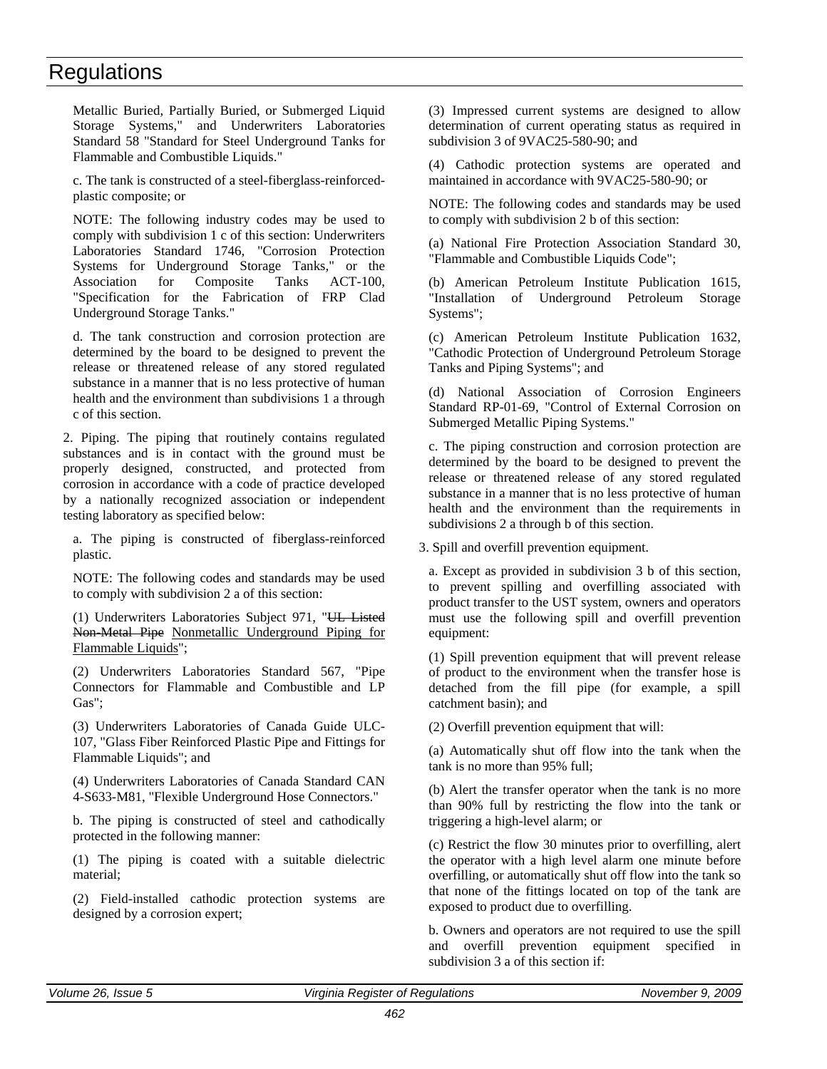Metallic Buried, Partially Buried, or Submerged Liquid Storage Systems," and Underwriters Laboratories Standard 58 "Standard for Steel Underground Tanks for Flammable and Combustible Liquids."

c. The tank is constructed of a steel-fiberglass-reinforced-plastic composite; or

NOTE: The following industry codes may be used to comply with subdivision 1 c of this section: Underwriters Laboratories Standard 1746, "Corrosion Protection Systems for Underground Storage Tanks," or the Association for Composite Tanks ACT-100, "Specification for the Fabrication of FRP Clad Underground Storage Tanks."

d. The tank construction and corrosion protection are determined by the board to be designed to prevent the release or threatened release of any stored regulated substance in a manner that is no less protective of human health and the environment than subdivisions 1 a through c of this section.

2. Piping. The piping that routinely contains regulated substances and is in contact with the ground must be properly designed, constructed, and protected from corrosion in accordance with a code of practice developed by a nationally recognized association or independent testing laboratory as specified below:

a. The piping is constructed of fiberglass-reinforced plastic.

NOTE: The following codes and standards may be used to comply with subdivision 2 a of this section:

(1) Underwriters Laboratories Subject 971, "~~UL Listed Non-Metal Pipe~~ Nonmetallic Underground Piping for Flammable Liquids";

(2) Underwriters Laboratories Standard 567, "Pipe Connectors for Flammable and Combustible and LP Gas";

(3) Underwriters Laboratories of Canada Guide ULC-107, "Glass Fiber Reinforced Plastic Pipe and Fittings for Flammable Liquids"; and

(4) Underwriters Laboratories of Canada Standard CAN 4-S633-M81, "Flexible Underground Hose Connectors."

b. The piping is constructed of steel and cathodically protected in the following manner:

(1) The piping is coated with a suitable dielectric material;

(2) Field-installed cathodic protection systems are designed by a corrosion expert;

(3) Impressed current systems are designed to allow determination of current operating status as required in subdivision 3 of 9VAC25-580-90; and

(4) Cathodic protection systems are operated and maintained in accordance with 9VAC25-580-90; or

NOTE: The following codes and standards may be used to comply with subdivision 2 b of this section:

(a) National Fire Protection Association Standard 30, "Flammable and Combustible Liquids Code";

(b) American Petroleum Institute Publication 1615, "Installation of Underground Petroleum Storage Systems";

(c) American Petroleum Institute Publication 1632, "Cathodic Protection of Underground Petroleum Storage Tanks and Piping Systems"; and

(d) National Association of Corrosion Engineers Standard RP-01-69, "Control of External Corrosion on Submerged Metallic Piping Systems."

c. The piping construction and corrosion protection are determined by the board to be designed to prevent the release or threatened release of any stored regulated substance in a manner that is no less protective of human health and the environment than the requirements in subdivisions 2 a through b of this section.

3. Spill and overfill prevention equipment.

a. Except as provided in subdivision 3 b of this section, to prevent spilling and overfilling associated with product transfer to the UST system, owners and operators must use the following spill and overfill prevention equipment:

(1) Spill prevention equipment that will prevent release of product to the environment when the transfer hose is detached from the fill pipe (for example, a spill catchment basin); and

(2) Overfill prevention equipment that will:

(a) Automatically shut off flow into the tank when the tank is no more than 95% full;

(b) Alert the transfer operator when the tank is no more than 90% full by restricting the flow into the tank or triggering a high-level alarm; or

(c) Restrict the flow 30 minutes prior to overfilling, alert the operator with a high level alarm one minute before overfilling, or automatically shut off flow into the tank so that none of the fittings located on top of the tank are exposed to product due to overfilling.

b. Owners and operators are not required to use the spill and overfill prevention equipment specified in subdivision 3 a of this section if: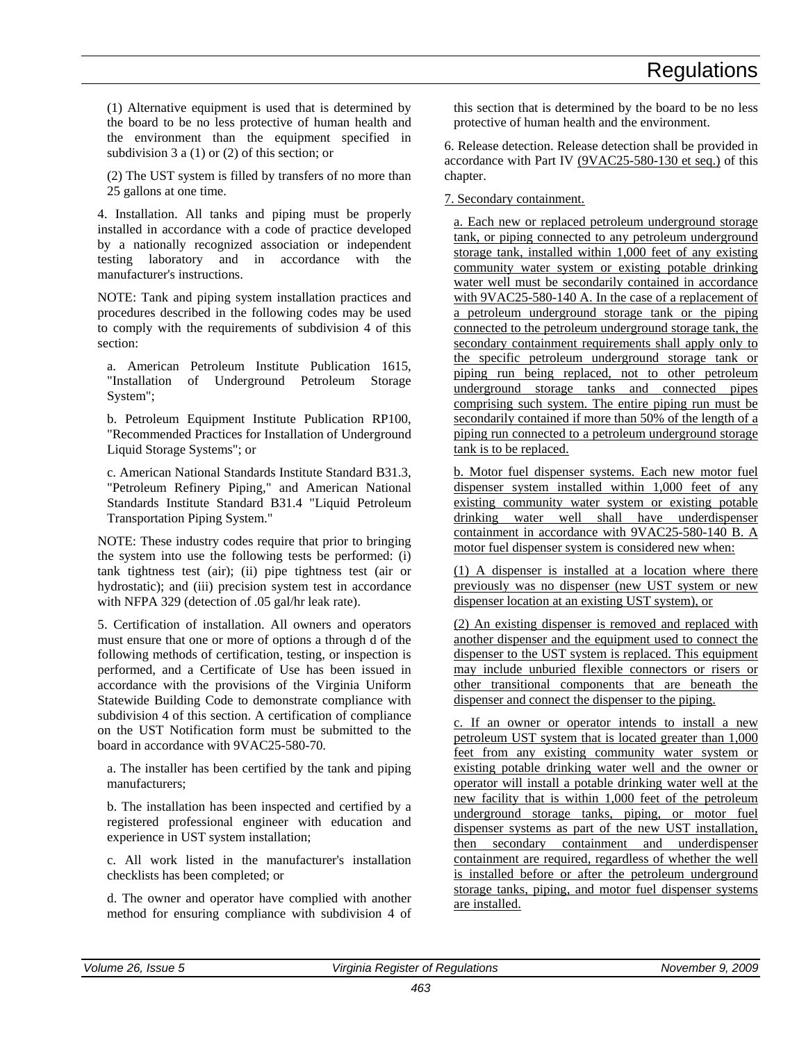(1) Alternative equipment is used that is determined by the board to be no less protective of human health and the environment than the equipment specified in subdivision 3 a (1) or (2) of this section; or

(2) The UST system is filled by transfers of no more than 25 gallons at one time.

4. Installation. All tanks and piping must be properly installed in accordance with a code of practice developed by a nationally recognized association or independent testing laboratory and in accordance with the manufacturer's instructions.

NOTE: Tank and piping system installation practices and procedures described in the following codes may be used to comply with the requirements of subdivision 4 of this section:

a. American Petroleum Institute Publication 1615, "Installation of Underground Petroleum Storage System";

b. Petroleum Equipment Institute Publication RP100, "Recommended Practices for Installation of Underground Liquid Storage Systems"; or

c. American National Standards Institute Standard B31.3, "Petroleum Refinery Piping," and American National Standards Institute Standard B31.4 "Liquid Petroleum Transportation Piping System."

NOTE: These industry codes require that prior to bringing the system into use the following tests be performed: (i) tank tightness test (air); (ii) pipe tightness test (air or hydrostatic); and (iii) precision system test in accordance with NFPA 329 (detection of .05 gal/hr leak rate).

5. Certification of installation. All owners and operators must ensure that one or more of options a through d of the following methods of certification, testing, or inspection is performed, and a Certificate of Use has been issued in accordance with the provisions of the Virginia Uniform Statewide Building Code to demonstrate compliance with subdivision 4 of this section. A certification of compliance on the UST Notification form must be submitted to the board in accordance with 9VAC25-580-70.

a. The installer has been certified by the tank and piping manufacturers;

b. The installation has been inspected and certified by a registered professional engineer with education and experience in UST system installation;

c. All work listed in the manufacturer's installation checklists has been completed; or

d. The owner and operator have complied with another method for ensuring compliance with subdivision 4 of this section that is determined by the board to be no less protective of human health and the environment.

6. Release detection. Release detection shall be provided in accordance with Part IV (9VAC25-580-130 et seq.) of this chapter.

7. Secondary containment.

a. Each new or replaced petroleum underground storage tank, or piping connected to any petroleum underground storage tank, installed within 1,000 feet of any existing community water system or existing potable drinking water well must be secondarily contained in accordance with 9VAC25-580-140 A. In the case of a replacement of a petroleum underground storage tank or the piping connected to the petroleum underground storage tank, the secondary containment requirements shall apply only to the specific petroleum underground storage tank or piping run being replaced, not to other petroleum underground storage tanks and connected pipes comprising such system. The entire piping run must be secondarily contained if more than 50% of the length of a piping run connected to a petroleum underground storage tank is to be replaced.

b. Motor fuel dispenser systems. Each new motor fuel dispenser system installed within 1,000 feet of any existing community water system or existing potable drinking water well shall have underdispenser containment in accordance with 9VAC25-580-140 B. A motor fuel dispenser system is considered new when:

(1) A dispenser is installed at a location where there previously was no dispenser (new UST system or new dispenser location at an existing UST system), or

(2) An existing dispenser is removed and replaced with another dispenser and the equipment used to connect the dispenser to the UST system is replaced. This equipment may include unburied flexible connectors or risers or other transitional components that are beneath the dispenser and connect the dispenser to the piping.

c. If an owner or operator intends to install a new petroleum UST system that is located greater than 1,000 feet from any existing community water system or existing potable drinking water well and the owner or operator will install a potable drinking water well at the new facility that is within 1,000 feet of the petroleum underground storage tanks, piping, or motor fuel dispenser systems as part of the new UST installation, then secondary containment and underdispenser containment are required, regardless of whether the well is installed before or after the petroleum underground storage tanks, piping, and motor fuel dispenser systems are installed.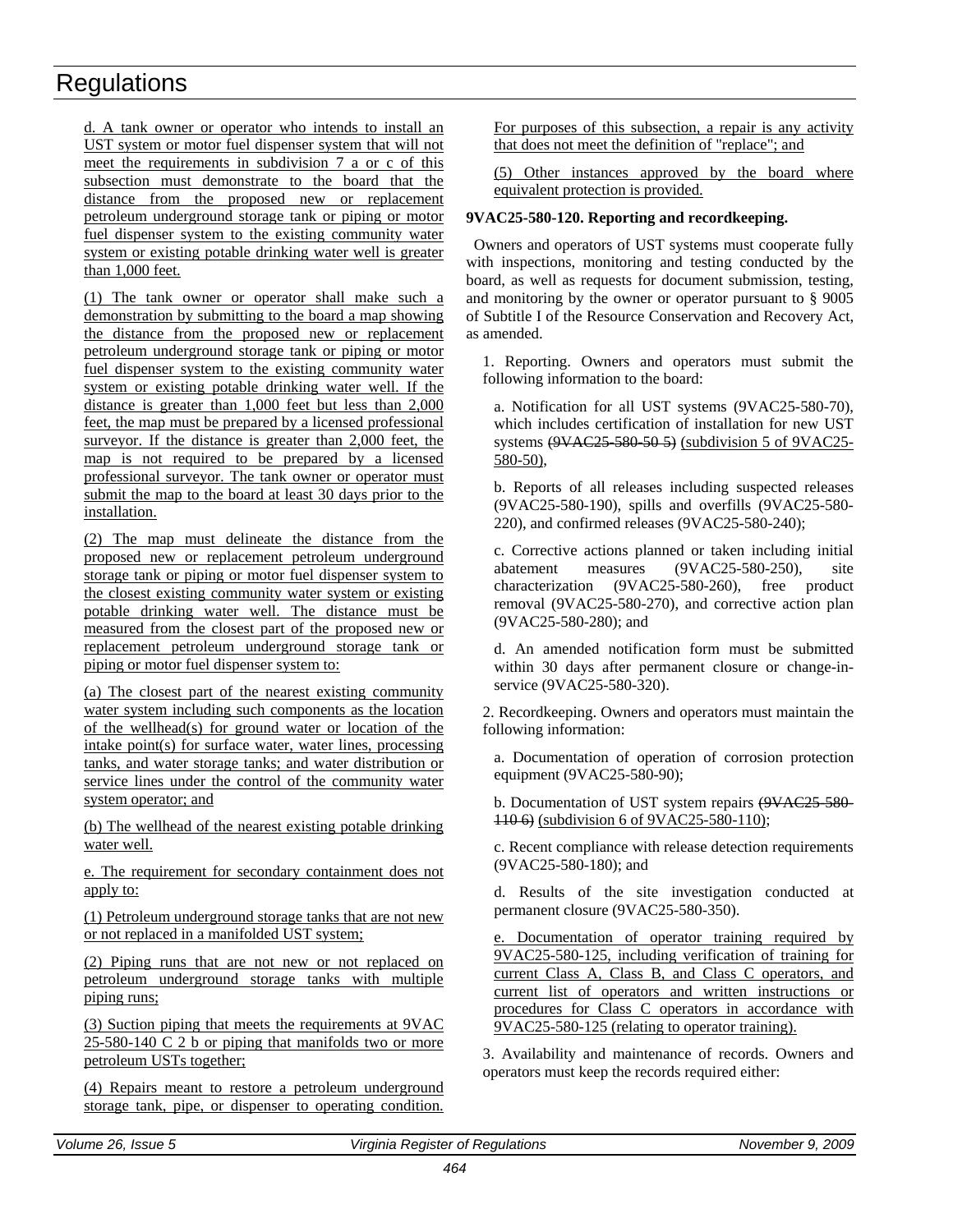d. A tank owner or operator who intends to install an UST system or motor fuel dispenser system that will not meet the requirements in subdivision 7 a or c of this subsection must demonstrate to the board that the distance from the proposed new or replacement petroleum underground storage tank or piping or motor fuel dispenser system to the existing community water system or existing potable drinking water well is greater than 1,000 feet.

(1) The tank owner or operator shall make such a demonstration by submitting to the board a map showing the distance from the proposed new or replacement petroleum underground storage tank or piping or motor fuel dispenser system to the existing community water system or existing potable drinking water well. If the distance is greater than 1,000 feet but less than 2,000 feet, the map must be prepared by a licensed professional surveyor. If the distance is greater than 2,000 feet, the map is not required to be prepared by a licensed professional surveyor. The tank owner or operator must submit the map to the board at least 30 days prior to the installation.

(2) The map must delineate the distance from the proposed new or replacement petroleum underground storage tank or piping or motor fuel dispenser system to the closest existing community water system or existing potable drinking water well. The distance must be measured from the closest part of the proposed new or replacement petroleum underground storage tank or piping or motor fuel dispenser system to:

(a) The closest part of the nearest existing community water system including such components as the location of the wellhead(s) for ground water or location of the intake point(s) for surface water, water lines, processing tanks, and water storage tanks; and water distribution or service lines under the control of the community water system operator; and

(b) The wellhead of the nearest existing potable drinking water well.

e. The requirement for secondary containment does not apply to:

(1) Petroleum underground storage tanks that are not new or not replaced in a manifolded UST system;

(2) Piping runs that are not new or not replaced on petroleum underground storage tanks with multiple piping runs;

(3) Suction piping that meets the requirements at 9VAC 25-580-140 C 2 b or piping that manifolds two or more petroleum USTs together;

(4) Repairs meant to restore a petroleum underground storage tank, pipe, or dispenser to operating condition. For purposes of this subsection, a repair is any activity that does not meet the definition of "replace"; and

(5) Other instances approved by the board where equivalent protection is provided.

**9VAC25-580-120. Reporting and recordkeeping.**

Owners and operators of UST systems must cooperate fully with inspections, monitoring and testing conducted by the board, as well as requests for document submission, testing, and monitoring by the owner or operator pursuant to § 9005 of Subtitle I of the Resource Conservation and Recovery Act, as amended.

1. Reporting. Owners and operators must submit the following information to the board:

a. Notification for all UST systems (9VAC25-580-70), which includes certification of installation for new UST systems ~~(9VAC25-580-50 5)~~ (subdivision 5 of 9VAC25-580-50),

b. Reports of all releases including suspected releases (9VAC25-580-190), spills and overfills (9VAC25-580-220), and confirmed releases (9VAC25-580-240);

c. Corrective actions planned or taken including initial abatement measures (9VAC25-580-250), site characterization (9VAC25-580-260), free product removal (9VAC25-580-270), and corrective action plan (9VAC25-580-280); and

d. An amended notification form must be submitted within 30 days after permanent closure or change-in-service (9VAC25-580-320).

2. Recordkeeping. Owners and operators must maintain the following information:

a. Documentation of operation of corrosion protection equipment (9VAC25-580-90);

b. Documentation of UST system repairs ~~(9VAC25-580-110 6)~~ (subdivision 6 of 9VAC25-580-110);

c. Recent compliance with release detection requirements (9VAC25-580-180); and

d. Results of the site investigation conducted at permanent closure (9VAC25-580-350).

e. Documentation of operator training required by 9VAC25-580-125, including verification of training for current Class A, Class B, and Class C operators, and current list of operators and written instructions or procedures for Class C operators in accordance with 9VAC25-580-125 (relating to operator training).

3. Availability and maintenance of records. Owners and operators must keep the records required either: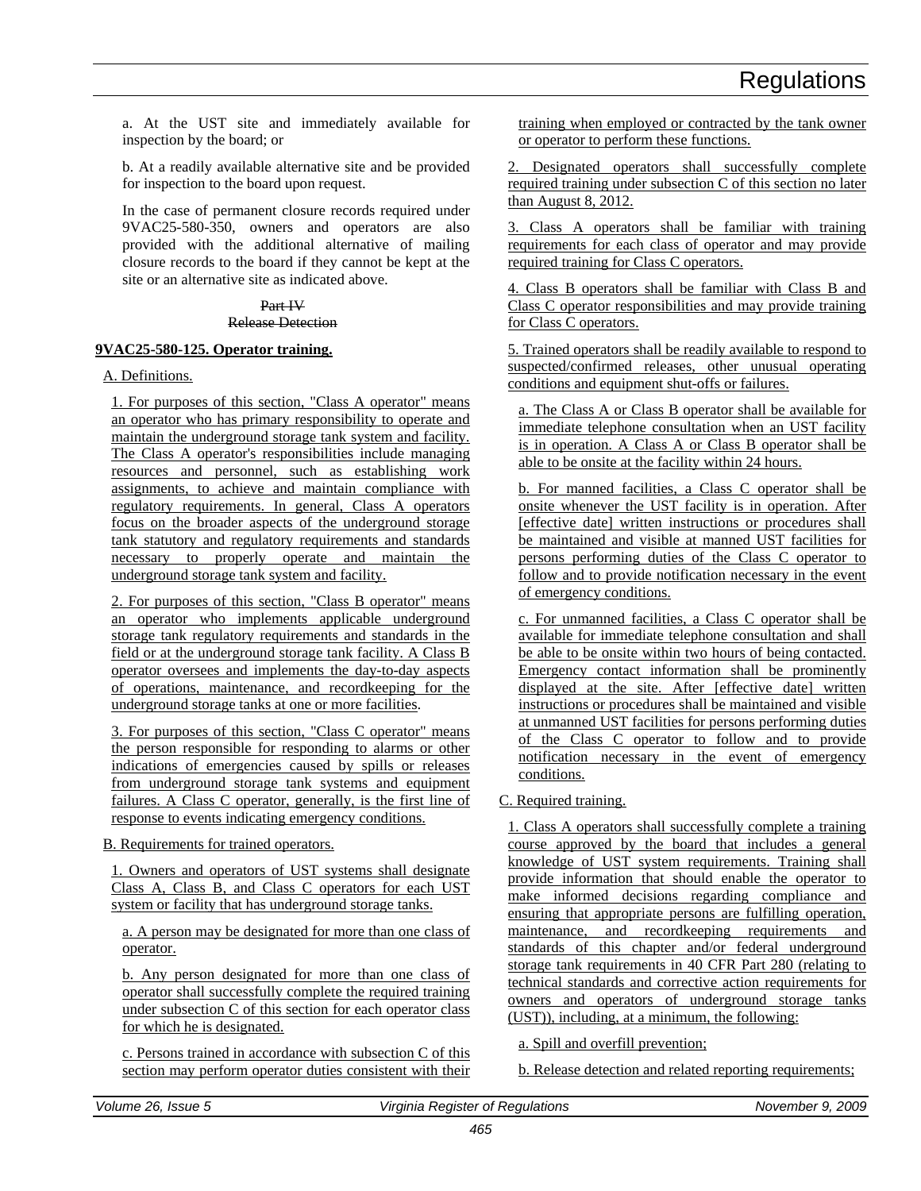a. At the UST site and immediately available for inspection by the board; or

b. At a readily available alternative site and be provided for inspection to the board upon request.

In the case of permanent closure records required under 9VAC25-580-350, owners and operators are also provided with the additional alternative of mailing closure records to the board if they cannot be kept at the site or an alternative site as indicated above.

~~Part IV~~
~~Release Detection~~

**9VAC25-580-125. Operator training.**

A. Definitions.

1. For purposes of this section, "Class A operator" means an operator who has primary responsibility to operate and maintain the underground storage tank system and facility. The Class A operator's responsibilities include managing resources and personnel, such as establishing work assignments, to achieve and maintain compliance with regulatory requirements. In general, Class A operators focus on the broader aspects of the underground storage tank statutory and regulatory requirements and standards necessary to properly operate and maintain the underground storage tank system and facility.

2. For purposes of this section, "Class B operator" means an operator who implements applicable underground storage tank regulatory requirements and standards in the field or at the underground storage tank facility. A Class B operator oversees and implements the day-to-day aspects of operations, maintenance, and recordkeeping for the underground storage tanks at one or more facilities.

3. For purposes of this section, "Class C operator" means the person responsible for responding to alarms or other indications of emergencies caused by spills or releases from underground storage tank systems and equipment failures. A Class C operator, generally, is the first line of response to events indicating emergency conditions.

B. Requirements for trained operators.

1. Owners and operators of UST systems shall designate Class A, Class B, and Class C operators for each UST system or facility that has underground storage tanks.

a. A person may be designated for more than one class of operator.

b. Any person designated for more than one class of operator shall successfully complete the required training under subsection C of this section for each operator class for which he is designated.

c. Persons trained in accordance with subsection C of this section may perform operator duties consistent with their training when employed or contracted by the tank owner or operator to perform these functions.

2. Designated operators shall successfully complete required training under subsection C of this section no later than August 8, 2012.

3. Class A operators shall be familiar with training requirements for each class of operator and may provide required training for Class C operators.

4. Class B operators shall be familiar with Class B and Class C operator responsibilities and may provide training for Class C operators.

5. Trained operators shall be readily available to respond to suspected/confirmed releases, other unusual operating conditions and equipment shut-offs or failures.

a. The Class A or Class B operator shall be available for immediate telephone consultation when an UST facility is in operation. A Class A or Class B operator shall be able to be onsite at the facility within 24 hours.

b. For manned facilities, a Class C operator shall be onsite whenever the UST facility is in operation. After [effective date] written instructions or procedures shall be maintained and visible at manned UST facilities for persons performing duties of the Class C operator to follow and to provide notification necessary in the event of emergency conditions.

c. For unmanned facilities, a Class C operator shall be available for immediate telephone consultation and shall be able to be onsite within two hours of being contacted. Emergency contact information shall be prominently displayed at the site. After [effective date] written instructions or procedures shall be maintained and visible at unmanned UST facilities for persons performing duties of the Class C operator to follow and to provide notification necessary in the event of emergency conditions.

C. Required training.

1. Class A operators shall successfully complete a training course approved by the board that includes a general knowledge of UST system requirements. Training shall provide information that should enable the operator to make informed decisions regarding compliance and ensuring that appropriate persons are fulfilling operation, maintenance, and recordkeeping requirements and standards of this chapter and/or federal underground storage tank requirements in 40 CFR Part 280 (relating to technical standards and corrective action requirements for owners and operators of underground storage tanks (UST)), including, at a minimum, the following:

a. Spill and overfill prevention;

b. Release detection and related reporting requirements;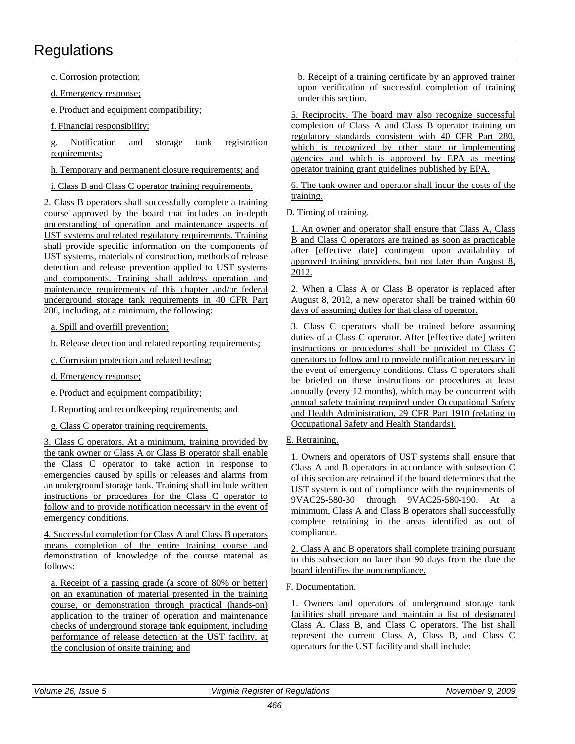c. Corrosion protection;

d. Emergency response;

e. Product and equipment compatibility;

f. Financial responsibility;

g. Notification and storage tank registration requirements;

h. Temporary and permanent closure requirements; and

i. Class B and Class C operator training requirements.

2. Class B operators shall successfully complete a training course approved by the board that includes an in-depth understanding of operation and maintenance aspects of UST systems and related regulatory requirements. Training shall provide specific information on the components of UST systems, materials of construction, methods of release detection and release prevention applied to UST systems and components. Training shall address operation and maintenance requirements of this chapter and/or federal underground storage tank requirements in 40 CFR Part 280, including, at a minimum, the following:

a. Spill and overfill prevention;

b. Release detection and related reporting requirements;

c. Corrosion protection and related testing;

d. Emergency response;

e. Product and equipment compatibility;

f. Reporting and recordkeeping requirements; and

g. Class C operator training requirements.

3. Class C operators. At a minimum, training provided by the tank owner or Class A or Class B operator shall enable the Class C operator to take action in response to emergencies caused by spills or releases and alarms from an underground storage tank. Training shall include written instructions or procedures for the Class C operator to follow and to provide notification necessary in the event of emergency conditions.

4. Successful completion for Class A and Class B operators means completion of the entire training course and demonstration of knowledge of the course material as follows:

a. Receipt of a passing grade (a score of 80% or better) on an examination of material presented in the training course, or demonstration through practical (hands-on) application to the trainer of operation and maintenance checks of underground storage tank equipment, including performance of release detection at the UST facility, at the conclusion of onsite training; and

b. Receipt of a training certificate by an approved trainer upon verification of successful completion of training under this section.

5. Reciprocity. The board may also recognize successful completion of Class A and Class B operator training on regulatory standards consistent with 40 CFR Part 280, which is recognized by other state or implementing agencies and which is approved by EPA as meeting operator training grant guidelines published by EPA.

6. The tank owner and operator shall incur the costs of the training.

D. Timing of training.

1. An owner and operator shall ensure that Class A, Class B and Class C operators are trained as soon as practicable after [effective date] contingent upon availability of approved training providers, but not later than August 8, 2012.

2. When a Class A or Class B operator is replaced after August 8, 2012, a new operator shall be trained within 60 days of assuming duties for that class of operator.

3. Class C operators shall be trained before assuming duties of a Class C operator. After [effective date] written instructions or procedures shall be provided to Class C operators to follow and to provide notification necessary in the event of emergency conditions. Class C operators shall be briefed on these instructions or procedures at least annually (every 12 months), which may be concurrent with annual safety training required under Occupational Safety and Health Administration, 29 CFR Part 1910 (relating to Occupational Safety and Health Standards).

E. Retraining.

1. Owners and operators of UST systems shall ensure that Class A and B operators in accordance with subsection C of this section are retrained if the board determines that the UST system is out of compliance with the requirements of 9VAC25-580-30 through 9VAC25-580-190. At a minimum, Class A and Class B operators shall successfully complete retraining in the areas identified as out of compliance.

2. Class A and B operators shall complete training pursuant to this subsection no later than 90 days from the date the board identifies the noncompliance.

F. Documentation.

1. Owners and operators of underground storage tank facilities shall prepare and maintain a list of designated Class A, Class B, and Class C operators. The list shall represent the current Class A, Class B, and Class C operators for the UST facility and shall include: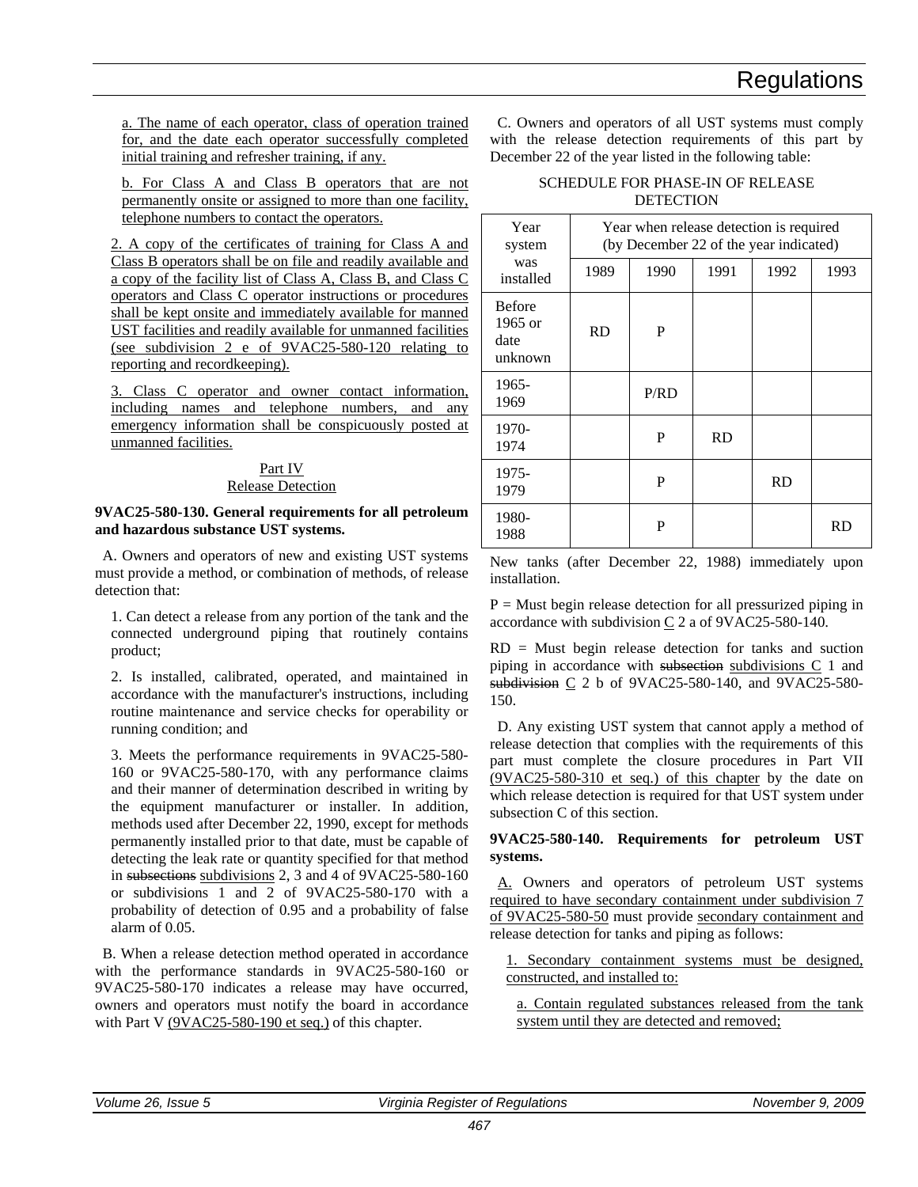a. The name of each operator, class of operation trained for, and the date each operator successfully completed initial training and refresher training, if any.

b. For Class A and Class B operators that are not permanently onsite or assigned to more than one facility, telephone numbers to contact the operators.

2. A copy of the certificates of training for Class A and Class B operators shall be on file and readily available and a copy of the facility list of Class A, Class B, and Class C operators and Class C operator instructions or procedures shall be kept onsite and immediately available for manned UST facilities and readily available for unmanned facilities (see subdivision 2 e of 9VAC25-580-120 relating to reporting and recordkeeping).

3. Class C operator and owner contact information, including names and telephone numbers, and any emergency information shall be conspicuously posted at unmanned facilities.

## Part IV
## Release Detection

**9VAC25-580-130. General requirements for all petroleum and hazardous substance UST systems.**

A. Owners and operators of new and existing UST systems must provide a method, or combination of methods, of release detection that:

1. Can detect a release from any portion of the tank and the connected underground piping that routinely contains product;

2. Is installed, calibrated, operated, and maintained in accordance with the manufacturer's instructions, including routine maintenance and service checks for operability or running condition; and

3. Meets the performance requirements in 9VAC25-580-160 or 9VAC25-580-170, with any performance claims and their manner of determination described in writing by the equipment manufacturer or installer. In addition, methods used after December 22, 1990, except for methods permanently installed prior to that date, must be capable of detecting the leak rate or quantity specified for that method in ~~subsections~~ subdivisions 2, 3 and 4 of 9VAC25-580-160 or subdivisions 1 and 2 of 9VAC25-580-170 with a probability of detection of 0.95 and a probability of false alarm of 0.05.

B. When a release detection method operated in accordance with the performance standards in 9VAC25-580-160 or 9VAC25-580-170 indicates a release may have occurred, owners and operators must notify the board in accordance with Part V (9VAC25-580-190 et seq.) of this chapter.

C. Owners and operators of all UST systems must comply with the release detection requirements of this part by December 22 of the year listed in the following table:

SCHEDULE FOR PHASE-IN OF RELEASE DETECTION

| Year system was installed | Year when release detection is required (by December 22 of the year indicated) | | | | |
|---|---|---|---|---|---|
| | 1989 | 1990 | 1991 | 1992 | 1993 |
| Before 1965 or date unknown | RD | P | | | |
| 1965-1969 | | P/RD | | | |
| 1970-1974 | | P | RD | | |
| 1975-1979 | | P | | RD | |
| 1980-1988 | | P | | | RD |

New tanks (after December 22, 1988) immediately upon installation.

P = Must begin release detection for all pressurized piping in accordance with subdivision C 2 a of 9VAC25-580-140.

RD = Must begin release detection for tanks and suction piping in accordance with ~~subsection~~ subdivisions C 1 and ~~subdivision~~ C 2 b of 9VAC25-580-140, and 9VAC25-580-150.

D. Any existing UST system that cannot apply a method of release detection that complies with the requirements of this part must complete the closure procedures in Part VII (9VAC25-580-310 et seq.) of this chapter by the date on which release detection is required for that UST system under subsection C of this section.

**9VAC25-580-140. Requirements for petroleum UST systems.**

A. Owners and operators of petroleum UST systems required to have secondary containment under subdivision 7 of 9VAC25-580-50 must provide secondary containment and release detection for tanks and piping as follows:

1. Secondary containment systems must be designed, constructed, and installed to:

a. Contain regulated substances released from the tank system until they are detected and removed;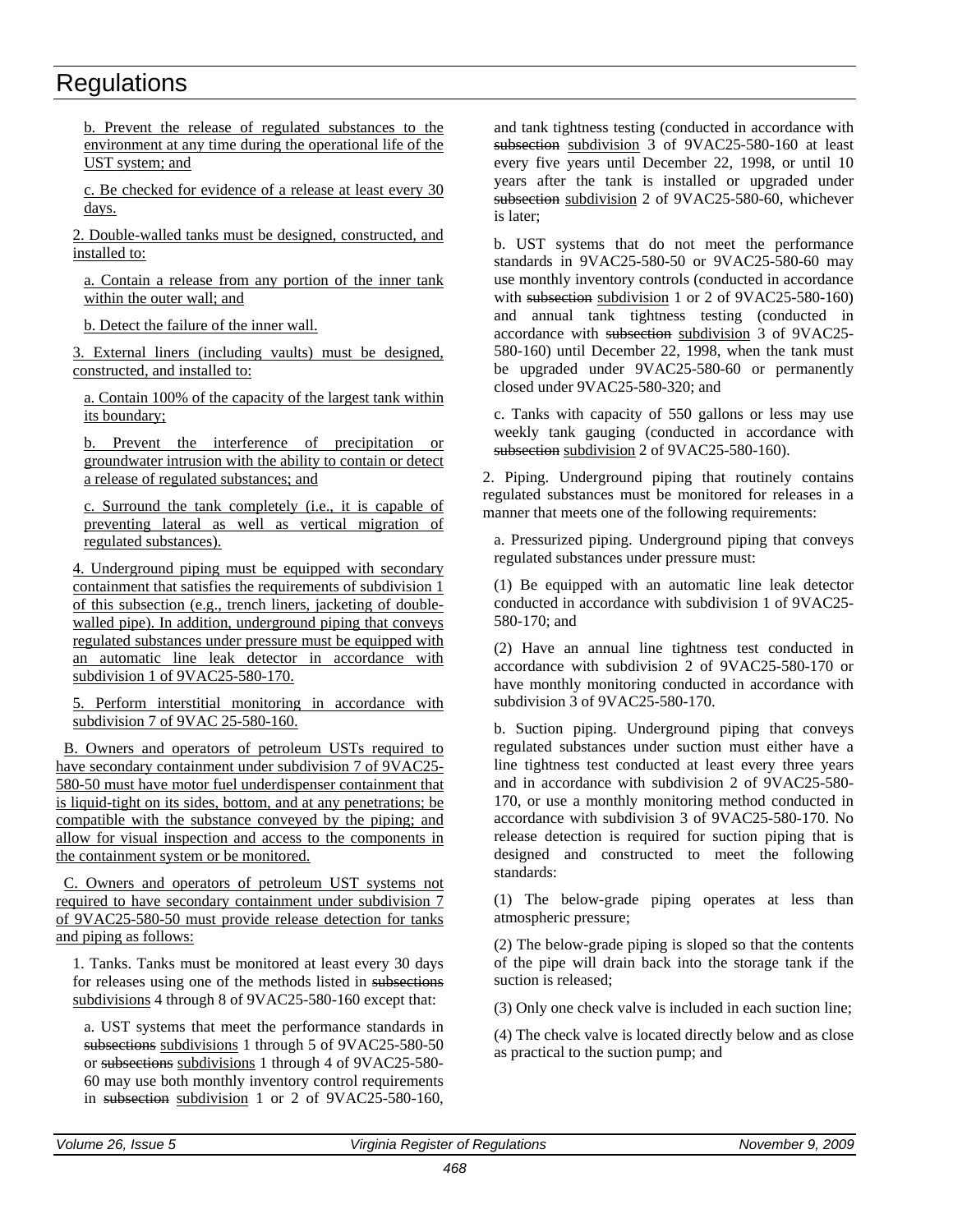b. Prevent the release of regulated substances to the environment at any time during the operational life of the UST system; and

c. Be checked for evidence of a release at least every 30 days.

2. Double-walled tanks must be designed, constructed, and installed to:

a. Contain a release from any portion of the inner tank within the outer wall; and

b. Detect the failure of the inner wall.

3. External liners (including vaults) must be designed, constructed, and installed to:

a. Contain 100% of the capacity of the largest tank within its boundary;

b. Prevent the interference of precipitation or groundwater intrusion with the ability to contain or detect a release of regulated substances; and

c. Surround the tank completely (i.e., it is capable of preventing lateral as well as vertical migration of regulated substances).

4. Underground piping must be equipped with secondary containment that satisfies the requirements of subdivision 1 of this subsection (e.g., trench liners, jacketing of double-walled pipe). In addition, underground piping that conveys regulated substances under pressure must be equipped with an automatic line leak detector in accordance with subdivision 1 of 9VAC25-580-170.

5. Perform interstitial monitoring in accordance with subdivision 7 of 9VAC 25-580-160.

B. Owners and operators of petroleum USTs required to have secondary containment under subdivision 7 of 9VAC25-580-50 must have motor fuel underdispenser containment that is liquid-tight on its sides, bottom, and at any penetrations; be compatible with the substance conveyed by the piping; and allow for visual inspection and access to the components in the containment system or be monitored.

C. Owners and operators of petroleum UST systems not required to have secondary containment under subdivision 7 of 9VAC25-580-50 must provide release detection for tanks and piping as follows:

1. Tanks. Tanks must be monitored at least every 30 days for releases using one of the methods listed in ~~subsections~~ subdivisions 4 through 8 of 9VAC25-580-160 except that:

a. UST systems that meet the performance standards in ~~subsections~~ subdivisions 1 through 5 of 9VAC25-580-50 or ~~subsections~~ subdivisions 1 through 4 of 9VAC25-580-60 may use both monthly inventory control requirements in ~~subsection~~ subdivision 1 or 2 of 9VAC25-580-160, and tank tightness testing (conducted in accordance with ~~subsection~~ subdivision 3 of 9VAC25-580-160 at least every five years until December 22, 1998, or until 10 years after the tank is installed or upgraded under ~~subsection~~ subdivision 2 of 9VAC25-580-60, whichever is later;

b. UST systems that do not meet the performance standards in 9VAC25-580-50 or 9VAC25-580-60 may use monthly inventory controls (conducted in accordance with ~~subsection~~ subdivision 1 or 2 of 9VAC25-580-160) and annual tank tightness testing (conducted in accordance with ~~subsection~~ subdivision 3 of 9VAC25-580-160) until December 22, 1998, when the tank must be upgraded under 9VAC25-580-60 or permanently closed under 9VAC25-580-320; and

c. Tanks with capacity of 550 gallons or less may use weekly tank gauging (conducted in accordance with ~~subsection~~ subdivision 2 of 9VAC25-580-160).

2. Piping. Underground piping that routinely contains regulated substances must be monitored for releases in a manner that meets one of the following requirements:

a. Pressurized piping. Underground piping that conveys regulated substances under pressure must:

(1) Be equipped with an automatic line leak detector conducted in accordance with subdivision 1 of 9VAC25-580-170; and

(2) Have an annual line tightness test conducted in accordance with subdivision 2 of 9VAC25-580-170 or have monthly monitoring conducted in accordance with subdivision 3 of 9VAC25-580-170.

b. Suction piping. Underground piping that conveys regulated substances under suction must either have a line tightness test conducted at least every three years and in accordance with subdivision 2 of 9VAC25-580-170, or use a monthly monitoring method conducted in accordance with subdivision 3 of 9VAC25-580-170. No release detection is required for suction piping that is designed and constructed to meet the following standards:

(1) The below-grade piping operates at less than atmospheric pressure;

(2) The below-grade piping is sloped so that the contents of the pipe will drain back into the storage tank if the suction is released;

(3) Only one check valve is included in each suction line;

(4) The check valve is located directly below and as close as practical to the suction pump; and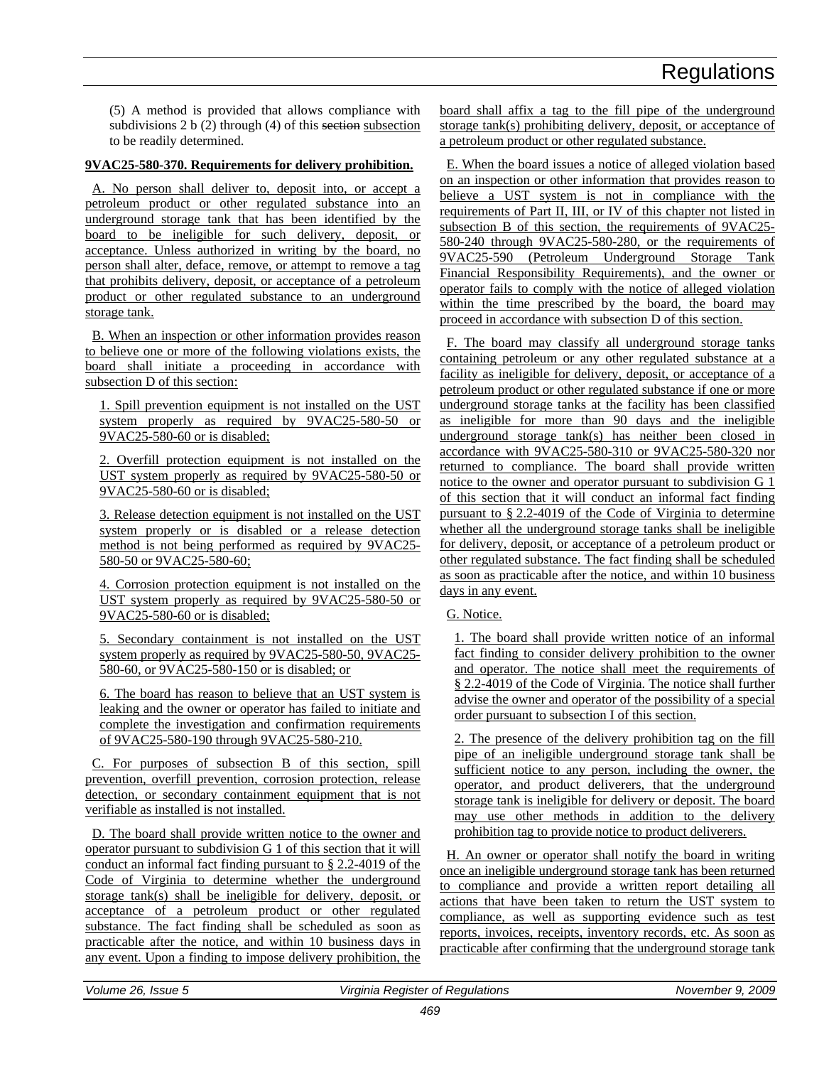(5) A method is provided that allows compliance with subdivisions 2 b (2) through (4) of this ~~section~~ subsection to be readily determined.

**9VAC25-580-370. Requirements for delivery prohibition.**

A. No person shall deliver to, deposit into, or accept a petroleum product or other regulated substance into an underground storage tank that has been identified by the board to be ineligible for such delivery, deposit, or acceptance. Unless authorized in writing by the board, no person shall alter, deface, remove, or attempt to remove a tag that prohibits delivery, deposit, or acceptance of a petroleum product or other regulated substance to an underground storage tank.

B. When an inspection or other information provides reason to believe one or more of the following violations exists, the board shall initiate a proceeding in accordance with subsection D of this section:

1. Spill prevention equipment is not installed on the UST system properly as required by 9VAC25-580-50 or 9VAC25-580-60 or is disabled;

2. Overfill protection equipment is not installed on the UST system properly as required by 9VAC25-580-50 or 9VAC25-580-60 or is disabled;

3. Release detection equipment is not installed on the UST system properly or is disabled or a release detection method is not being performed as required by 9VAC25-580-50 or 9VAC25-580-60;

4. Corrosion protection equipment is not installed on the UST system properly as required by 9VAC25-580-50 or 9VAC25-580-60 or is disabled;

5. Secondary containment is not installed on the UST system properly as required by 9VAC25-580-50, 9VAC25-580-60, or 9VAC25-580-150 or is disabled; or

6. The board has reason to believe that an UST system is leaking and the owner or operator has failed to initiate and complete the investigation and confirmation requirements of 9VAC25-580-190 through 9VAC25-580-210.

C. For purposes of subsection B of this section, spill prevention, overfill prevention, corrosion protection, release detection, or secondary containment equipment that is not verifiable as installed is not installed.

D. The board shall provide written notice to the owner and operator pursuant to subdivision G 1 of this section that it will conduct an informal fact finding pursuant to § 2.2-4019 of the Code of Virginia to determine whether the underground storage tank(s) shall be ineligible for delivery, deposit, or acceptance of a petroleum product or other regulated substance. The fact finding shall be scheduled as soon as practicable after the notice, and within 10 business days in any event. Upon a finding to impose delivery prohibition, the board shall affix a tag to the fill pipe of the underground storage tank(s) prohibiting delivery, deposit, or acceptance of a petroleum product or other regulated substance.

E. When the board issues a notice of alleged violation based on an inspection or other information that provides reason to believe a UST system is not in compliance with the requirements of Part II, III, or IV of this chapter not listed in subsection B of this section, the requirements of 9VAC25-580-240 through 9VAC25-580-280, or the requirements of 9VAC25-590 (Petroleum Underground Storage Tank Financial Responsibility Requirements), and the owner or operator fails to comply with the notice of alleged violation within the time prescribed by the board, the board may proceed in accordance with subsection D of this section.

F. The board may classify all underground storage tanks containing petroleum or any other regulated substance at a facility as ineligible for delivery, deposit, or acceptance of a petroleum product or other regulated substance if one or more underground storage tanks at the facility has been classified as ineligible for more than 90 days and the ineligible underground storage tank(s) has neither been closed in accordance with 9VAC25-580-310 or 9VAC25-580-320 nor returned to compliance. The board shall provide written notice to the owner and operator pursuant to subdivision G 1 of this section that it will conduct an informal fact finding pursuant to § 2.2-4019 of the Code of Virginia to determine whether all the underground storage tanks shall be ineligible for delivery, deposit, or acceptance of a petroleum product or other regulated substance. The fact finding shall be scheduled as soon as practicable after the notice, and within 10 business days in any event.

G. Notice.

1. The board shall provide written notice of an informal fact finding to consider delivery prohibition to the owner and operator. The notice shall meet the requirements of § 2.2-4019 of the Code of Virginia. The notice shall further advise the owner and operator of the possibility of a special order pursuant to subsection I of this section.

2. The presence of the delivery prohibition tag on the fill pipe of an ineligible underground storage tank shall be sufficient notice to any person, including the owner, the operator, and product deliverers, that the underground storage tank is ineligible for delivery or deposit. The board may use other methods in addition to the delivery prohibition tag to provide notice to product deliverers.

H. An owner or operator shall notify the board in writing once an ineligible underground storage tank has been returned to compliance and provide a written report detailing all actions that have been taken to return the UST system to compliance, as well as supporting evidence such as test reports, invoices, receipts, inventory records, etc. As soon as practicable after confirming that the underground storage tank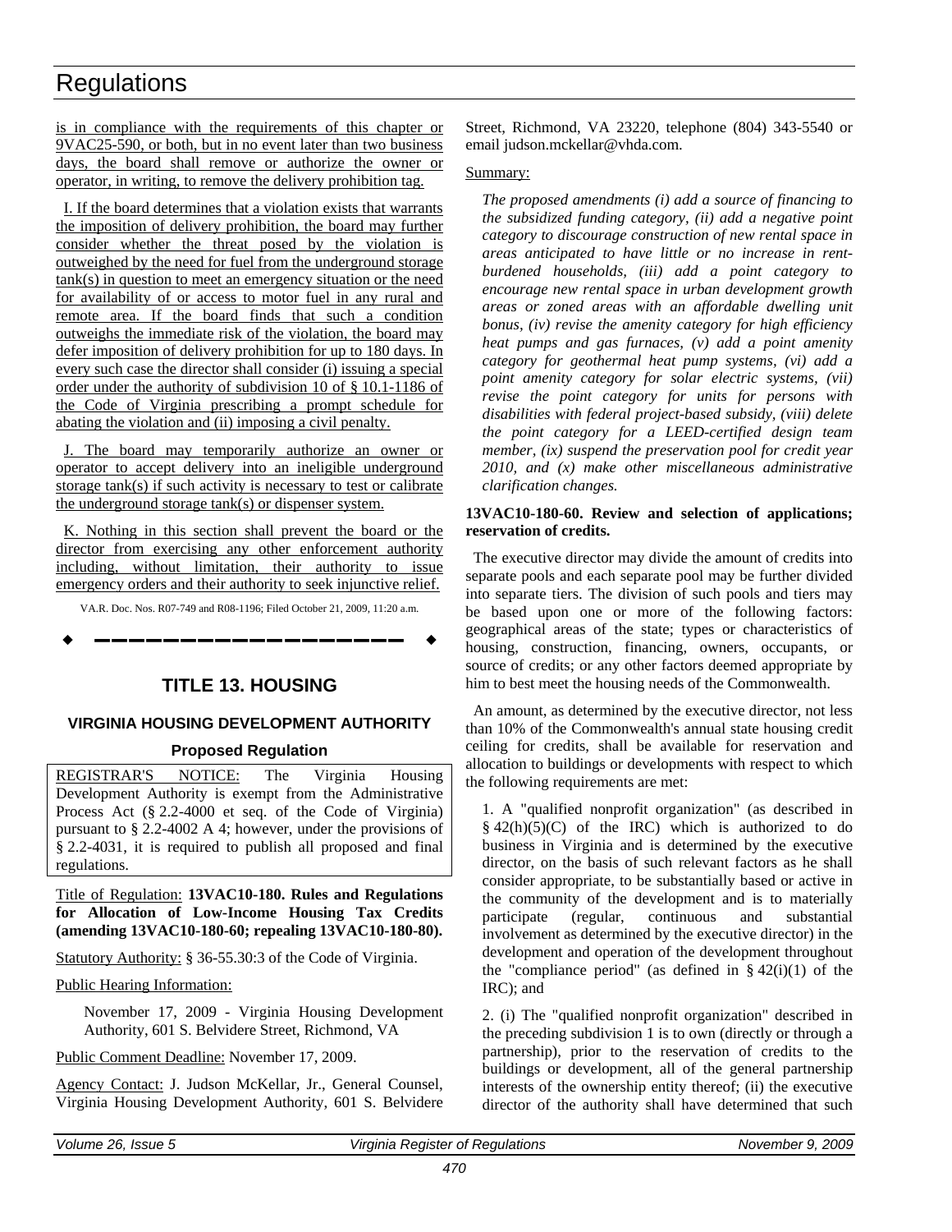is in compliance with the requirements of this chapter or 9VAC25-590, or both, but in no event later than two business days, the board shall remove or authorize the owner or operator, in writing, to remove the delivery prohibition tag.

I. If the board determines that a violation exists that warrants the imposition of delivery prohibition, the board may further consider whether the threat posed by the violation is outweighed by the need for fuel from the underground storage tank(s) in question to meet an emergency situation or the need for availability of or access to motor fuel in any rural and remote area. If the board finds that such a condition outweighs the immediate risk of the violation, the board may defer imposition of delivery prohibition for up to 180 days. In every such case the director shall consider (i) issuing a special order under the authority of subdivision 10 of § 10.1-1186 of the Code of Virginia prescribing a prompt schedule for abating the violation and (ii) imposing a civil penalty.

J. The board may temporarily authorize an owner or operator to accept delivery into an ineligible underground storage tank(s) if such activity is necessary to test or calibrate the underground storage tank(s) or dispenser system.

K. Nothing in this section shall prevent the board or the director from exercising any other enforcement authority including, without limitation, their authority to issue emergency orders and their authority to seek injunctive relief.

VA.R. Doc. Nos. R07-749 and R08-1196; Filed October 21, 2009, 11:20 a.m.

---

# TITLE 13. HOUSING

## VIRGINIA HOUSING DEVELOPMENT AUTHORITY

### Proposed Regulation

REGISTRAR'S NOTICE: The Virginia Housing Development Authority is exempt from the Administrative Process Act (§ 2.2-4000 et seq. of the Code of Virginia) pursuant to § 2.2-4002 A 4; however, under the provisions of § 2.2-4031, it is required to publish all proposed and final regulations.

Title of Regulation: **13VAC10-180. Rules and Regulations for Allocation of Low-Income Housing Tax Credits (amending 13VAC10-180-60; repealing 13VAC10-180-80).**

Statutory Authority: § 36-55.30:3 of the Code of Virginia.

Public Hearing Information:

November 17, 2009 - Virginia Housing Development Authority, 601 S. Belvidere Street, Richmond, VA

Public Comment Deadline: November 17, 2009.

Agency Contact: J. Judson McKellar, Jr., General Counsel, Virginia Housing Development Authority, 601 S. Belvidere Street, Richmond, VA 23220, telephone (804) 343-5540 or email judson.mckellar@vhda.com.

Summary:

*The proposed amendments (i) add a source of financing to the subsidized funding category, (ii) add a negative point category to discourage construction of new rental space in areas anticipated to have little or no increase in rent-burdened households, (iii) add a point category to encourage new rental space in urban development growth areas or zoned areas with an affordable dwelling unit bonus, (iv) revise the amenity category for high efficiency heat pumps and gas furnaces, (v) add a point amenity category for geothermal heat pump systems, (vi) add a point amenity category for solar electric systems, (vii) revise the point category for units for persons with disabilities with federal project-based subsidy, (viii) delete the point category for a LEED-certified design team member, (ix) suspend the preservation pool for credit year 2010, and (x) make other miscellaneous administrative clarification changes.*

**13VAC10-180-60. Review and selection of applications; reservation of credits.**

The executive director may divide the amount of credits into separate pools and each separate pool may be further divided into separate tiers. The division of such pools and tiers may be based upon one or more of the following factors: geographical areas of the state; types or characteristics of housing, construction, financing, owners, occupants, or source of credits; or any other factors deemed appropriate by him to best meet the housing needs of the Commonwealth.

An amount, as determined by the executive director, not less than 10% of the Commonwealth's annual state housing credit ceiling for credits, shall be available for reservation and allocation to buildings or developments with respect to which the following requirements are met:

1. A "qualified nonprofit organization" (as described in § 42(h)(5)(C) of the IRC) which is authorized to do business in Virginia and is determined by the executive director, on the basis of such relevant factors as he shall consider appropriate, to be substantially based or active in the community of the development and is to materially participate (regular, continuous and substantial involvement as determined by the executive director) in the development and operation of the development throughout the "compliance period" (as defined in § 42(i)(1) of the IRC); and

2. (i) The "qualified nonprofit organization" described in the preceding subdivision 1 is to own (directly or through a partnership), prior to the reservation of credits to the buildings or development, all of the general partnership interests of the ownership entity thereof; (ii) the executive director of the authority shall have determined that such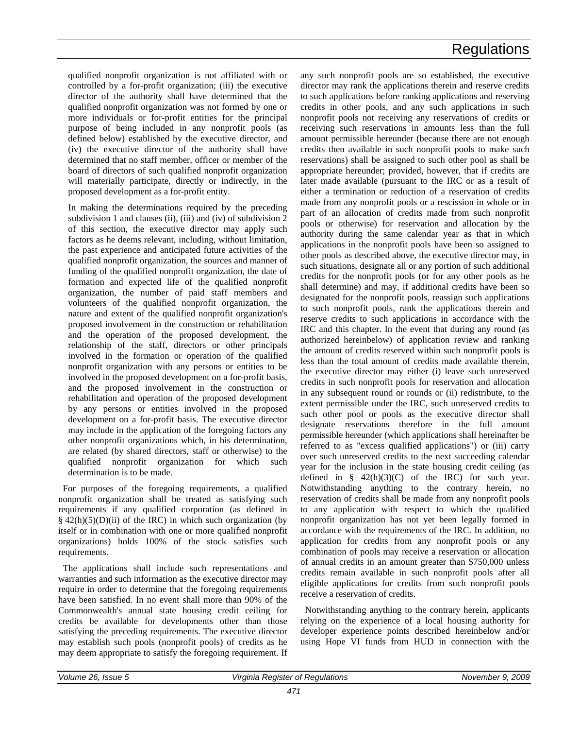qualified nonprofit organization is not affiliated with or controlled by a for-profit organization; (iii) the executive director of the authority shall have determined that the qualified nonprofit organization was not formed by one or more individuals or for-profit entities for the principal purpose of being included in any nonprofit pools (as defined below) established by the executive director, and (iv) the executive director of the authority shall have determined that no staff member, officer or member of the board of directors of such qualified nonprofit organization will materially participate, directly or indirectly, in the proposed development as a for-profit entity.

In making the determinations required by the preceding subdivision 1 and clauses (ii), (iii) and (iv) of subdivision 2 of this section, the executive director may apply such factors as he deems relevant, including, without limitation, the past experience and anticipated future activities of the qualified nonprofit organization, the sources and manner of funding of the qualified nonprofit organization, the date of formation and expected life of the qualified nonprofit organization, the number of paid staff members and volunteers of the qualified nonprofit organization, the nature and extent of the qualified nonprofit organization's proposed involvement in the construction or rehabilitation and the operation of the proposed development, the relationship of the staff, directors or other principals involved in the formation or operation of the qualified nonprofit organization with any persons or entities to be involved in the proposed development on a for-profit basis, and the proposed involvement in the construction or rehabilitation and operation of the proposed development by any persons or entities involved in the proposed development on a for-profit basis. The executive director may include in the application of the foregoing factors any other nonprofit organizations which, in his determination, are related (by shared directors, staff or otherwise) to the qualified nonprofit organization for which such determination is to be made.

For purposes of the foregoing requirements, a qualified nonprofit organization shall be treated as satisfying such requirements if any qualified corporation (as defined in § 42(h)(5)(D)(ii) of the IRC) in which such organization (by itself or in combination with one or more qualified nonprofit organizations) holds 100% of the stock satisfies such requirements.

The applications shall include such representations and warranties and such information as the executive director may require in order to determine that the foregoing requirements have been satisfied. In no event shall more than 90% of the Commonwealth's annual state housing credit ceiling for credits be available for developments other than those satisfying the preceding requirements. The executive director may establish such pools (nonprofit pools) of credits as he may deem appropriate to satisfy the foregoing requirement. If any such nonprofit pools are so established, the executive director may rank the applications therein and reserve credits to such applications before ranking applications and reserving credits in other pools, and any such applications in such nonprofit pools not receiving any reservations of credits or receiving such reservations in amounts less than the full amount permissible hereunder (because there are not enough credits then available in such nonprofit pools to make such reservations) shall be assigned to such other pool as shall be appropriate hereunder; provided, however, that if credits are later made available (pursuant to the IRC or as a result of either a termination or reduction of a reservation of credits made from any nonprofit pools or a rescission in whole or in part of an allocation of credits made from such nonprofit pools or otherwise) for reservation and allocation by the authority during the same calendar year as that in which applications in the nonprofit pools have been so assigned to other pools as described above, the executive director may, in such situations, designate all or any portion of such additional credits for the nonprofit pools (or for any other pools as he shall determine) and may, if additional credits have been so designated for the nonprofit pools, reassign such applications to such nonprofit pools, rank the applications therein and reserve credits to such applications in accordance with the IRC and this chapter. In the event that during any round (as authorized hereinbelow) of application review and ranking the amount of credits reserved within such nonprofit pools is less than the total amount of credits made available therein, the executive director may either (i) leave such unreserved credits in such nonprofit pools for reservation and allocation in any subsequent round or rounds or (ii) redistribute, to the extent permissible under the IRC, such unreserved credits to such other pool or pools as the executive director shall designate reservations therefore in the full amount permissible hereunder (which applications shall hereinafter be referred to as "excess qualified applications") or (iii) carry over such unreserved credits to the next succeeding calendar year for the inclusion in the state housing credit ceiling (as defined in § 42(h)(3)(C) of the IRC) for such year. Notwithstanding anything to the contrary herein, no reservation of credits shall be made from any nonprofit pools to any application with respect to which the qualified nonprofit organization has not yet been legally formed in accordance with the requirements of the IRC. In addition, no application for credits from any nonprofit pools or any combination of pools may receive a reservation or allocation of annual credits in an amount greater than $750,000 unless credits remain available in such nonprofit pools after all eligible applications for credits from such nonprofit pools receive a reservation of credits.

Notwithstanding anything to the contrary herein, applicants relying on the experience of a local housing authority for developer experience points described hereinbelow and/or using Hope VI funds from HUD in connection with the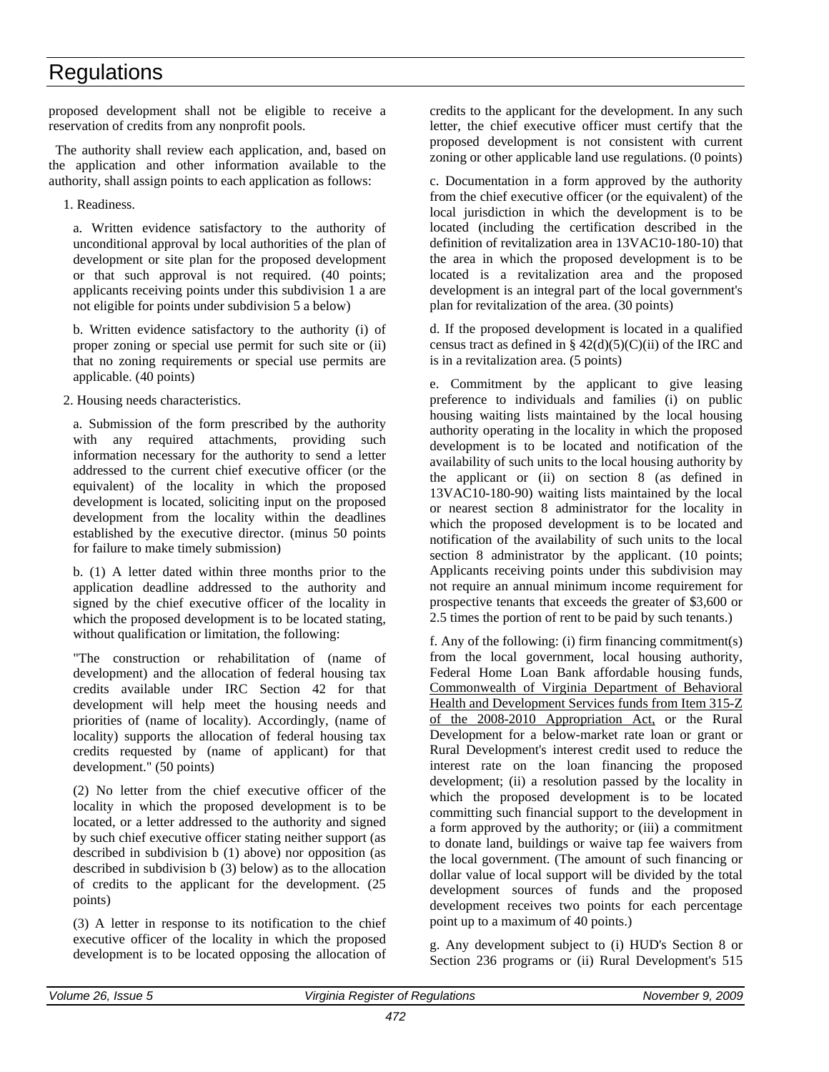proposed development shall not be eligible to receive a reservation of credits from any nonprofit pools.

The authority shall review each application, and, based on the application and other information available to the authority, shall assign points to each application as follows:

1. Readiness.

a. Written evidence satisfactory to the authority of unconditional approval by local authorities of the plan of development or site plan for the proposed development or that such approval is not required. (40 points; applicants receiving points under this subdivision 1 a are not eligible for points under subdivision 5 a below)

b. Written evidence satisfactory to the authority (i) of proper zoning or special use permit for such site or (ii) that no zoning requirements or special use permits are applicable. (40 points)

2. Housing needs characteristics.

a. Submission of the form prescribed by the authority with any required attachments, providing such information necessary for the authority to send a letter addressed to the current chief executive officer (or the equivalent) of the locality in which the proposed development is located, soliciting input on the proposed development from the locality within the deadlines established by the executive director. (minus 50 points for failure to make timely submission)

b. (1) A letter dated within three months prior to the application deadline addressed to the authority and signed by the chief executive officer of the locality in which the proposed development is to be located stating, without qualification or limitation, the following:

"The construction or rehabilitation of (name of development) and the allocation of federal housing tax credits available under IRC Section 42 for that development will help meet the housing needs and priorities of (name of locality). Accordingly, (name of locality) supports the allocation of federal housing tax credits requested by (name of applicant) for that development." (50 points)

(2) No letter from the chief executive officer of the locality in which the proposed development is to be located, or a letter addressed to the authority and signed by such chief executive officer stating neither support (as described in subdivision b (1) above) nor opposition (as described in subdivision b (3) below) as to the allocation of credits to the applicant for the development. (25 points)

(3) A letter in response to its notification to the chief executive officer of the locality in which the proposed development is to be located opposing the allocation of credits to the applicant for the development. In any such letter, the chief executive officer must certify that the proposed development is not consistent with current zoning or other applicable land use regulations. (0 points)

c. Documentation in a form approved by the authority from the chief executive officer (or the equivalent) of the local jurisdiction in which the development is to be located (including the certification described in the definition of revitalization area in 13VAC10-180-10) that the area in which the proposed development is to be located is a revitalization area and the proposed development is an integral part of the local government's plan for revitalization of the area. (30 points)

d. If the proposed development is located in a qualified census tract as defined in § 42(d)(5)(C)(ii) of the IRC and is in a revitalization area. (5 points)

e. Commitment by the applicant to give leasing preference to individuals and families (i) on public housing waiting lists maintained by the local housing authority operating in the locality in which the proposed development is to be located and notification of the availability of such units to the local housing authority by the applicant or (ii) on section 8 (as defined in 13VAC10-180-90) waiting lists maintained by the local or nearest section 8 administrator for the locality in which the proposed development is to be located and notification of the availability of such units to the local section 8 administrator by the applicant. (10 points; Applicants receiving points under this subdivision may not require an annual minimum income requirement for prospective tenants that exceeds the greater of $3,600 or 2.5 times the portion of rent to be paid by such tenants.)

f. Any of the following: (i) firm financing commitment(s) from the local government, local housing authority, Federal Home Loan Bank affordable housing funds, Commonwealth of Virginia Department of Behavioral Health and Development Services funds from Item 315-Z of the 2008-2010 Appropriation Act, or the Rural Development for a below-market rate loan or grant or Rural Development's interest credit used to reduce the interest rate on the loan financing the proposed development; (ii) a resolution passed by the locality in which the proposed development is to be located committing such financial support to the development in a form approved by the authority; or (iii) a commitment to donate land, buildings or waive tap fee waivers from the local government. (The amount of such financing or dollar value of local support will be divided by the total development sources of funds and the proposed development receives two points for each percentage point up to a maximum of 40 points.)

g. Any development subject to (i) HUD's Section 8 or Section 236 programs or (ii) Rural Development's 515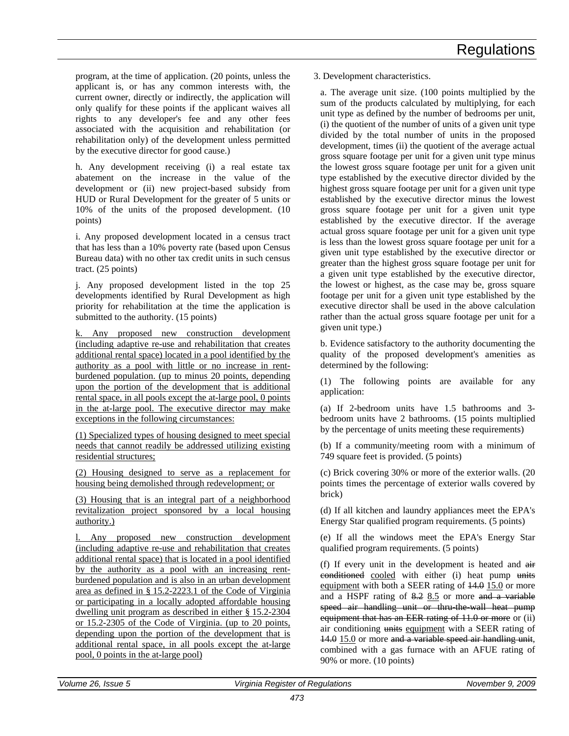program, at the time of application. (20 points, unless the applicant is, or has any common interests with, the current owner, directly or indirectly, the application will only qualify for these points if the applicant waives all rights to any developer's fee and any other fees associated with the acquisition and rehabilitation (or rehabilitation only) of the development unless permitted by the executive director for good cause.)

h. Any development receiving (i) a real estate tax abatement on the increase in the value of the development or (ii) new project-based subsidy from HUD or Rural Development for the greater of 5 units or 10% of the units of the proposed development. (10 points)

i. Any proposed development located in a census tract that has less than a 10% poverty rate (based upon Census Bureau data) with no other tax credit units in such census tract. (25 points)

j. Any proposed development listed in the top 25 developments identified by Rural Development as high priority for rehabilitation at the time the application is submitted to the authority. (15 points)

k. Any proposed new construction development (including adaptive re-use and rehabilitation that creates additional rental space) located in a pool identified by the authority as a pool with little or no increase in rent-burdened population. (up to minus 20 points, depending upon the portion of the development that is additional rental space, in all pools except the at-large pool, 0 points in the at-large pool. The executive director may make exceptions in the following circumstances:

(1) Specialized types of housing designed to meet special needs that cannot readily be addressed utilizing existing residential structures;

(2) Housing designed to serve as a replacement for housing being demolished through redevelopment; or

(3) Housing that is an integral part of a neighborhood revitalization project sponsored by a local housing authority.)

l. Any proposed new construction development (including adaptive re-use and rehabilitation that creates additional rental space) that is located in a pool identified by the authority as a pool with an increasing rent-burdened population and is also in an urban development area as defined in § 15.2-2223.1 of the Code of Virginia or participating in a locally adopted affordable housing dwelling unit program as described in either § 15.2-2304 or 15.2-2305 of the Code of Virginia. (up to 20 points, depending upon the portion of the development that is additional rental space, in all pools except the at-large pool, 0 points in the at-large pool)

3. Development characteristics.

a. The average unit size. (100 points multiplied by the sum of the products calculated by multiplying, for each unit type as defined by the number of bedrooms per unit, (i) the quotient of the number of units of a given unit type divided by the total number of units in the proposed development, times (ii) the quotient of the average actual gross square footage per unit for a given unit type minus the lowest gross square footage per unit for a given unit type established by the executive director divided by the highest gross square footage per unit for a given unit type established by the executive director minus the lowest gross square footage per unit for a given unit type established by the executive director. If the average actual gross square footage per unit for a given unit type is less than the lowest gross square footage per unit for a given unit type established by the executive director or greater than the highest gross square footage per unit for a given unit type established by the executive director, the lowest or highest, as the case may be, gross square footage per unit for a given unit type established by the executive director shall be used in the above calculation rather than the actual gross square footage per unit for a given unit type.)

b. Evidence satisfactory to the authority documenting the quality of the proposed development's amenities as determined by the following:

(1) The following points are available for any application:

(a) If 2-bedroom units have 1.5 bathrooms and 3-bedroom units have 2 bathrooms. (15 points multiplied by the percentage of units meeting these requirements)

(b) If a community/meeting room with a minimum of 749 square feet is provided. (5 points)

(c) Brick covering 30% or more of the exterior walls. (20 points times the percentage of exterior walls covered by brick)

(d) If all kitchen and laundry appliances meet the EPA's Energy Star qualified program requirements. (5 points)

(e) If all the windows meet the EPA's Energy Star qualified program requirements. (5 points)

(f) If every unit in the development is heated and ~~air conditioned~~ cooled with either (i) heat pump ~~units~~ equipment with both a SEER rating of ~~14.0~~ 15.0 or more and a HSPF rating of ~~8.2~~ 8.5 or more ~~and a variable speed air handling unit or thru-the-wall heat pump equipment that has an EER rating of 11.0 or more~~ or (ii) air conditioning ~~units~~ equipment with a SEER rating of ~~14.0~~ 15.0 or more ~~and a variable speed air handling unit~~, combined with a gas furnace with an AFUE rating of 90% or more. (10 points)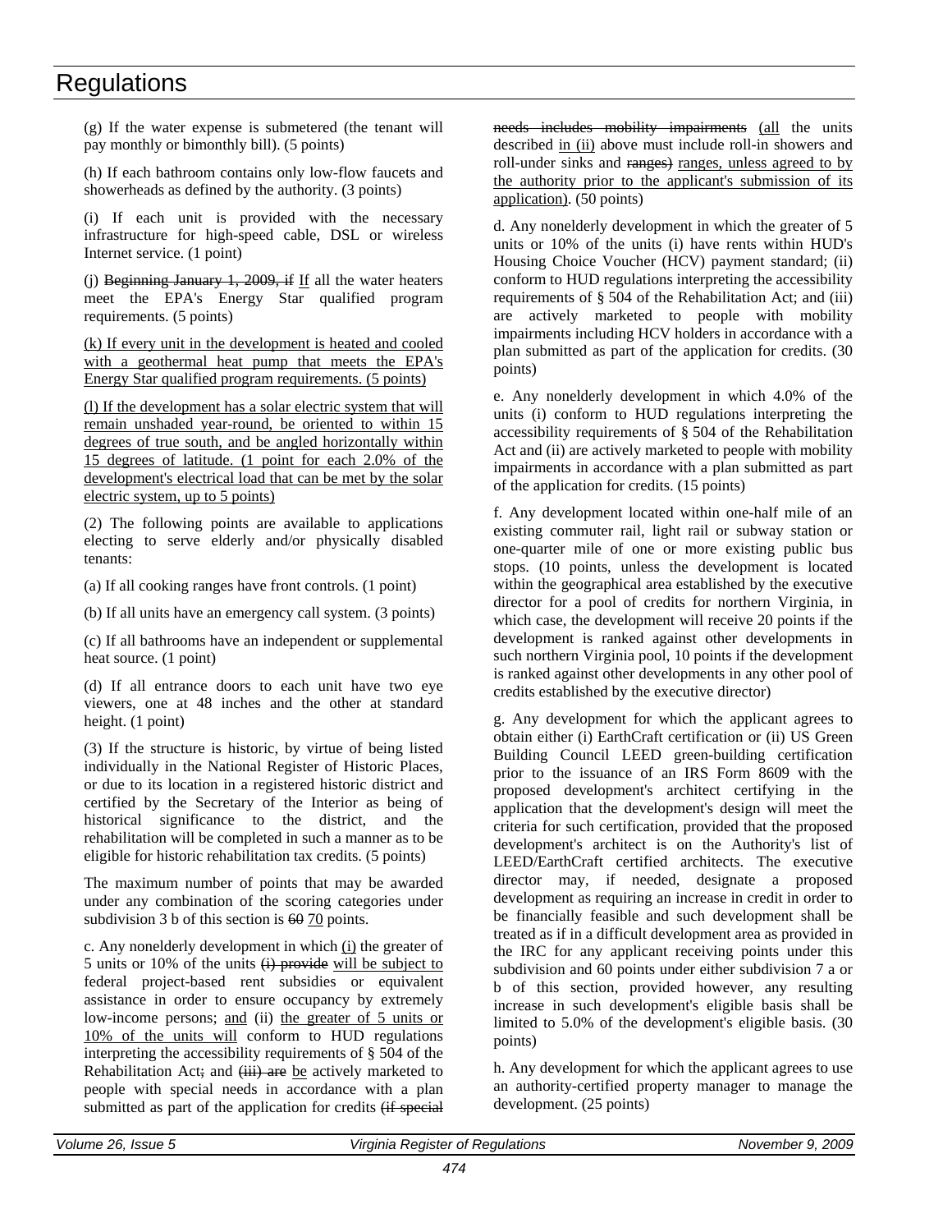(g) If the water expense is submetered (the tenant will pay monthly or bimonthly bill). (5 points)

(h) If each bathroom contains only low-flow faucets and showerheads as defined by the authority. (3 points)

(i) If each unit is provided with the necessary infrastructure for high-speed cable, DSL or wireless Internet service. (1 point)

(j) ~~Beginning January 1, 2009, if~~ If all the water heaters meet the EPA's Energy Star qualified program requirements. (5 points)

(k) If every unit in the development is heated and cooled with a geothermal heat pump that meets the EPA's Energy Star qualified program requirements. (5 points)

(l) If the development has a solar electric system that will remain unshaded year-round, be oriented to within 15 degrees of true south, and be angled horizontally within 15 degrees of latitude. (1 point for each 2.0% of the development's electrical load that can be met by the solar electric system, up to 5 points)

(2) The following points are available to applications electing to serve elderly and/or physically disabled tenants:

(a) If all cooking ranges have front controls. (1 point)

(b) If all units have an emergency call system. (3 points)

(c) If all bathrooms have an independent or supplemental heat source. (1 point)

(d) If all entrance doors to each unit have two eye viewers, one at 48 inches and the other at standard height. (1 point)

(3) If the structure is historic, by virtue of being listed individually in the National Register of Historic Places, or due to its location in a registered historic district and certified by the Secretary of the Interior as being of historical significance to the district, and the rehabilitation will be completed in such a manner as to be eligible for historic rehabilitation tax credits. (5 points)

The maximum number of points that may be awarded under any combination of the scoring categories under subdivision 3 b of this section is ~~60~~ 70 points.

c. Any nonelderly development in which (i) the greater of 5 units or 10% of the units ~~(i) provide~~ will be subject to federal project-based rent subsidies or equivalent assistance in order to ensure occupancy by extremely low-income persons; and (ii) the greater of 5 units or 10% of the units will conform to HUD regulations interpreting the accessibility requirements of § 504 of the Rehabilitation Act~~;~~ and ~~(iii) are~~ be actively marketed to people with special needs in accordance with a plan submitted as part of the application for credits ~~(if special needs includes mobility impairments~~ (all the units described in (ii) above must include roll-in showers and roll-under sinks and ~~ranges)~~ ranges, unless agreed to by the authority prior to the applicant's submission of its application). (50 points)

d. Any nonelderly development in which the greater of 5 units or 10% of the units (i) have rents within HUD's Housing Choice Voucher (HCV) payment standard; (ii) conform to HUD regulations interpreting the accessibility requirements of § 504 of the Rehabilitation Act; and (iii) are actively marketed to people with mobility impairments including HCV holders in accordance with a plan submitted as part of the application for credits. (30 points)

e. Any nonelderly development in which 4.0% of the units (i) conform to HUD regulations interpreting the accessibility requirements of § 504 of the Rehabilitation Act and (ii) are actively marketed to people with mobility impairments in accordance with a plan submitted as part of the application for credits. (15 points)

f. Any development located within one-half mile of an existing commuter rail, light rail or subway station or one-quarter mile of one or more existing public bus stops. (10 points, unless the development is located within the geographical area established by the executive director for a pool of credits for northern Virginia, in which case, the development will receive 20 points if the development is ranked against other developments in such northern Virginia pool, 10 points if the development is ranked against other developments in any other pool of credits established by the executive director)

g. Any development for which the applicant agrees to obtain either (i) EarthCraft certification or (ii) US Green Building Council LEED green-building certification prior to the issuance of an IRS Form 8609 with the proposed development's architect certifying in the application that the development's design will meet the criteria for such certification, provided that the proposed development's architect is on the Authority's list of LEED/EarthCraft certified architects. The executive director may, if needed, designate a proposed development as requiring an increase in credit in order to be financially feasible and such development shall be treated as if in a difficult development area as provided in the IRC for any applicant receiving points under this subdivision and 60 points under either subdivision 7 a or b of this section, provided however, any resulting increase in such development's eligible basis shall be limited to 5.0% of the development's eligible basis. (30 points)

h. Any development for which the applicant agrees to use an authority-certified property manager to manage the development. (25 points)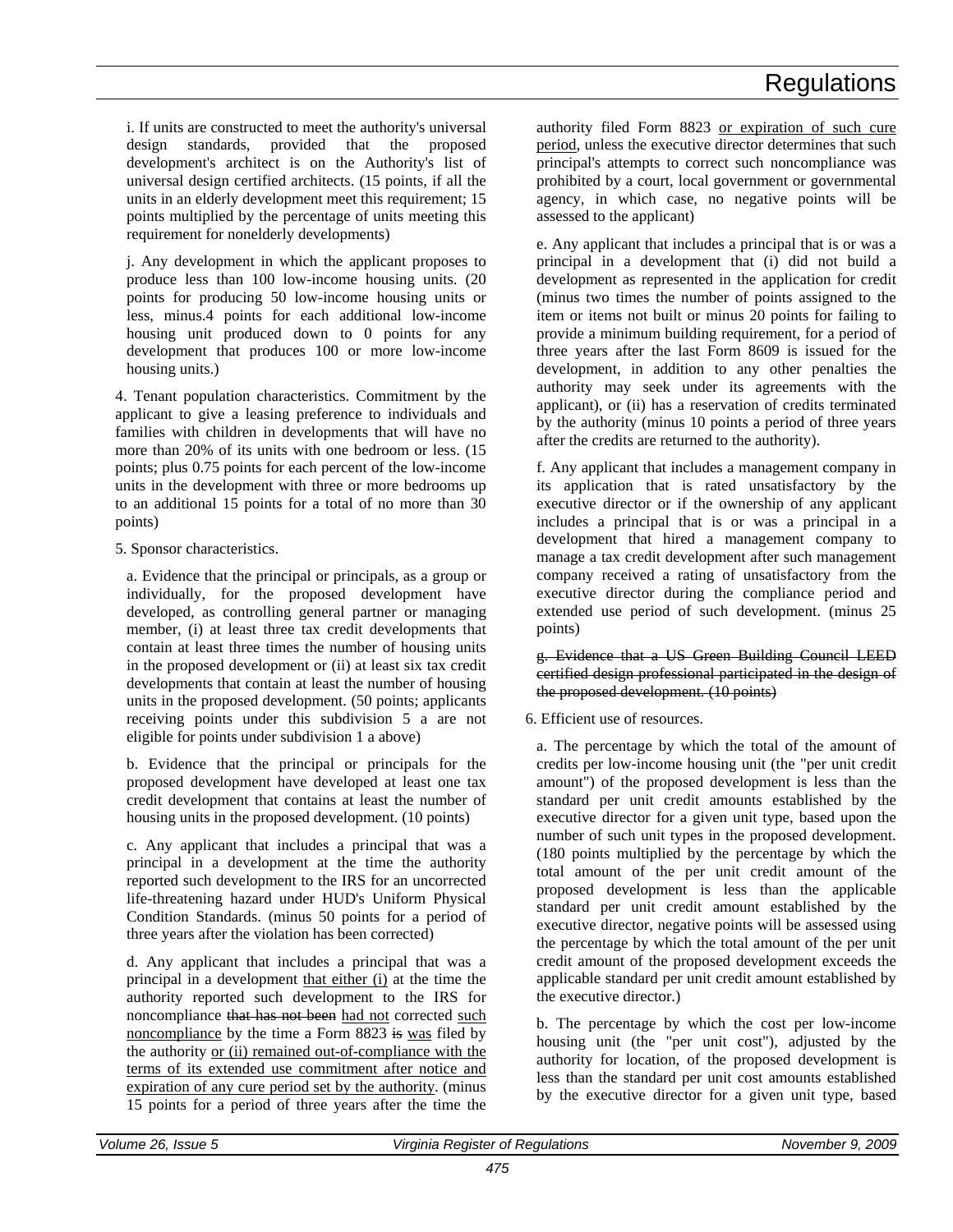i. If units are constructed to meet the authority's universal design standards, provided that the proposed development's architect is on the Authority's list of universal design certified architects. (15 points, if all the units in an elderly development meet this requirement; 15 points multiplied by the percentage of units meeting this requirement for nonelderly developments)

j. Any development in which the applicant proposes to produce less than 100 low-income housing units. (20 points for producing 50 low-income housing units or less, minus.4 points for each additional low-income housing unit produced down to 0 points for any development that produces 100 or more low-income housing units.)

4. Tenant population characteristics. Commitment by the applicant to give a leasing preference to individuals and families with children in developments that will have no more than 20% of its units with one bedroom or less. (15 points; plus 0.75 points for each percent of the low-income units in the development with three or more bedrooms up to an additional 15 points for a total of no more than 30 points)

5. Sponsor characteristics.

a. Evidence that the principal or principals, as a group or individually, for the proposed development have developed, as controlling general partner or managing member, (i) at least three tax credit developments that contain at least three times the number of housing units in the proposed development or (ii) at least six tax credit developments that contain at least the number of housing units in the proposed development. (50 points; applicants receiving points under this subdivision 5 a are not eligible for points under subdivision 1 a above)

b. Evidence that the principal or principals for the proposed development have developed at least one tax credit development that contains at least the number of housing units in the proposed development. (10 points)

c. Any applicant that includes a principal that was a principal in a development at the time the authority reported such development to the IRS for an uncorrected life-threatening hazard under HUD's Uniform Physical Condition Standards. (minus 50 points for a period of three years after the violation has been corrected)

d. Any applicant that includes a principal that was a principal in a development that either (i) at the time the authority reported such development to the IRS for noncompliance ~~that has not been~~ had not corrected such noncompliance by the time a Form 8823 ~~is~~ was filed by the authority or (ii) remained out-of-compliance with the terms of its extended use commitment after notice and expiration of any cure period set by the authority. (minus 15 points for a period of three years after the time the authority filed Form 8823 or expiration of such cure period, unless the executive director determines that such principal's attempts to correct such noncompliance was prohibited by a court, local government or governmental agency, in which case, no negative points will be assessed to the applicant)

e. Any applicant that includes a principal that is or was a principal in a development that (i) did not build a development as represented in the application for credit (minus two times the number of points assigned to the item or items not built or minus 20 points for failing to provide a minimum building requirement, for a period of three years after the last Form 8609 is issued for the development, in addition to any other penalties the authority may seek under its agreements with the applicant), or (ii) has a reservation of credits terminated by the authority (minus 10 points a period of three years after the credits are returned to the authority).

f. Any applicant that includes a management company in its application that is rated unsatisfactory by the executive director or if the ownership of any applicant includes a principal that is or was a principal in a development that hired a management company to manage a tax credit development after such management company received a rating of unsatisfactory from the executive director during the compliance period and extended use period of such development. (minus 25 points)

~~g. Evidence that a US Green Building Council LEED certified design professional participated in the design of the proposed development. (10 points)~~

6. Efficient use of resources.

a. The percentage by which the total of the amount of credits per low-income housing unit (the "per unit credit amount") of the proposed development is less than the standard per unit credit amounts established by the executive director for a given unit type, based upon the number of such unit types in the proposed development. (180 points multiplied by the percentage by which the total amount of the per unit credit amount of the proposed development is less than the applicable standard per unit credit amount established by the executive director, negative points will be assessed using the percentage by which the total amount of the per unit credit amount of the proposed development exceeds the applicable standard per unit credit amount established by the executive director.)

b. The percentage by which the cost per low-income housing unit (the "per unit cost"), adjusted by the authority for location, of the proposed development is less than the standard per unit cost amounts established by the executive director for a given unit type, based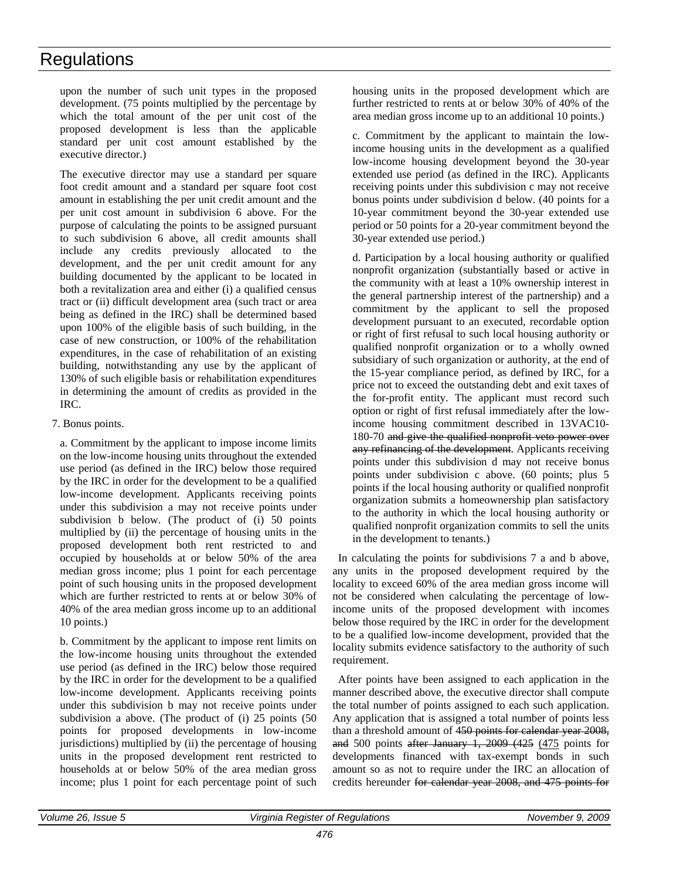upon the number of such unit types in the proposed development. (75 points multiplied by the percentage by which the total amount of the per unit cost of the proposed development is less than the applicable standard per unit cost amount established by the executive director.)

The executive director may use a standard per square foot credit amount and a standard per square foot cost amount in establishing the per unit credit amount and the per unit cost amount in subdivision 6 above. For the purpose of calculating the points to be assigned pursuant to such subdivision 6 above, all credit amounts shall include any credits previously allocated to the development, and the per unit credit amount for any building documented by the applicant to be located in both a revitalization area and either (i) a qualified census tract or (ii) difficult development area (such tract or area being as defined in the IRC) shall be determined based upon 100% of the eligible basis of such building, in the case of new construction, or 100% of the rehabilitation expenditures, in the case of rehabilitation of an existing building, notwithstanding any use by the applicant of 130% of such eligible basis or rehabilitation expenditures in determining the amount of credits as provided in the IRC.

7. Bonus points.

a. Commitment by the applicant to impose income limits on the low-income housing units throughout the extended use period (as defined in the IRC) below those required by the IRC in order for the development to be a qualified low-income development. Applicants receiving points under this subdivision a may not receive points under subdivision b below. (The product of (i) 50 points multiplied by (ii) the percentage of housing units in the proposed development both rent restricted to and occupied by households at or below 50% of the area median gross income; plus 1 point for each percentage point of such housing units in the proposed development which are further restricted to rents at or below 30% of 40% of the area median gross income up to an additional 10 points.)

b. Commitment by the applicant to impose rent limits on the low-income housing units throughout the extended use period (as defined in the IRC) below those required by the IRC in order for the development to be a qualified low-income development. Applicants receiving points under this subdivision b may not receive points under subdivision a above. (The product of (i) 25 points (50 points for proposed developments in low-income jurisdictions) multiplied by (ii) the percentage of housing units in the proposed development rent restricted to households at or below 50% of the area median gross income; plus 1 point for each percentage point of such housing units in the proposed development which are further restricted to rents at or below 30% of 40% of the area median gross income up to an additional 10 points.)

c. Commitment by the applicant to maintain the low-income housing units in the development as a qualified low-income housing development beyond the 30-year extended use period (as defined in the IRC). Applicants receiving points under this subdivision c may not receive bonus points under subdivision d below. (40 points for a 10-year commitment beyond the 30-year extended use period or 50 points for a 20-year commitment beyond the 30-year extended use period.)

d. Participation by a local housing authority or qualified nonprofit organization (substantially based or active in the community with at least a 10% ownership interest in the general partnership interest of the partnership) and a commitment by the applicant to sell the proposed development pursuant to an executed, recordable option or right of first refusal to such local housing authority or qualified nonprofit organization or to a wholly owned subsidiary of such organization or authority, at the end of the 15-year compliance period, as defined by IRC, for a price not to exceed the outstanding debt and exit taxes of the for-profit entity. The applicant must record such option or right of first refusal immediately after the low-income housing commitment described in 13VAC10-180-70 ~~and give the qualified nonprofit veto power over any refinancing of the development~~. Applicants receiving points under this subdivision d may not receive bonus points under subdivision c above. (60 points; plus 5 points if the local housing authority or qualified nonprofit organization submits a homeownership plan satisfactory to the authority in which the local housing authority or qualified nonprofit organization commits to sell the units in the development to tenants.)

In calculating the points for subdivisions 7 a and b above, any units in the proposed development required by the locality to exceed 60% of the area median gross income will not be considered when calculating the percentage of low-income units of the proposed development with incomes below those required by the IRC in order for the development to be a qualified low-income development, provided that the locality submits evidence satisfactory to the authority of such requirement.

After points have been assigned to each application in the manner described above, the executive director shall compute the total number of points assigned to each such application. Any application that is assigned a total number of points less than a threshold amount of ~~450 points for calendar year 2008, and~~ 500 points ~~after January 1, 2009 (425~~ (475 points for developments financed with tax-exempt bonds in such amount so as not to require under the IRC an allocation of credits hereunder ~~for calendar year 2008, and 475 points for~~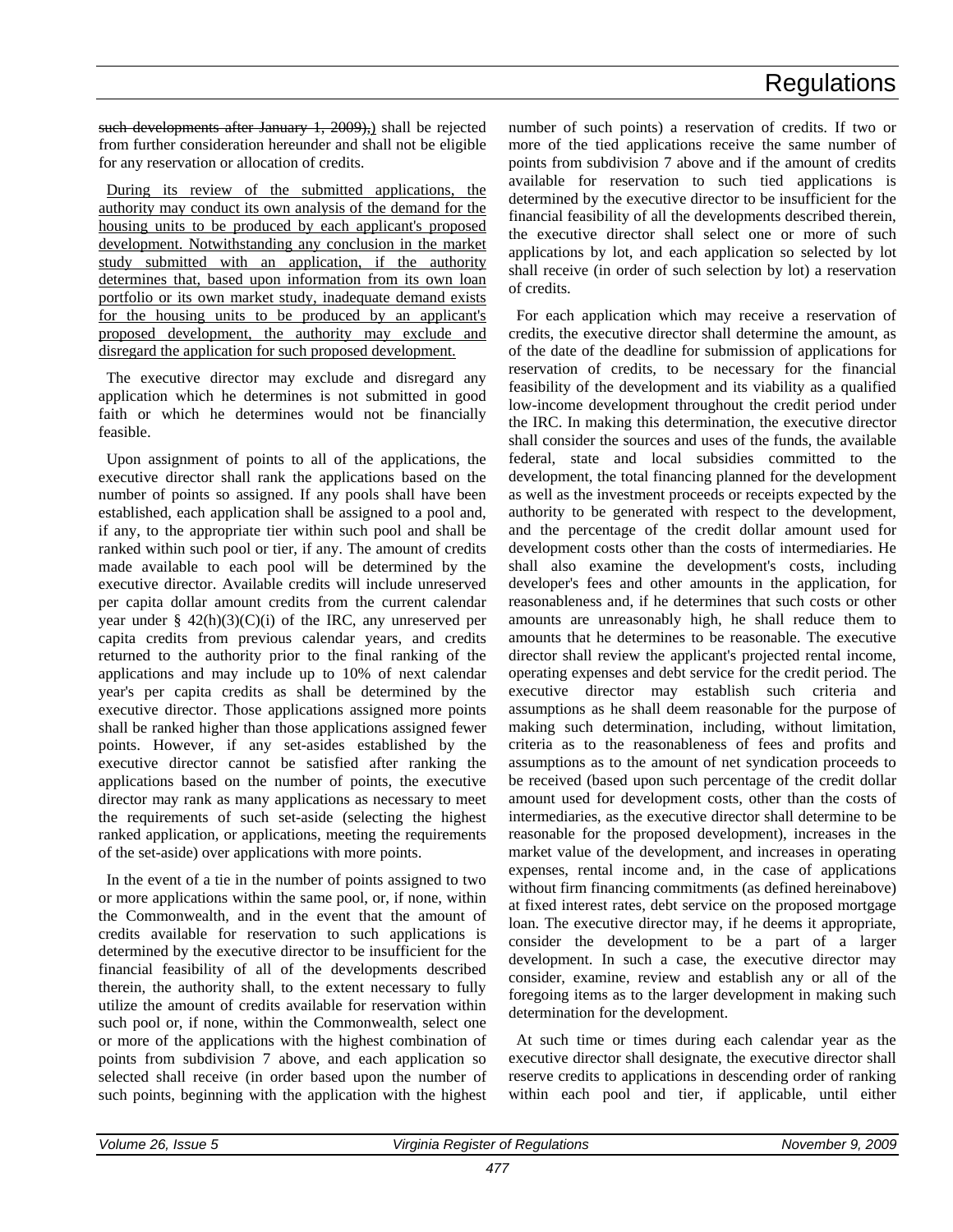~~such developments after January 1, 2009),~~) shall be rejected from further consideration hereunder and shall not be eligible for any reservation or allocation of credits.

During its review of the submitted applications, the authority may conduct its own analysis of the demand for the housing units to be produced by each applicant's proposed development. Notwithstanding any conclusion in the market study submitted with an application, if the authority determines that, based upon information from its own loan portfolio or its own market study, inadequate demand exists for the housing units to be produced by an applicant's proposed development, the authority may exclude and disregard the application for such proposed development.

The executive director may exclude and disregard any application which he determines is not submitted in good faith or which he determines would not be financially feasible.

Upon assignment of points to all of the applications, the executive director shall rank the applications based on the number of points so assigned. If any pools shall have been established, each application shall be assigned to a pool and, if any, to the appropriate tier within such pool and shall be ranked within such pool or tier, if any. The amount of credits made available to each pool will be determined by the executive director. Available credits will include unreserved per capita dollar amount credits from the current calendar year under § 42(h)(3)(C)(i) of the IRC, any unreserved per capita credits from previous calendar years, and credits returned to the authority prior to the final ranking of the applications and may include up to 10% of next calendar year's per capita credits as shall be determined by the executive director. Those applications assigned more points shall be ranked higher than those applications assigned fewer points. However, if any set-asides established by the executive director cannot be satisfied after ranking the applications based on the number of points, the executive director may rank as many applications as necessary to meet the requirements of such set-aside (selecting the highest ranked application, or applications, meeting the requirements of the set-aside) over applications with more points.

In the event of a tie in the number of points assigned to two or more applications within the same pool, or, if none, within the Commonwealth, and in the event that the amount of credits available for reservation to such applications is determined by the executive director to be insufficient for the financial feasibility of all of the developments described therein, the authority shall, to the extent necessary to fully utilize the amount of credits available for reservation within such pool or, if none, within the Commonwealth, select one or more of the applications with the highest combination of points from subdivision 7 above, and each application so selected shall receive (in order based upon the number of such points, beginning with the application with the highest number of such points) a reservation of credits. If two or more of the tied applications receive the same number of points from subdivision 7 above and if the amount of credits available for reservation to such tied applications is determined by the executive director to be insufficient for the financial feasibility of all the developments described therein, the executive director shall select one or more of such applications by lot, and each application so selected by lot shall receive (in order of such selection by lot) a reservation of credits.

For each application which may receive a reservation of credits, the executive director shall determine the amount, as of the date of the deadline for submission of applications for reservation of credits, to be necessary for the financial feasibility of the development and its viability as a qualified low-income development throughout the credit period under the IRC. In making this determination, the executive director shall consider the sources and uses of the funds, the available federal, state and local subsidies committed to the development, the total financing planned for the development as well as the investment proceeds or receipts expected by the authority to be generated with respect to the development, and the percentage of the credit dollar amount used for development costs other than the costs of intermediaries. He shall also examine the development's costs, including developer's fees and other amounts in the application, for reasonableness and, if he determines that such costs or other amounts are unreasonably high, he shall reduce them to amounts that he determines to be reasonable. The executive director shall review the applicant's projected rental income, operating expenses and debt service for the credit period. The executive director may establish such criteria and assumptions as he shall deem reasonable for the purpose of making such determination, including, without limitation, criteria as to the reasonableness of fees and profits and assumptions as to the amount of net syndication proceeds to be received (based upon such percentage of the credit dollar amount used for development costs, other than the costs of intermediaries, as the executive director shall determine to be reasonable for the proposed development), increases in the market value of the development, and increases in operating expenses, rental income and, in the case of applications without firm financing commitments (as defined hereinabove) at fixed interest rates, debt service on the proposed mortgage loan. The executive director may, if he deems it appropriate, consider the development to be a part of a larger development. In such a case, the executive director may consider, examine, review and establish any or all of the foregoing items as to the larger development in making such determination for the development.

At such time or times during each calendar year as the executive director shall designate, the executive director shall reserve credits to applications in descending order of ranking within each pool and tier, if applicable, until either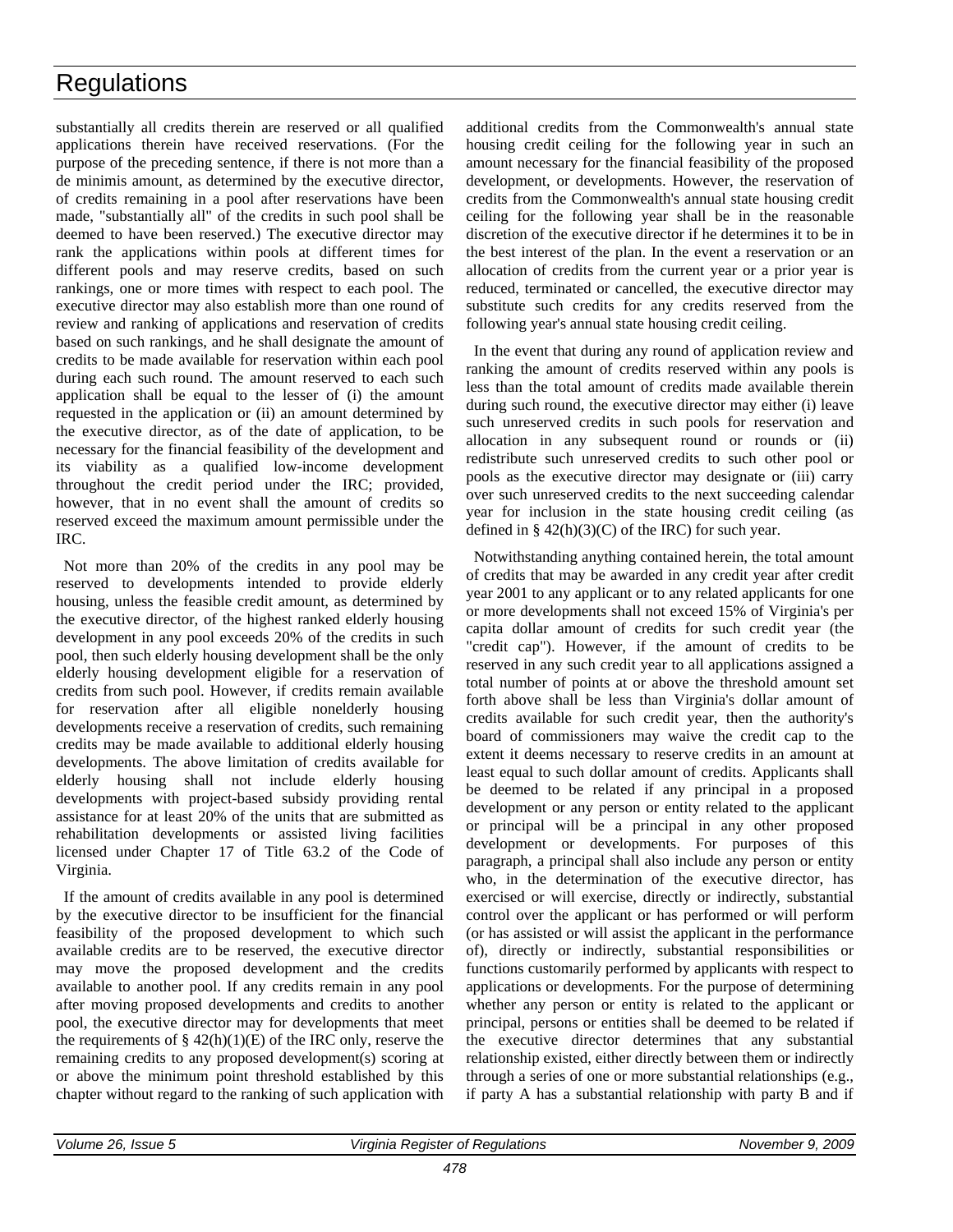substantially all credits therein are reserved or all qualified applications therein have received reservations. (For the purpose of the preceding sentence, if there is not more than a de minimis amount, as determined by the executive director, of credits remaining in a pool after reservations have been made, "substantially all" of the credits in such pool shall be deemed to have been reserved.) The executive director may rank the applications within pools at different times for different pools and may reserve credits, based on such rankings, one or more times with respect to each pool. The executive director may also establish more than one round of review and ranking of applications and reservation of credits based on such rankings, and he shall designate the amount of credits to be made available for reservation within each pool during each such round. The amount reserved to each such application shall be equal to the lesser of (i) the amount requested in the application or (ii) an amount determined by the executive director, as of the date of application, to be necessary for the financial feasibility of the development and its viability as a qualified low-income development throughout the credit period under the IRC; provided, however, that in no event shall the amount of credits so reserved exceed the maximum amount permissible under the IRC.

Not more than 20% of the credits in any pool may be reserved to developments intended to provide elderly housing, unless the feasible credit amount, as determined by the executive director, of the highest ranked elderly housing development in any pool exceeds 20% of the credits in such pool, then such elderly housing development shall be the only elderly housing development eligible for a reservation of credits from such pool. However, if credits remain available for reservation after all eligible nonelderly housing developments receive a reservation of credits, such remaining credits may be made available to additional elderly housing developments. The above limitation of credits available for elderly housing shall not include elderly housing developments with project-based subsidy providing rental assistance for at least 20% of the units that are submitted as rehabilitation developments or assisted living facilities licensed under Chapter 17 of Title 63.2 of the Code of Virginia.

If the amount of credits available in any pool is determined by the executive director to be insufficient for the financial feasibility of the proposed development to which such available credits are to be reserved, the executive director may move the proposed development and the credits available to another pool. If any credits remain in any pool after moving proposed developments and credits to another pool, the executive director may for developments that meet the requirements of § 42(h)(1)(E) of the IRC only, reserve the remaining credits to any proposed development(s) scoring at or above the minimum point threshold established by this chapter without regard to the ranking of such application with additional credits from the Commonwealth's annual state housing credit ceiling for the following year in such an amount necessary for the financial feasibility of the proposed development, or developments. However, the reservation of credits from the Commonwealth's annual state housing credit ceiling for the following year shall be in the reasonable discretion of the executive director if he determines it to be in the best interest of the plan. In the event a reservation or an allocation of credits from the current year or a prior year is reduced, terminated or cancelled, the executive director may substitute such credits for any credits reserved from the following year's annual state housing credit ceiling.

In the event that during any round of application review and ranking the amount of credits reserved within any pools is less than the total amount of credits made available therein during such round, the executive director may either (i) leave such unreserved credits in such pools for reservation and allocation in any subsequent round or rounds or (ii) redistribute such unreserved credits to such other pool or pools as the executive director may designate or (iii) carry over such unreserved credits to the next succeeding calendar year for inclusion in the state housing credit ceiling (as defined in § 42(h)(3)(C) of the IRC) for such year.

Notwithstanding anything contained herein, the total amount of credits that may be awarded in any credit year after credit year 2001 to any applicant or to any related applicants for one or more developments shall not exceed 15% of Virginia's per capita dollar amount of credits for such credit year (the "credit cap"). However, if the amount of credits to be reserved in any such credit year to all applications assigned a total number of points at or above the threshold amount set forth above shall be less than Virginia's dollar amount of credits available for such credit year, then the authority's board of commissioners may waive the credit cap to the extent it deems necessary to reserve credits in an amount at least equal to such dollar amount of credits. Applicants shall be deemed to be related if any principal in a proposed development or any person or entity related to the applicant or principal will be a principal in any other proposed development or developments. For purposes of this paragraph, a principal shall also include any person or entity who, in the determination of the executive director, has exercised or will exercise, directly or indirectly, substantial control over the applicant or has performed or will perform (or has assisted or will assist the applicant in the performance of), directly or indirectly, substantial responsibilities or functions customarily performed by applicants with respect to applications or developments. For the purpose of determining whether any person or entity is related to the applicant or principal, persons or entities shall be deemed to be related if the executive director determines that any substantial relationship existed, either directly between them or indirectly through a series of one or more substantial relationships (e.g., if party A has a substantial relationship with party B and if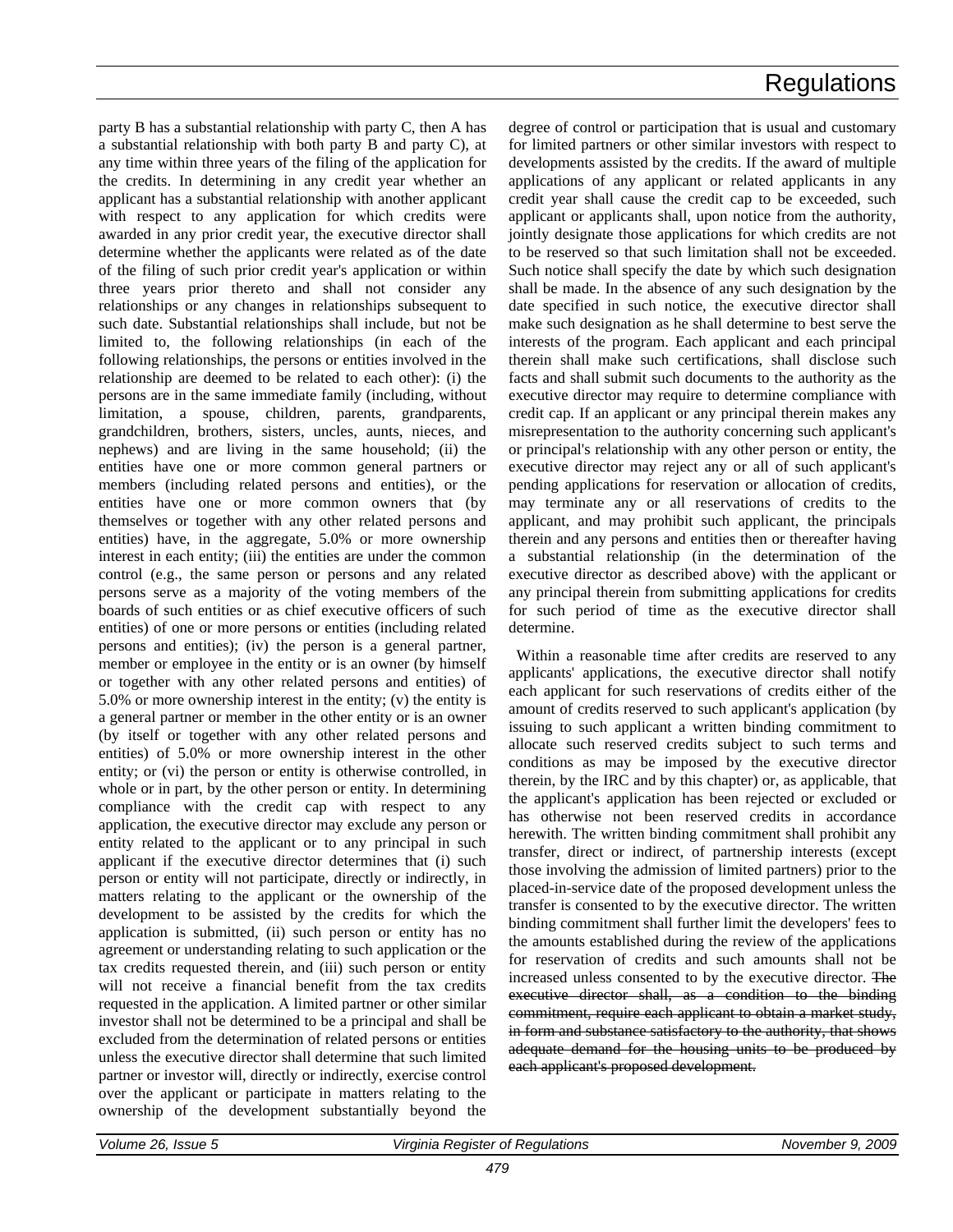party B has a substantial relationship with party C, then A has a substantial relationship with both party B and party C), at any time within three years of the filing of the application for the credits. In determining in any credit year whether an applicant has a substantial relationship with another applicant with respect to any application for which credits were awarded in any prior credit year, the executive director shall determine whether the applicants were related as of the date of the filing of such prior credit year's application or within three years prior thereto and shall not consider any relationships or any changes in relationships subsequent to such date. Substantial relationships shall include, but not be limited to, the following relationships (in each of the following relationships, the persons or entities involved in the relationship are deemed to be related to each other): (i) the persons are in the same immediate family (including, without limitation, a spouse, children, parents, grandparents, grandchildren, brothers, sisters, uncles, aunts, nieces, and nephews) and are living in the same household; (ii) the entities have one or more common general partners or members (including related persons and entities), or the entities have one or more common owners that (by themselves or together with any other related persons and entities) have, in the aggregate, 5.0% or more ownership interest in each entity; (iii) the entities are under the common control (e.g., the same person or persons and any related persons serve as a majority of the voting members of the boards of such entities or as chief executive officers of such entities) of one or more persons or entities (including related persons and entities); (iv) the person is a general partner, member or employee in the entity or is an owner (by himself or together with any other related persons and entities) of 5.0% or more ownership interest in the entity; (v) the entity is a general partner or member in the other entity or is an owner (by itself or together with any other related persons and entities) of 5.0% or more ownership interest in the other entity; or (vi) the person or entity is otherwise controlled, in whole or in part, by the other person or entity. In determining compliance with the credit cap with respect to any application, the executive director may exclude any person or entity related to the applicant or to any principal in such applicant if the executive director determines that (i) such person or entity will not participate, directly or indirectly, in matters relating to the applicant or the ownership of the development to be assisted by the credits for which the application is submitted, (ii) such person or entity has no agreement or understanding relating to such application or the tax credits requested therein, and (iii) such person or entity will not receive a financial benefit from the tax credits requested in the application. A limited partner or other similar investor shall not be determined to be a principal and shall be excluded from the determination of related persons or entities unless the executive director shall determine that such limited partner or investor will, directly or indirectly, exercise control over the applicant or participate in matters relating to the ownership of the development substantially beyond the degree of control or participation that is usual and customary for limited partners or other similar investors with respect to developments assisted by the credits. If the award of multiple applications of any applicant or related applicants in any credit year shall cause the credit cap to be exceeded, such applicant or applicants shall, upon notice from the authority, jointly designate those applications for which credits are not to be reserved so that such limitation shall not be exceeded. Such notice shall specify the date by which such designation shall be made. In the absence of any such designation by the date specified in such notice, the executive director shall make such designation as he shall determine to best serve the interests of the program. Each applicant and each principal therein shall make such certifications, shall disclose such facts and shall submit such documents to the authority as the executive director may require to determine compliance with credit cap. If an applicant or any principal therein makes any misrepresentation to the authority concerning such applicant's or principal's relationship with any other person or entity, the executive director may reject any or all of such applicant's pending applications for reservation or allocation of credits, may terminate any or all reservations of credits to the applicant, and may prohibit such applicant, the principals therein and any persons and entities then or thereafter having a substantial relationship (in the determination of the executive director as described above) with the applicant or any principal therein from submitting applications for credits for such period of time as the executive director shall determine.

Within a reasonable time after credits are reserved to any applicants' applications, the executive director shall notify each applicant for such reservations of credits either of the amount of credits reserved to such applicant's application (by issuing to such applicant a written binding commitment to allocate such reserved credits subject to such terms and conditions as may be imposed by the executive director therein, by the IRC and by this chapter) or, as applicable, that the applicant's application has been rejected or excluded or has otherwise not been reserved credits in accordance herewith. The written binding commitment shall prohibit any transfer, direct or indirect, of partnership interests (except those involving the admission of limited partners) prior to the placed-in-service date of the proposed development unless the transfer is consented to by the executive director. The written binding commitment shall further limit the developers' fees to the amounts established during the review of the applications for reservation of credits and such amounts shall not be increased unless consented to by the executive director. ~~The executive director shall, as a condition to the binding commitment, require each applicant to obtain a market study, in form and substance satisfactory to the authority, that shows adequate demand for the housing units to be produced by each applicant's proposed development.~~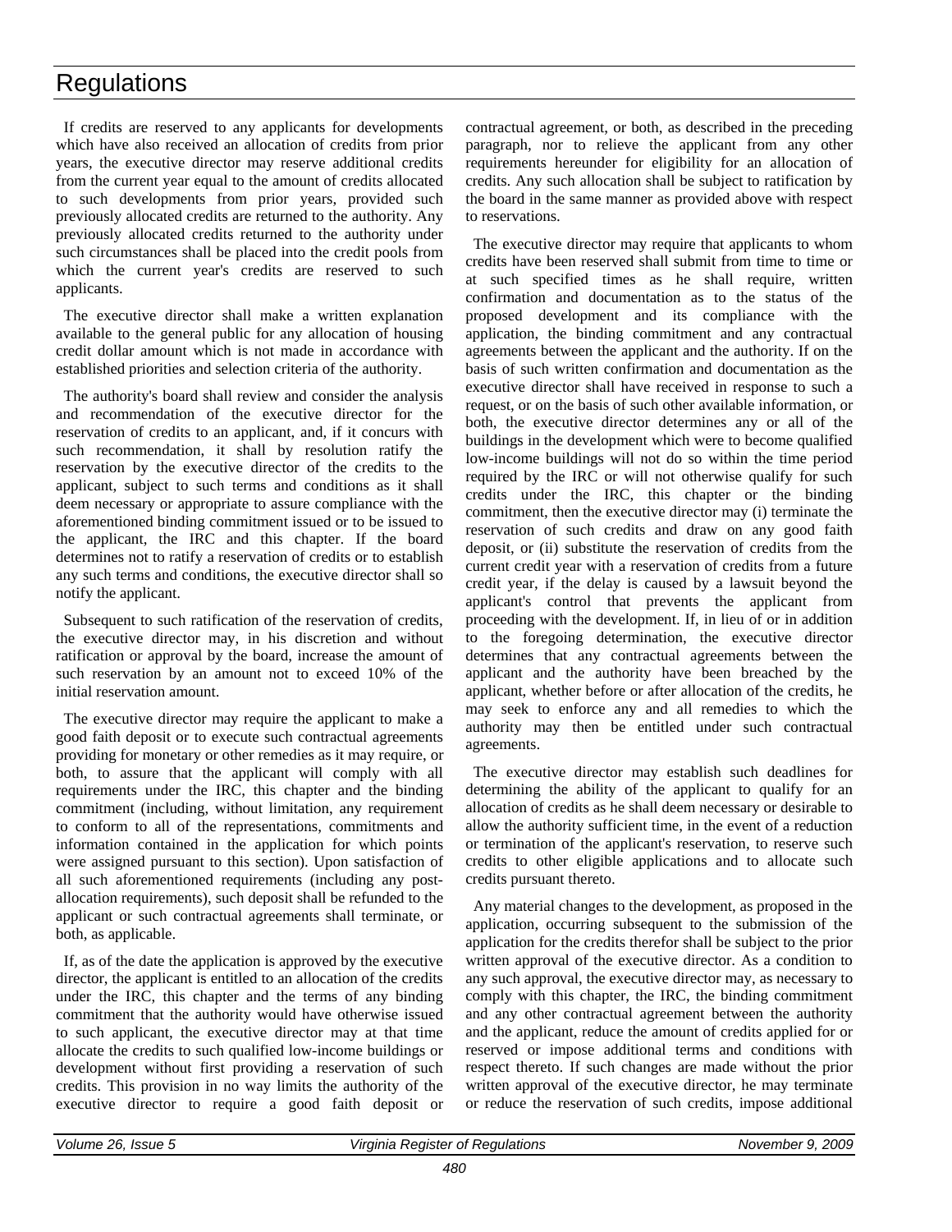If credits are reserved to any applicants for developments which have also received an allocation of credits from prior years, the executive director may reserve additional credits from the current year equal to the amount of credits allocated to such developments from prior years, provided such previously allocated credits are returned to the authority. Any previously allocated credits returned to the authority under such circumstances shall be placed into the credit pools from which the current year's credits are reserved to such applicants.

The executive director shall make a written explanation available to the general public for any allocation of housing credit dollar amount which is not made in accordance with established priorities and selection criteria of the authority.

The authority's board shall review and consider the analysis and recommendation of the executive director for the reservation of credits to an applicant, and, if it concurs with such recommendation, it shall by resolution ratify the reservation by the executive director of the credits to the applicant, subject to such terms and conditions as it shall deem necessary or appropriate to assure compliance with the aforementioned binding commitment issued or to be issued to the applicant, the IRC and this chapter. If the board determines not to ratify a reservation of credits or to establish any such terms and conditions, the executive director shall so notify the applicant.

Subsequent to such ratification of the reservation of credits, the executive director may, in his discretion and without ratification or approval by the board, increase the amount of such reservation by an amount not to exceed 10% of the initial reservation amount.

The executive director may require the applicant to make a good faith deposit or to execute such contractual agreements providing for monetary or other remedies as it may require, or both, to assure that the applicant will comply with all requirements under the IRC, this chapter and the binding commitment (including, without limitation, any requirement to conform to all of the representations, commitments and information contained in the application for which points were assigned pursuant to this section). Upon satisfaction of all such aforementioned requirements (including any post-allocation requirements), such deposit shall be refunded to the applicant or such contractual agreements shall terminate, or both, as applicable.

If, as of the date the application is approved by the executive director, the applicant is entitled to an allocation of the credits under the IRC, this chapter and the terms of any binding commitment that the authority would have otherwise issued to such applicant, the executive director may at that time allocate the credits to such qualified low-income buildings or development without first providing a reservation of such credits. This provision in no way limits the authority of the executive director to require a good faith deposit or contractual agreement, or both, as described in the preceding paragraph, nor to relieve the applicant from any other requirements hereunder for eligibility for an allocation of credits. Any such allocation shall be subject to ratification by the board in the same manner as provided above with respect to reservations.

The executive director may require that applicants to whom credits have been reserved shall submit from time to time or at such specified times as he shall require, written confirmation and documentation as to the status of the proposed development and its compliance with the application, the binding commitment and any contractual agreements between the applicant and the authority. If on the basis of such written confirmation and documentation as the executive director shall have received in response to such a request, or on the basis of such other available information, or both, the executive director determines any or all of the buildings in the development which were to become qualified low-income buildings will not do so within the time period required by the IRC or will not otherwise qualify for such credits under the IRC, this chapter or the binding commitment, then the executive director may (i) terminate the reservation of such credits and draw on any good faith deposit, or (ii) substitute the reservation of credits from the current credit year with a reservation of credits from a future credit year, if the delay is caused by a lawsuit beyond the applicant's control that prevents the applicant from proceeding with the development. If, in lieu of or in addition to the foregoing determination, the executive director determines that any contractual agreements between the applicant and the authority have been breached by the applicant, whether before or after allocation of the credits, he may seek to enforce any and all remedies to which the authority may then be entitled under such contractual agreements.

The executive director may establish such deadlines for determining the ability of the applicant to qualify for an allocation of credits as he shall deem necessary or desirable to allow the authority sufficient time, in the event of a reduction or termination of the applicant's reservation, to reserve such credits to other eligible applications and to allocate such credits pursuant thereto.

Any material changes to the development, as proposed in the application, occurring subsequent to the submission of the application for the credits therefor shall be subject to the prior written approval of the executive director. As a condition to any such approval, the executive director may, as necessary to comply with this chapter, the IRC, the binding commitment and any other contractual agreement between the authority and the applicant, reduce the amount of credits applied for or reserved or impose additional terms and conditions with respect thereto. If such changes are made without the prior written approval of the executive director, he may terminate or reduce the reservation of such credits, impose additional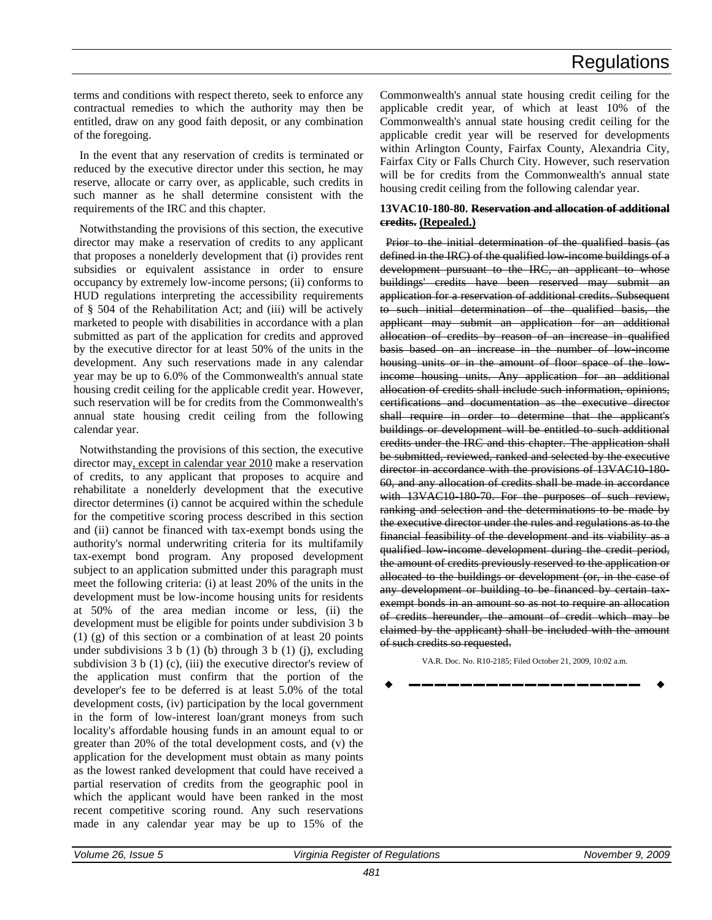terms and conditions with respect thereto, seek to enforce any contractual remedies to which the authority may then be entitled, draw on any good faith deposit, or any combination of the foregoing.

In the event that any reservation of credits is terminated or reduced by the executive director under this section, he may reserve, allocate or carry over, as applicable, such credits in such manner as he shall determine consistent with the requirements of the IRC and this chapter.

Notwithstanding the provisions of this section, the executive director may make a reservation of credits to any applicant that proposes a nonelderly development that (i) provides rent subsidies or equivalent assistance in order to ensure occupancy by extremely low-income persons; (ii) conforms to HUD regulations interpreting the accessibility requirements of § 504 of the Rehabilitation Act; and (iii) will be actively marketed to people with disabilities in accordance with a plan submitted as part of the application for credits and approved by the executive director for at least 50% of the units in the development. Any such reservations made in any calendar year may be up to 6.0% of the Commonwealth's annual state housing credit ceiling for the applicable credit year. However, such reservation will be for credits from the Commonwealth's annual state housing credit ceiling from the following calendar year.

Notwithstanding the provisions of this section, the executive director may, except in calendar year 2010 make a reservation of credits, to any applicant that proposes to acquire and rehabilitate a nonelderly development that the executive director determines (i) cannot be acquired within the schedule for the competitive scoring process described in this section and (ii) cannot be financed with tax-exempt bonds using the authority's normal underwriting criteria for its multifamily tax-exempt bond program. Any proposed development subject to an application submitted under this paragraph must meet the following criteria: (i) at least 20% of the units in the development must be low-income housing units for residents at 50% of the area median income or less, (ii) the development must be eligible for points under subdivision 3 b (1) (g) of this section or a combination of at least 20 points under subdivisions 3 b (1) (b) through 3 b (1) (j), excluding subdivision 3 b (1) (c), (iii) the executive director's review of the application must confirm that the portion of the developer's fee to be deferred is at least 5.0% of the total development costs, (iv) participation by the local government in the form of low-interest loan/grant moneys from such locality's affordable housing funds in an amount equal to or greater than 20% of the total development costs, and (v) the application for the development must obtain as many points as the lowest ranked development that could have received a partial reservation of credits from the geographic pool in which the applicant would have been ranked in the most recent competitive scoring round. Any such reservations made in any calendar year may be up to 15% of the Commonwealth's annual state housing credit ceiling for the applicable credit year, of which at least 10% of the Commonwealth's annual state housing credit ceiling for the applicable credit year will be reserved for developments within Arlington County, Fairfax County, Alexandria City, Fairfax City or Falls Church City. However, such reservation will be for credits from the Commonwealth's annual state housing credit ceiling from the following calendar year.

**13VAC10-180-80. ~~Reservation and allocation of additional credits.~~ (Repealed.)**

~~Prior to the initial determination of the qualified basis (as defined in the IRC) of the qualified low-income buildings of a development pursuant to the IRC, an applicant to whose buildings' credits have been reserved may submit an application for a reservation of additional credits. Subsequent to such initial determination of the qualified basis, the applicant may submit an application for an additional allocation of credits by reason of an increase in qualified basis based on an increase in the number of low-income housing units or in the amount of floor space of the low-income housing units. Any application for an additional allocation of credits shall include such information, opinions, certifications and documentation as the executive director shall require in order to determine that the applicant's buildings or development will be entitled to such additional credits under the IRC and this chapter. The application shall be submitted, reviewed, ranked and selected by the executive director in accordance with the provisions of 13VAC10-180-60, and any allocation of credits shall be made in accordance with 13VAC10-180-70. For the purposes of such review, ranking and selection and the determinations to be made by the executive director under the rules and regulations as to the financial feasibility of the development and its viability as a qualified low-income development during the credit period, the amount of credits previously reserved to the application or allocated to the buildings or development (or, in the case of any development or building to be financed by certain tax-exempt bonds in an amount so as not to require an allocation of credits hereunder, the amount of credit which may be claimed by the applicant) shall be included with the amount of such credits so requested.~~

VA.R. Doc. No. R10-2185; Filed October 21, 2009, 10:02 a.m.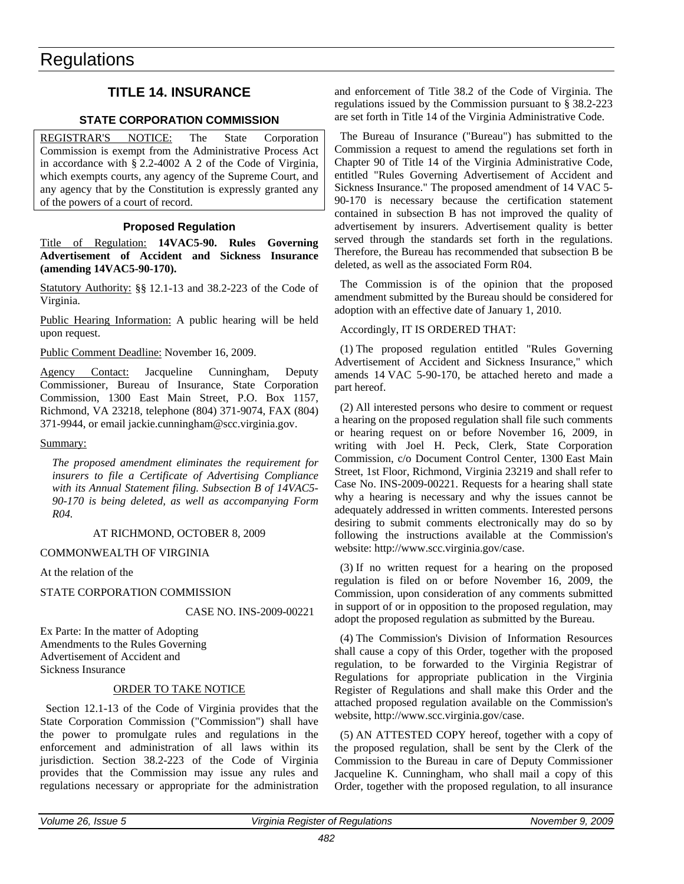# Regulations

## TITLE 14. INSURANCE

### STATE CORPORATION COMMISSION

REGISTRAR'S NOTICE: The State Corporation Commission is exempt from the Administrative Process Act in accordance with § 2.2-4002 A 2 of the Code of Virginia, which exempts courts, any agency of the Supreme Court, and any agency that by the Constitution is expressly granted any of the powers of a court of record.

#### Proposed Regulation

Title of Regulation: **14VAC5-90. Rules Governing Advertisement of Accident and Sickness Insurance (amending 14VAC5-90-170).**

Statutory Authority: §§ 12.1-13 and 38.2-223 of the Code of Virginia.

Public Hearing Information: A public hearing will be held upon request.

Public Comment Deadline: November 16, 2009.

Agency Contact: Jacqueline Cunningham, Deputy Commissioner, Bureau of Insurance, State Corporation Commission, 1300 East Main Street, P.O. Box 1157, Richmond, VA 23218, telephone (804) 371-9074, FAX (804) 371-9944, or email jackie.cunningham@scc.virginia.gov.

Summary:

*The proposed amendment eliminates the requirement for insurers to file a Certificate of Advertising Compliance with its Annual Statement filing. Subsection B of 14VAC5-90-170 is being deleted, as well as accompanying Form R04.*

AT RICHMOND, OCTOBER 8, 2009

COMMONWEALTH OF VIRGINIA

At the relation of the

STATE CORPORATION COMMISSION

CASE NO. INS-2009-00221

Ex Parte: In the matter of Adopting Amendments to the Rules Governing Advertisement of Accident and Sickness Insurance

ORDER TO TAKE NOTICE

Section 12.1-13 of the Code of Virginia provides that the State Corporation Commission ("Commission") shall have the power to promulgate rules and regulations in the enforcement and administration of all laws within its jurisdiction. Section 38.2-223 of the Code of Virginia provides that the Commission may issue any rules and regulations necessary or appropriate for the administration and enforcement of Title 38.2 of the Code of Virginia. The regulations issued by the Commission pursuant to § 38.2-223 are set forth in Title 14 of the Virginia Administrative Code.

The Bureau of Insurance ("Bureau") has submitted to the Commission a request to amend the regulations set forth in Chapter 90 of Title 14 of the Virginia Administrative Code, entitled "Rules Governing Advertisement of Accident and Sickness Insurance." The proposed amendment of 14 VAC 5-90-170 is necessary because the certification statement contained in subsection B has not improved the quality of advertisement by insurers. Advertisement quality is better served through the standards set forth in the regulations. Therefore, the Bureau has recommended that subsection B be deleted, as well as the associated Form R04.

The Commission is of the opinion that the proposed amendment submitted by the Bureau should be considered for adoption with an effective date of January 1, 2010.

Accordingly, IT IS ORDERED THAT:

(1) The proposed regulation entitled "Rules Governing Advertisement of Accident and Sickness Insurance," which amends 14 VAC 5-90-170, be attached hereto and made a part hereof.

(2) All interested persons who desire to comment or request a hearing on the proposed regulation shall file such comments or hearing request on or before November 16, 2009, in writing with Joel H. Peck, Clerk, State Corporation Commission, c/o Document Control Center, 1300 East Main Street, 1st Floor, Richmond, Virginia 23219 and shall refer to Case No. INS-2009-00221. Requests for a hearing shall state why a hearing is necessary and why the issues cannot be adequately addressed in written comments. Interested persons desiring to submit comments electronically may do so by following the instructions available at the Commission's website: http://www.scc.virginia.gov/case.

(3) If no written request for a hearing on the proposed regulation is filed on or before November 16, 2009, the Commission, upon consideration of any comments submitted in support of or in opposition to the proposed regulation, may adopt the proposed regulation as submitted by the Bureau.

(4) The Commission's Division of Information Resources shall cause a copy of this Order, together with the proposed regulation, to be forwarded to the Virginia Registrar of Regulations for appropriate publication in the Virginia Register of Regulations and shall make this Order and the attached proposed regulation available on the Commission's website, http://www.scc.virginia.gov/case.

(5) AN ATTESTED COPY hereof, together with a copy of the proposed regulation, shall be sent by the Clerk of the Commission to the Bureau in care of Deputy Commissioner Jacqueline K. Cunningham, who shall mail a copy of this Order, together with the proposed regulation, to all insurance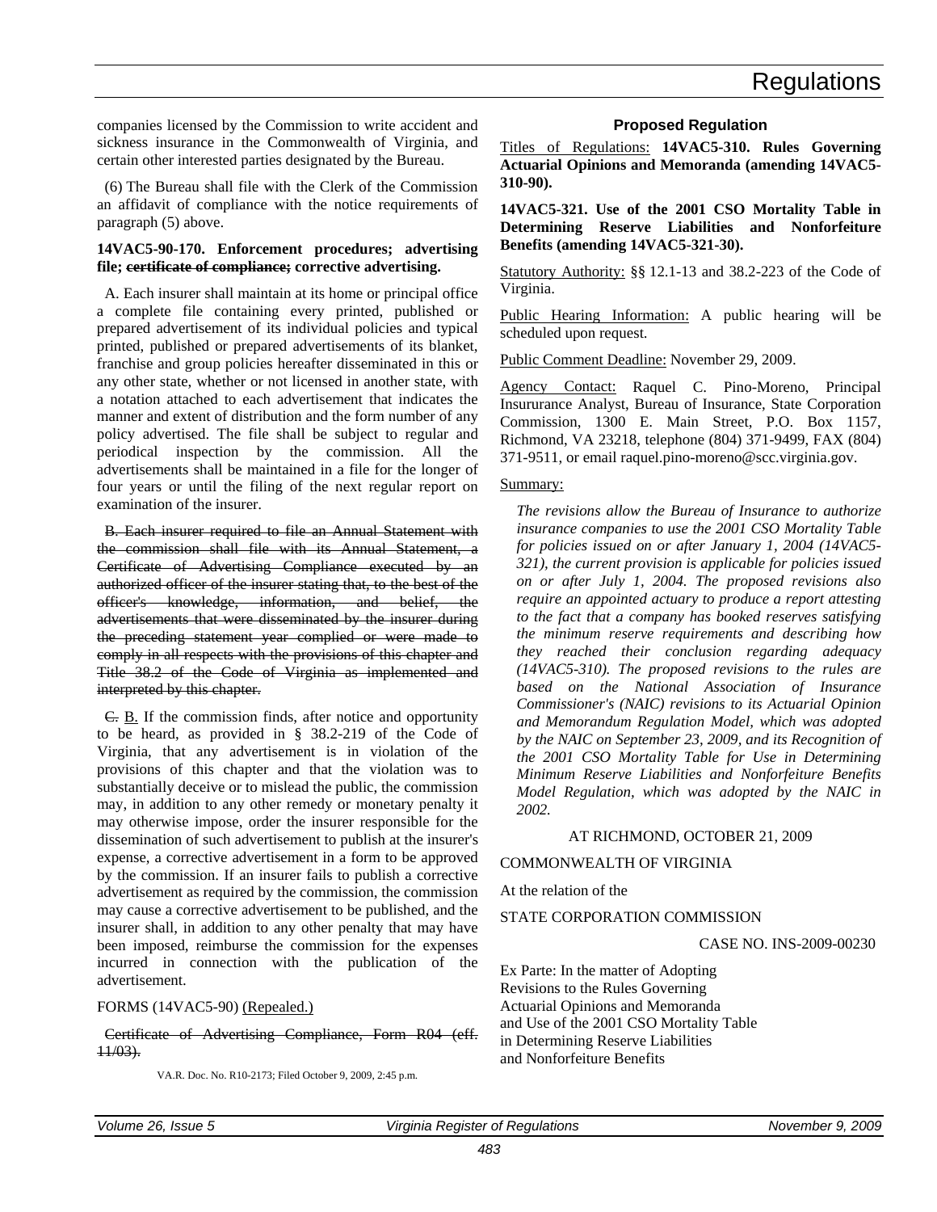companies licensed by the Commission to write accident and sickness insurance in the Commonwealth of Virginia, and certain other interested parties designated by the Bureau.

(6) The Bureau shall file with the Clerk of the Commission an affidavit of compliance with the notice requirements of paragraph (5) above.

**14VAC5-90-170. Enforcement procedures; advertising file; ~~certificate of compliance;~~ corrective advertising.**

A. Each insurer shall maintain at its home or principal office a complete file containing every printed, published or prepared advertisement of its individual policies and typical printed, published or prepared advertisements of its blanket, franchise and group policies hereafter disseminated in this or any other state, whether or not licensed in another state, with a notation attached to each advertisement that indicates the manner and extent of distribution and the form number of any policy advertised. The file shall be subject to regular and periodical inspection by the commission. All the advertisements shall be maintained in a file for the longer of four years or until the filing of the next regular report on examination of the insurer.

~~B. Each insurer required to file an Annual Statement with the commission shall file with its Annual Statement, a Certificate of Advertising Compliance executed by an authorized officer of the insurer stating that, to the best of the officer's knowledge, information, and belief, the advertisements that were disseminated by the insurer during the preceding statement year complied or were made to comply in all respects with the provisions of this chapter and Title 38.2 of the Code of Virginia as implemented and interpreted by this chapter.~~

~~C.~~ B. If the commission finds, after notice and opportunity to be heard, as provided in § 38.2-219 of the Code of Virginia, that any advertisement is in violation of the provisions of this chapter and that the violation was to substantially deceive or to mislead the public, the commission may, in addition to any other remedy or monetary penalty it may otherwise impose, order the insurer responsible for the dissemination of such advertisement to publish at the insurer's expense, a corrective advertisement in a form to be approved by the commission. If an insurer fails to publish a corrective advertisement as required by the commission, the commission may cause a corrective advertisement to be published, and the insurer shall, in addition to any other penalty that may have been imposed, reimburse the commission for the expenses incurred in connection with the publication of the advertisement.

FORMS (14VAC5-90) (Repealed.)

~~Certificate of Advertising Compliance, Form R04 (eff. 11/03).~~

VA.R. Doc. No. R10-2173; Filed October 9, 2009, 2:45 p.m.

## Proposed Regulation

Titles of Regulations: **14VAC5-310. Rules Governing Actuarial Opinions and Memoranda (amending 14VAC5-310-90).**

**14VAC5-321. Use of the 2001 CSO Mortality Table in Determining Reserve Liabilities and Nonforfeiture Benefits (amending 14VAC5-321-30).**

Statutory Authority: §§ 12.1-13 and 38.2-223 of the Code of Virginia.

Public Hearing Information: A public hearing will be scheduled upon request.

Public Comment Deadline: November 29, 2009.

Agency Contact: Raquel C. Pino-Moreno, Principal Insururance Analyst, Bureau of Insurance, State Corporation Commission, 1300 E. Main Street, P.O. Box 1157, Richmond, VA 23218, telephone (804) 371-9499, FAX (804) 371-9511, or email raquel.pino-moreno@scc.virginia.gov.

Summary:

*The revisions allow the Bureau of Insurance to authorize insurance companies to use the 2001 CSO Mortality Table for policies issued on or after January 1, 2004 (14VAC5-321), the current provision is applicable for policies issued on or after July 1, 2004. The proposed revisions also require an appointed actuary to produce a report attesting to the fact that a company has booked reserves satisfying the minimum reserve requirements and describing how they reached their conclusion regarding adequacy (14VAC5-310). The proposed revisions to the rules are based on the National Association of Insurance Commissioner's (NAIC) revisions to its Actuarial Opinion and Memorandum Regulation Model, which was adopted by the NAIC on September 23, 2009, and its Recognition of the 2001 CSO Mortality Table for Use in Determining Minimum Reserve Liabilities and Nonforfeiture Benefits Model Regulation, which was adopted by the NAIC in 2002.*

AT RICHMOND, OCTOBER 21, 2009

COMMONWEALTH OF VIRGINIA

At the relation of the

STATE CORPORATION COMMISSION

CASE NO. INS-2009-00230

Ex Parte: In the matter of Adopting
Revisions to the Rules Governing
Actuarial Opinions and Memoranda
and Use of the 2001 CSO Mortality Table
in Determining Reserve Liabilities
and Nonforfeiture Benefits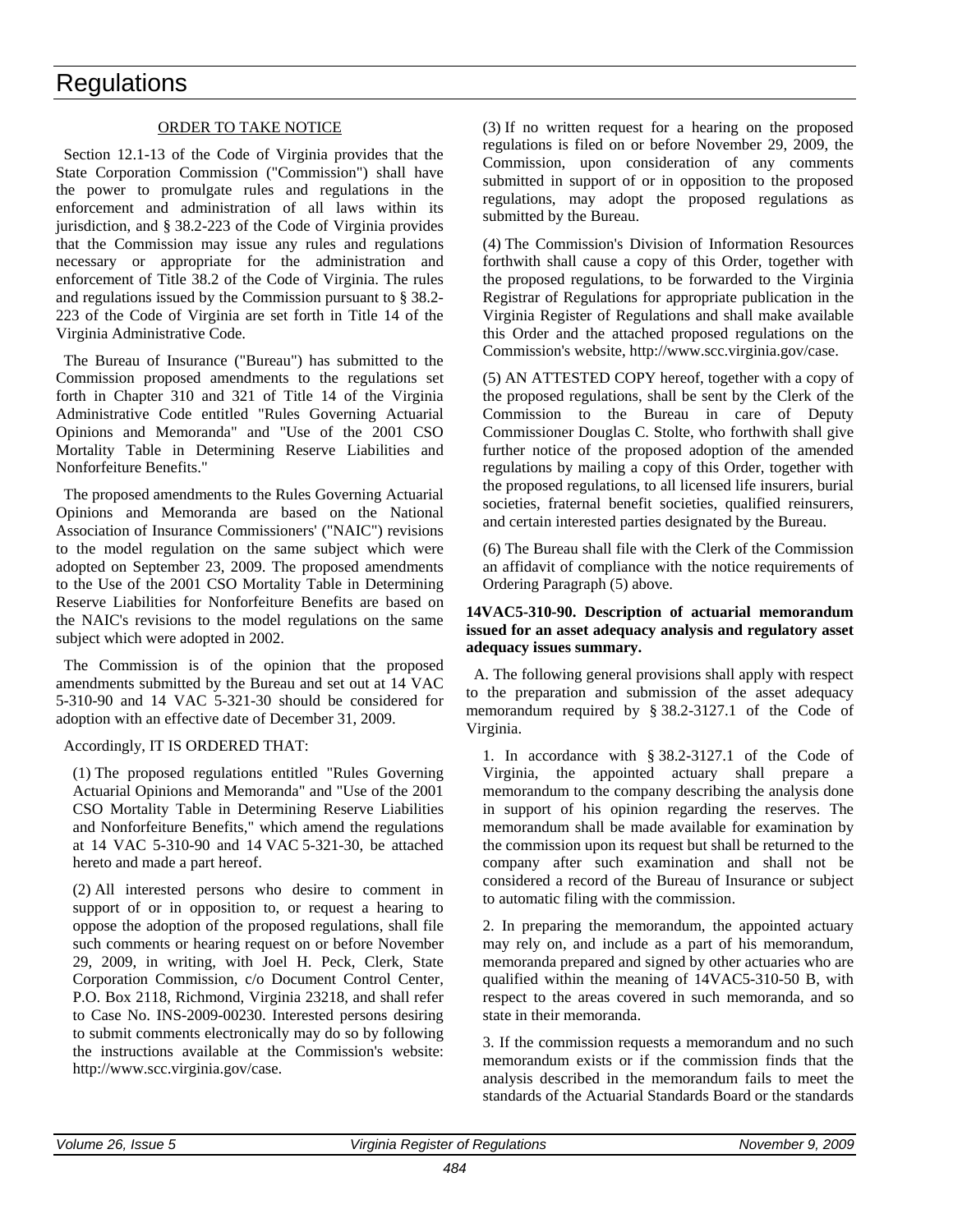# Regulations

ORDER TO TAKE NOTICE

Section 12.1-13 of the Code of Virginia provides that the State Corporation Commission ("Commission") shall have the power to promulgate rules and regulations in the enforcement and administration of all laws within its jurisdiction, and § 38.2-223 of the Code of Virginia provides that the Commission may issue any rules and regulations necessary or appropriate for the administration and enforcement of Title 38.2 of the Code of Virginia. The rules and regulations issued by the Commission pursuant to § 38.2-223 of the Code of Virginia are set forth in Title 14 of the Virginia Administrative Code.

The Bureau of Insurance ("Bureau") has submitted to the Commission proposed amendments to the regulations set forth in Chapter 310 and 321 of Title 14 of the Virginia Administrative Code entitled "Rules Governing Actuarial Opinions and Memoranda" and "Use of the 2001 CSO Mortality Table in Determining Reserve Liabilities and Nonforfeiture Benefits."

The proposed amendments to the Rules Governing Actuarial Opinions and Memoranda are based on the National Association of Insurance Commissioners' ("NAIC") revisions to the model regulation on the same subject which were adopted on September 23, 2009. The proposed amendments to the Use of the 2001 CSO Mortality Table in Determining Reserve Liabilities for Nonforfeiture Benefits are based on the NAIC's revisions to the model regulations on the same subject which were adopted in 2002.

The Commission is of the opinion that the proposed amendments submitted by the Bureau and set out at 14 VAC 5-310-90 and 14 VAC 5-321-30 should be considered for adoption with an effective date of December 31, 2009.

Accordingly, IT IS ORDERED THAT:

(1) The proposed regulations entitled "Rules Governing Actuarial Opinions and Memoranda" and "Use of the 2001 CSO Mortality Table in Determining Reserve Liabilities and Nonforfeiture Benefits," which amend the regulations at 14 VAC 5-310-90 and 14 VAC 5-321-30, be attached hereto and made a part hereof.

(2) All interested persons who desire to comment in support of or in opposition to, or request a hearing to oppose the adoption of the proposed regulations, shall file such comments or hearing request on or before November 29, 2009, in writing, with Joel H. Peck, Clerk, State Corporation Commission, c/o Document Control Center, P.O. Box 2118, Richmond, Virginia 23218, and shall refer to Case No. INS-2009-00230. Interested persons desiring to submit comments electronically may do so by following the instructions available at the Commission's website: http://www.scc.virginia.gov/case.

(3) If no written request for a hearing on the proposed regulations is filed on or before November 29, 2009, the Commission, upon consideration of any comments submitted in support of or in opposition to the proposed regulations, may adopt the proposed regulations as submitted by the Bureau.

(4) The Commission's Division of Information Resources forthwith shall cause a copy of this Order, together with the proposed regulations, to be forwarded to the Virginia Registrar of Regulations for appropriate publication in the Virginia Register of Regulations and shall make available this Order and the attached proposed regulations on the Commission's website, http://www.scc.virginia.gov/case.

(5) AN ATTESTED COPY hereof, together with a copy of the proposed regulations, shall be sent by the Clerk of the Commission to the Bureau in care of Deputy Commissioner Douglas C. Stolte, who forthwith shall give further notice of the proposed adoption of the amended regulations by mailing a copy of this Order, together with the proposed regulations, to all licensed life insurers, burial societies, fraternal benefit societies, qualified reinsurers, and certain interested parties designated by the Bureau.

(6) The Bureau shall file with the Clerk of the Commission an affidavit of compliance with the notice requirements of Ordering Paragraph (5) above.

**14VAC5-310-90. Description of actuarial memorandum issued for an asset adequacy analysis and regulatory asset adequacy issues summary.**

A. The following general provisions shall apply with respect to the preparation and submission of the asset adequacy memorandum required by § 38.2-3127.1 of the Code of Virginia.

1. In accordance with § 38.2-3127.1 of the Code of Virginia, the appointed actuary shall prepare a memorandum to the company describing the analysis done in support of his opinion regarding the reserves. The memorandum shall be made available for examination by the commission upon its request but shall be returned to the company after such examination and shall not be considered a record of the Bureau of Insurance or subject to automatic filing with the commission.

2. In preparing the memorandum, the appointed actuary may rely on, and include as a part of his memorandum, memoranda prepared and signed by other actuaries who are qualified within the meaning of 14VAC5-310-50 B, with respect to the areas covered in such memoranda, and so state in their memoranda.

3. If the commission requests a memorandum and no such memorandum exists or if the commission finds that the analysis described in the memorandum fails to meet the standards of the Actuarial Standards Board or the standards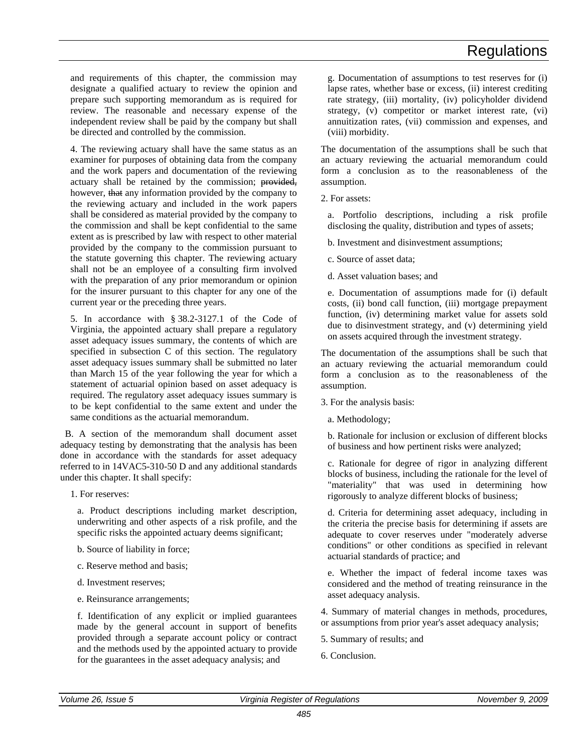and requirements of this chapter, the commission may designate a qualified actuary to review the opinion and prepare such supporting memorandum as is required for review. The reasonable and necessary expense of the independent review shall be paid by the company but shall be directed and controlled by the commission.

4. The reviewing actuary shall have the same status as an examiner for purposes of obtaining data from the company and the work papers and documentation of the reviewing actuary shall be retained by the commission; ~~provided,~~ however, ~~that~~ any information provided by the company to the reviewing actuary and included in the work papers shall be considered as material provided by the company to the commission and shall be kept confidential to the same extent as is prescribed by law with respect to other material provided by the company to the commission pursuant to the statute governing this chapter. The reviewing actuary shall not be an employee of a consulting firm involved with the preparation of any prior memorandum or opinion for the insurer pursuant to this chapter for any one of the current year or the preceding three years.

5. In accordance with § 38.2-3127.1 of the Code of Virginia, the appointed actuary shall prepare a regulatory asset adequacy issues summary, the contents of which are specified in subsection C of this section. The regulatory asset adequacy issues summary shall be submitted no later than March 15 of the year following the year for which a statement of actuarial opinion based on asset adequacy is required. The regulatory asset adequacy issues summary is to be kept confidential to the same extent and under the same conditions as the actuarial memorandum.

B. A section of the memorandum shall document asset adequacy testing by demonstrating that the analysis has been done in accordance with the standards for asset adequacy referred to in 14VAC5-310-50 D and any additional standards under this chapter. It shall specify:

1. For reserves:

a. Product descriptions including market description, underwriting and other aspects of a risk profile, and the specific risks the appointed actuary deems significant;

b. Source of liability in force;

c. Reserve method and basis;

d. Investment reserves;

e. Reinsurance arrangements;

f. Identification of any explicit or implied guarantees made by the general account in support of benefits provided through a separate account policy or contract and the methods used by the appointed actuary to provide for the guarantees in the asset adequacy analysis; and

g. Documentation of assumptions to test reserves for (i) lapse rates, whether base or excess, (ii) interest crediting rate strategy, (iii) mortality, (iv) policyholder dividend strategy, (v) competitor or market interest rate, (vi) annuitization rates, (vii) commission and expenses, and (viii) morbidity.

The documentation of the assumptions shall be such that an actuary reviewing the actuarial memorandum could form a conclusion as to the reasonableness of the assumption.

2. For assets:

a. Portfolio descriptions, including a risk profile disclosing the quality, distribution and types of assets;

b. Investment and disinvestment assumptions;

c. Source of asset data;

d. Asset valuation bases; and

e. Documentation of assumptions made for (i) default costs, (ii) bond call function, (iii) mortgage prepayment function, (iv) determining market value for assets sold due to disinvestment strategy, and (v) determining yield on assets acquired through the investment strategy.

The documentation of the assumptions shall be such that an actuary reviewing the actuarial memorandum could form a conclusion as to the reasonableness of the assumption.

3. For the analysis basis:

a. Methodology;

b. Rationale for inclusion or exclusion of different blocks of business and how pertinent risks were analyzed;

c. Rationale for degree of rigor in analyzing different blocks of business, including the rationale for the level of "materiality" that was used in determining how rigorously to analyze different blocks of business;

d. Criteria for determining asset adequacy, including in the criteria the precise basis for determining if assets are adequate to cover reserves under "moderately adverse conditions" or other conditions as specified in relevant actuarial standards of practice; and

e. Whether the impact of federal income taxes was considered and the method of treating reinsurance in the asset adequacy analysis.

4. Summary of material changes in methods, procedures, or assumptions from prior year's asset adequacy analysis;

5. Summary of results; and

6. Conclusion.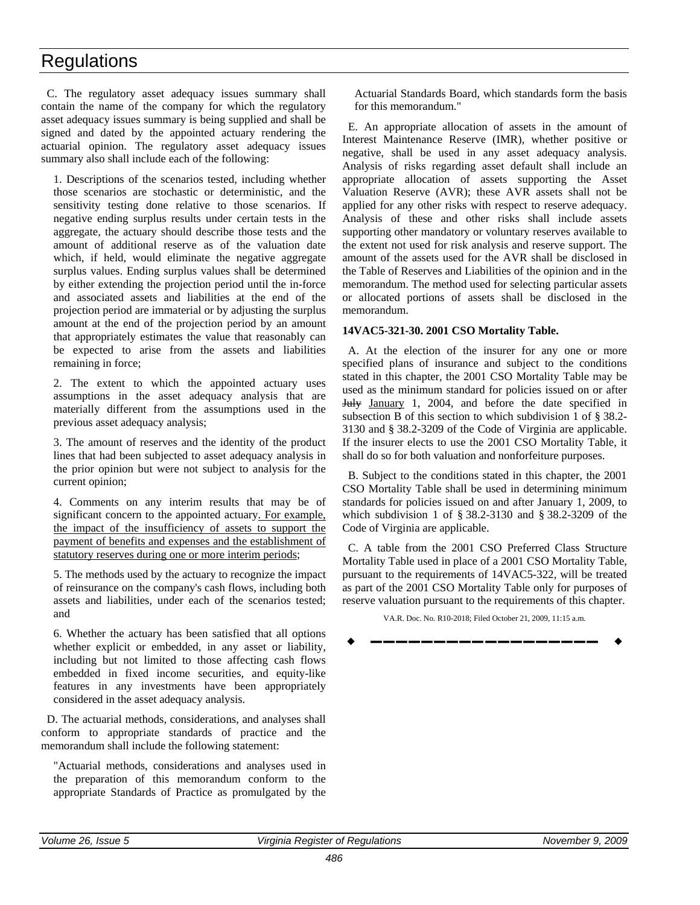C. The regulatory asset adequacy issues summary shall contain the name of the company for which the regulatory asset adequacy issues summary is being supplied and shall be signed and dated by the appointed actuary rendering the actuarial opinion. The regulatory asset adequacy issues summary also shall include each of the following:

1. Descriptions of the scenarios tested, including whether those scenarios are stochastic or deterministic, and the sensitivity testing done relative to those scenarios. If negative ending surplus results under certain tests in the aggregate, the actuary should describe those tests and the amount of additional reserve as of the valuation date which, if held, would eliminate the negative aggregate surplus values. Ending surplus values shall be determined by either extending the projection period until the in-force and associated assets and liabilities at the end of the projection period are immaterial or by adjusting the surplus amount at the end of the projection period by an amount that appropriately estimates the value that reasonably can be expected to arise from the assets and liabilities remaining in force;

2. The extent to which the appointed actuary uses assumptions in the asset adequacy analysis that are materially different from the assumptions used in the previous asset adequacy analysis;

3. The amount of reserves and the identity of the product lines that had been subjected to asset adequacy analysis in the prior opinion but were not subject to analysis for the current opinion;

4. Comments on any interim results that may be of significant concern to the appointed actuary. For example, the impact of the insufficiency of assets to support the payment of benefits and expenses and the establishment of statutory reserves during one or more interim periods;

5. The methods used by the actuary to recognize the impact of reinsurance on the company's cash flows, including both assets and liabilities, under each of the scenarios tested; and

6. Whether the actuary has been satisfied that all options whether explicit or embedded, in any asset or liability, including but not limited to those affecting cash flows embedded in fixed income securities, and equity-like features in any investments have been appropriately considered in the asset adequacy analysis.

D. The actuarial methods, considerations, and analyses shall conform to appropriate standards of practice and the memorandum shall include the following statement:

"Actuarial methods, considerations and analyses used in the preparation of this memorandum conform to the appropriate Standards of Practice as promulgated by the Actuarial Standards Board, which standards form the basis for this memorandum."

E. An appropriate allocation of assets in the amount of Interest Maintenance Reserve (IMR), whether positive or negative, shall be used in any asset adequacy analysis. Analysis of risks regarding asset default shall include an appropriate allocation of assets supporting the Asset Valuation Reserve (AVR); these AVR assets shall not be applied for any other risks with respect to reserve adequacy. Analysis of these and other risks shall include assets supporting other mandatory or voluntary reserves available to the extent not used for risk analysis and reserve support. The amount of the assets used for the AVR shall be disclosed in the Table of Reserves and Liabilities of the opinion and in the memorandum. The method used for selecting particular assets or allocated portions of assets shall be disclosed in the memorandum.

**14VAC5-321-30. 2001 CSO Mortality Table.**

A. At the election of the insurer for any one or more specified plans of insurance and subject to the conditions stated in this chapter, the 2001 CSO Mortality Table may be used as the minimum standard for policies issued on or after ~~July~~ January 1, 2004, and before the date specified in subsection B of this section to which subdivision 1 of § 38.2-3130 and § 38.2-3209 of the Code of Virginia are applicable. If the insurer elects to use the 2001 CSO Mortality Table, it shall do so for both valuation and nonforfeiture purposes.

B. Subject to the conditions stated in this chapter, the 2001 CSO Mortality Table shall be used in determining minimum standards for policies issued on and after January 1, 2009, to which subdivision 1 of § 38.2-3130 and § 38.2-3209 of the Code of Virginia are applicable.

C. A table from the 2001 CSO Preferred Class Structure Mortality Table used in place of a 2001 CSO Mortality Table, pursuant to the requirements of 14VAC5-322, will be treated as part of the 2001 CSO Mortality Table only for purposes of reserve valuation pursuant to the requirements of this chapter.

VA.R. Doc. No. R10-2018; Filed October 21, 2009, 11:15 a.m.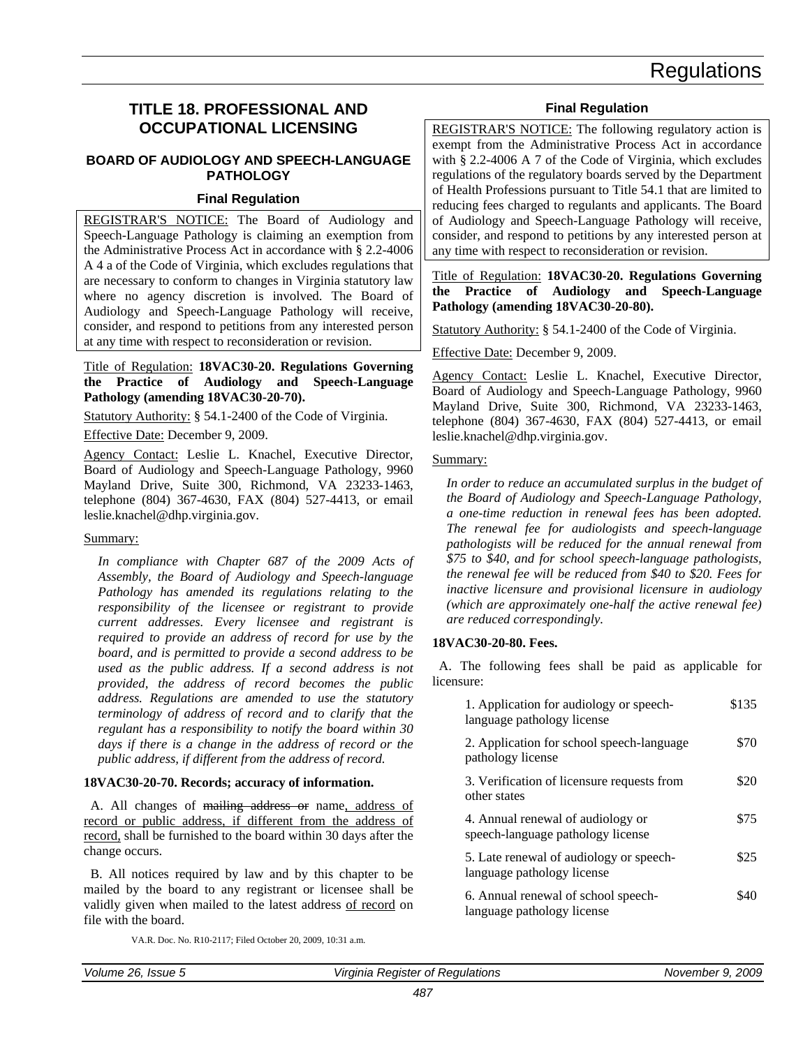# TITLE 18. PROFESSIONAL AND OCCUPATIONAL LICENSING

## BOARD OF AUDIOLOGY AND SPEECH-LANGUAGE PATHOLOGY

### Final Regulation

REGISTRAR'S NOTICE: The Board of Audiology and Speech-Language Pathology is claiming an exemption from the Administrative Process Act in accordance with § 2.2-4006 A 4 a of the Code of Virginia, which excludes regulations that are necessary to conform to changes in Virginia statutory law where no agency discretion is involved. The Board of Audiology and Speech-Language Pathology will receive, consider, and respond to petitions from any interested person at any time with respect to reconsideration or revision.

Title of Regulation: **18VAC30-20. Regulations Governing the Practice of Audiology and Speech-Language Pathology (amending 18VAC30-20-70).**

Statutory Authority: § 54.1-2400 of the Code of Virginia.

Effective Date: December 9, 2009.

Agency Contact: Leslie L. Knachel, Executive Director, Board of Audiology and Speech-Language Pathology, 9960 Mayland Drive, Suite 300, Richmond, VA 23233-1463, telephone (804) 367-4630, FAX (804) 527-4413, or email leslie.knachel@dhp.virginia.gov.

Summary:

*In compliance with Chapter 687 of the 2009 Acts of Assembly, the Board of Audiology and Speech-language Pathology has amended its regulations relating to the responsibility of the licensee or registrant to provide current addresses. Every licensee and registrant is required to provide an address of record for use by the board, and is permitted to provide a second address to be used as the public address. If a second address is not provided, the address of record becomes the public address. Regulations are amended to use the statutory terminology of address of record and to clarify that the regulant has a responsibility to notify the board within 30 days if there is a change in the address of record or the public address, if different from the address of record.*

**18VAC30-20-70. Records; accuracy of information.**

A. All changes of ~~mailing address or~~ name, address of record or public address, if different from the address of record, shall be furnished to the board within 30 days after the change occurs.

B. All notices required by law and by this chapter to be mailed by the board to any registrant or licensee shall be validly given when mailed to the latest address of record on file with the board.

VA.R. Doc. No. R10-2117; Filed October 20, 2009, 10:31 a.m.

### Final Regulation

REGISTRAR'S NOTICE: The following regulatory action is exempt from the Administrative Process Act in accordance with § 2.2-4006 A 7 of the Code of Virginia, which excludes regulations of the regulatory boards served by the Department of Health Professions pursuant to Title 54.1 that are limited to reducing fees charged to regulants and applicants. The Board of Audiology and Speech-Language Pathology will receive, consider, and respond to petitions by any interested person at any time with respect to reconsideration or revision.

Title of Regulation: **18VAC30-20. Regulations Governing the Practice of Audiology and Speech-Language Pathology (amending 18VAC30-20-80).**

Statutory Authority: § 54.1-2400 of the Code of Virginia.

Effective Date: December 9, 2009.

Agency Contact: Leslie L. Knachel, Executive Director, Board of Audiology and Speech-Language Pathology, 9960 Mayland Drive, Suite 300, Richmond, VA 23233-1463, telephone (804) 367-4630, FAX (804) 527-4413, or email leslie.knachel@dhp.virginia.gov.

Summary:

*In order to reduce an accumulated surplus in the budget of the Board of Audiology and Speech-Language Pathology, a one-time reduction in renewal fees has been adopted. The renewal fee for audiologists and speech-language pathologists will be reduced for the annual renewal from $75 to $40, and for school speech-language pathologists, the renewal fee will be reduced from $40 to $20. Fees for inactive licensure and provisional licensure in audiology (which are approximately one-half the active renewal fee) are reduced correspondingly.*

**18VAC30-20-80. Fees.**

A. The following fees shall be paid as applicable for licensure:

| | |
|---|---|
| 1. Application for audiology or speech-language pathology license | $135 |
| 2. Application for school speech-language pathology license | $70 |
| 3. Verification of licensure requests from other states | $20 |
| 4. Annual renewal of audiology or speech-language pathology license | $75 |
| 5. Late renewal of audiology or speech-language pathology license | $25 |
| 6. Annual renewal of school speech-language pathology license | $40 |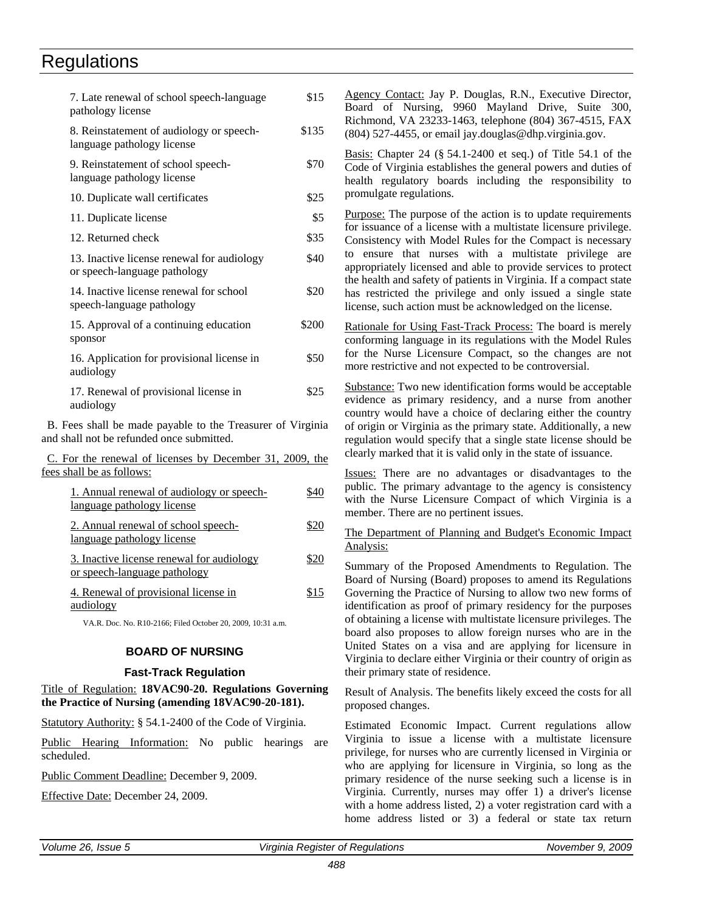| | |
|---|---|
| 7. Late renewal of school speech-language pathology license | $15 |
| 8. Reinstatement of audiology or speech-language pathology license | $135 |
| 9. Reinstatement of school speech-language pathology license | $70 |
| 10. Duplicate wall certificates | $25 |
| 11. Duplicate license | $5 |
| 12. Returned check | $35 |
| 13. Inactive license renewal for audiology or speech-language pathology | $40 |
| 14. Inactive license renewal for school speech-language pathology | $20 |
| 15. Approval of a continuing education sponsor | $200 |
| 16. Application for provisional license in audiology | $50 |
| 17. Renewal of provisional license in audiology | $25 |

B. Fees shall be made payable to the Treasurer of Virginia and shall not be refunded once submitted.

C. For the renewal of licenses by December 31, 2009, the fees shall be as follows:

| | |
|---|---|
| 1. Annual renewal of audiology or speech-language pathology license | $40 |
| 2. Annual renewal of school speech-language pathology license | $20 |
| 3. Inactive license renewal for audiology or speech-language pathology | $20 |
| 4. Renewal of provisional license in audiology | $15 |

VA.R. Doc. No. R10-2166; Filed October 20, 2009, 10:31 a.m.

## BOARD OF NURSING

### Fast-Track Regulation

Title of Regulation: **18VAC90-20. Regulations Governing the Practice of Nursing (amending 18VAC90-20-181).**

Statutory Authority: § 54.1-2400 of the Code of Virginia.

Public Hearing Information: No public hearings are scheduled.

Public Comment Deadline: December 9, 2009.

Effective Date: December 24, 2009.

Agency Contact: Jay P. Douglas, R.N., Executive Director, Board of Nursing, 9960 Mayland Drive, Suite 300, Richmond, VA 23233-1463, telephone (804) 367-4515, FAX (804) 527-4455, or email jay.douglas@dhp.virginia.gov.

Basis: Chapter 24 (§ 54.1-2400 et seq.) of Title 54.1 of the Code of Virginia establishes the general powers and duties of health regulatory boards including the responsibility to promulgate regulations.

Purpose: The purpose of the action is to update requirements for issuance of a license with a multistate licensure privilege. Consistency with Model Rules for the Compact is necessary to ensure that nurses with a multistate privilege are appropriately licensed and able to provide services to protect the health and safety of patients in Virginia. If a compact state has restricted the privilege and only issued a single state license, such action must be acknowledged on the license.

Rationale for Using Fast-Track Process: The board is merely conforming language in its regulations with the Model Rules for the Nurse Licensure Compact, so the changes are not more restrictive and not expected to be controversial.

Substance: Two new identification forms would be acceptable evidence as primary residency, and a nurse from another country would have a choice of declaring either the country of origin or Virginia as the primary state. Additionally, a new regulation would specify that a single state license should be clearly marked that it is valid only in the state of issuance.

Issues: There are no advantages or disadvantages to the public. The primary advantage to the agency is consistency with the Nurse Licensure Compact of which Virginia is a member. There are no pertinent issues.

The Department of Planning and Budget's Economic Impact Analysis:

Summary of the Proposed Amendments to Regulation. The Board of Nursing (Board) proposes to amend its Regulations Governing the Practice of Nursing to allow two new forms of identification as proof of primary residency for the purposes of obtaining a license with multistate licensure privileges. The board also proposes to allow foreign nurses who are in the United States on a visa and are applying for licensure in Virginia to declare either Virginia or their country of origin as their primary state of residence.

Result of Analysis. The benefits likely exceed the costs for all proposed changes.

Estimated Economic Impact. Current regulations allow Virginia to issue a license with a multistate licensure privilege, for nurses who are currently licensed in Virginia or who are applying for licensure in Virginia, so long as the primary residence of the nurse seeking such a license is in Virginia. Currently, nurses may offer 1) a driver's license with a home address listed, 2) a voter registration card with a home address listed or 3) a federal or state tax return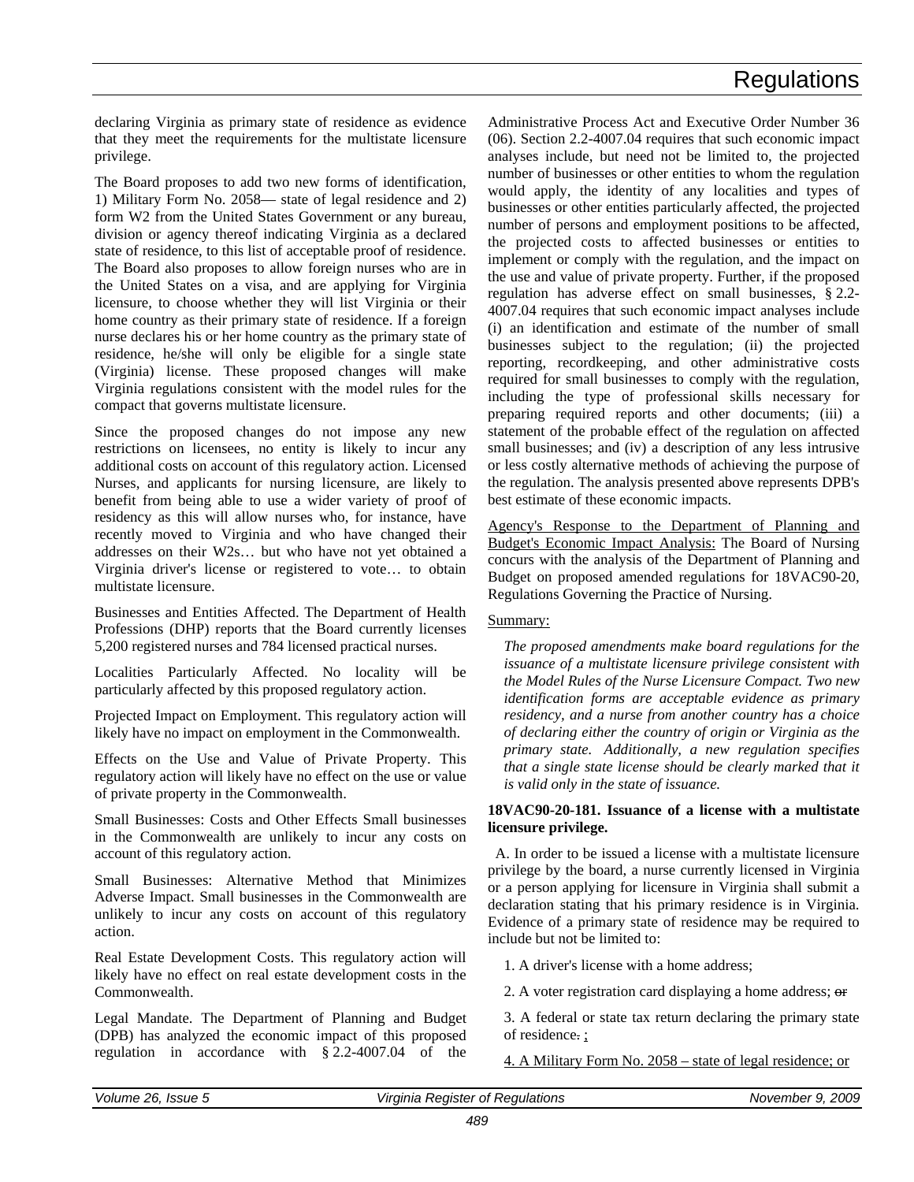declaring Virginia as primary state of residence as evidence that they meet the requirements for the multistate licensure privilege.

The Board proposes to add two new forms of identification, 1) Military Form No. 2058— state of legal residence and 2) form W2 from the United States Government or any bureau, division or agency thereof indicating Virginia as a declared state of residence, to this list of acceptable proof of residence. The Board also proposes to allow foreign nurses who are in the United States on a visa, and are applying for Virginia licensure, to choose whether they will list Virginia or their home country as their primary state of residence. If a foreign nurse declares his or her home country as the primary state of residence, he/she will only be eligible for a single state (Virginia) license. These proposed changes will make Virginia regulations consistent with the model rules for the compact that governs multistate licensure.

Since the proposed changes do not impose any new restrictions on licensees, no entity is likely to incur any additional costs on account of this regulatory action. Licensed Nurses, and applicants for nursing licensure, are likely to benefit from being able to use a wider variety of proof of residency as this will allow nurses who, for instance, have recently moved to Virginia and who have changed their addresses on their W2s… but who have not yet obtained a Virginia driver's license or registered to vote… to obtain multistate licensure.

Businesses and Entities Affected. The Department of Health Professions (DHP) reports that the Board currently licenses 5,200 registered nurses and 784 licensed practical nurses.

Localities Particularly Affected. No locality will be particularly affected by this proposed regulatory action.

Projected Impact on Employment. This regulatory action will likely have no impact on employment in the Commonwealth.

Effects on the Use and Value of Private Property. This regulatory action will likely have no effect on the use or value of private property in the Commonwealth.

Small Businesses: Costs and Other Effects Small businesses in the Commonwealth are unlikely to incur any costs on account of this regulatory action.

Small Businesses: Alternative Method that Minimizes Adverse Impact. Small businesses in the Commonwealth are unlikely to incur any costs on account of this regulatory action.

Real Estate Development Costs. This regulatory action will likely have no effect on real estate development costs in the Commonwealth.

Legal Mandate. The Department of Planning and Budget (DPB) has analyzed the economic impact of this proposed regulation in accordance with § 2.2-4007.04 of the Administrative Process Act and Executive Order Number 36 (06). Section 2.2-4007.04 requires that such economic impact analyses include, but need not be limited to, the projected number of businesses or other entities to whom the regulation would apply, the identity of any localities and types of businesses or other entities particularly affected, the projected number of persons and employment positions to be affected, the projected costs to affected businesses or entities to implement or comply with the regulation, and the impact on the use and value of private property. Further, if the proposed regulation has adverse effect on small businesses, § 2.2-4007.04 requires that such economic impact analyses include (i) an identification and estimate of the number of small businesses subject to the regulation; (ii) the projected reporting, recordkeeping, and other administrative costs required for small businesses to comply with the regulation, including the type of professional skills necessary for preparing required reports and other documents; (iii) a statement of the probable effect of the regulation on affected small businesses; and (iv) a description of any less intrusive or less costly alternative methods of achieving the purpose of the regulation. The analysis presented above represents DPB's best estimate of these economic impacts.

Agency's Response to the Department of Planning and Budget's Economic Impact Analysis: The Board of Nursing concurs with the analysis of the Department of Planning and Budget on proposed amended regulations for 18VAC90-20, Regulations Governing the Practice of Nursing.

Summary:

*The proposed amendments make board regulations for the issuance of a multistate licensure privilege consistent with the Model Rules of the Nurse Licensure Compact. Two new identification forms are acceptable evidence as primary residency, and a nurse from another country has a choice of declaring either the country of origin or Virginia as the primary state. Additionally, a new regulation specifies that a single state license should be clearly marked that it is valid only in the state of issuance.*

**18VAC90-20-181. Issuance of a license with a multistate licensure privilege.**

A. In order to be issued a license with a multistate licensure privilege by the board, a nurse currently licensed in Virginia or a person applying for licensure in Virginia shall submit a declaration stating that his primary residence is in Virginia. Evidence of a primary state of residence may be required to include but not be limited to:

1. A driver's license with a home address;

2. A voter registration card displaying a home address; ~~or~~

3. A federal or state tax return declaring the primary state of residence~~.~~ ;

4. A Military Form No. 2058 – state of legal residence; or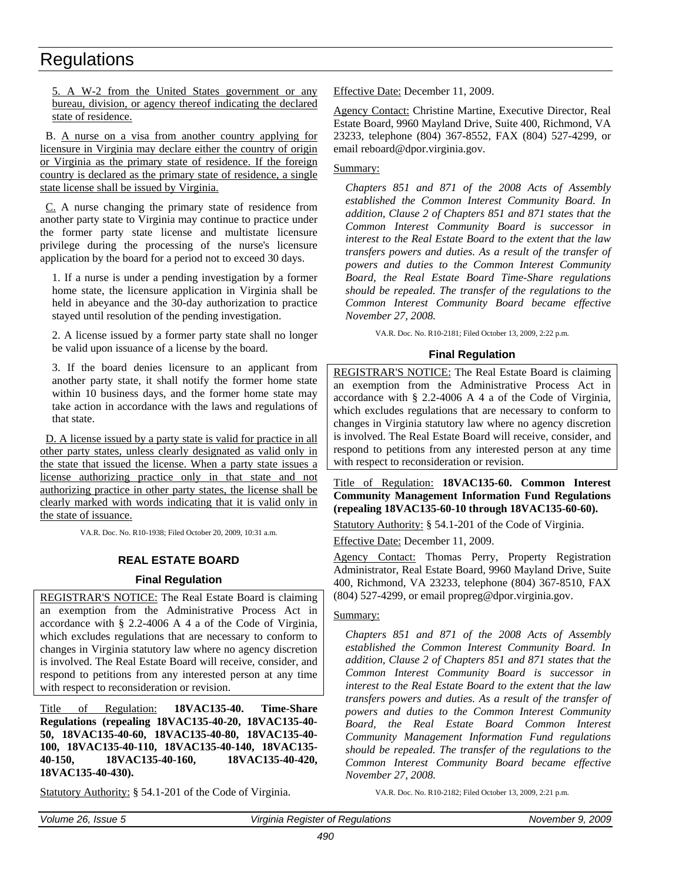5. A W-2 from the United States government or any bureau, division, or agency thereof indicating the declared state of residence.

B. A nurse on a visa from another country applying for licensure in Virginia may declare either the country of origin or Virginia as the primary state of residence. If the foreign country is declared as the primary state of residence, a single state license shall be issued by Virginia.

C. A nurse changing the primary state of residence from another party state to Virginia may continue to practice under the former party state license and multistate licensure privilege during the processing of the nurse's licensure application by the board for a period not to exceed 30 days.

1. If a nurse is under a pending investigation by a former home state, the licensure application in Virginia shall be held in abeyance and the 30-day authorization to practice stayed until resolution of the pending investigation.

2. A license issued by a former party state shall no longer be valid upon issuance of a license by the board.

3. If the board denies licensure to an applicant from another party state, it shall notify the former home state within 10 business days, and the former home state may take action in accordance with the laws and regulations of that state.

D. A license issued by a party state is valid for practice in all other party states, unless clearly designated as valid only in the state that issued the license. When a party state issues a license authorizing practice only in that state and not authorizing practice in other party states, the license shall be clearly marked with words indicating that it is valid only in the state of issuance.

VA.R. Doc. No. R10-1938; Filed October 20, 2009, 10:31 a.m.

## REAL ESTATE BOARD

### Final Regulation

REGISTRAR'S NOTICE: The Real Estate Board is claiming an exemption from the Administrative Process Act in accordance with § 2.2-4006 A 4 a of the Code of Virginia, which excludes regulations that are necessary to conform to changes in Virginia statutory law where no agency discretion is involved. The Real Estate Board will receive, consider, and respond to petitions from any interested person at any time with respect to reconsideration or revision.

Title of Regulation: **18VAC135-40. Time-Share Regulations (repealing 18VAC135-40-20, 18VAC135-40-50, 18VAC135-40-60, 18VAC135-40-80, 18VAC135-40-100, 18VAC135-40-110, 18VAC135-40-140, 18VAC135-40-150, 18VAC135-40-160, 18VAC135-40-420, 18VAC135-40-430).**

Statutory Authority: § 54.1-201 of the Code of Virginia.

Effective Date: December 11, 2009.

Agency Contact: Christine Martine, Executive Director, Real Estate Board, 9960 Mayland Drive, Suite 400, Richmond, VA 23233, telephone (804) 367-8552, FAX (804) 527-4299, or email reboard@dpor.virginia.gov.

Summary:

*Chapters 851 and 871 of the 2008 Acts of Assembly established the Common Interest Community Board. In addition, Clause 2 of Chapters 851 and 871 states that the Common Interest Community Board is successor in interest to the Real Estate Board to the extent that the law transfers powers and duties. As a result of the transfer of powers and duties to the Common Interest Community Board, the Real Estate Board Time-Share regulations should be repealed. The transfer of the regulations to the Common Interest Community Board became effective November 27, 2008.*

VA.R. Doc. No. R10-2181; Filed October 13, 2009, 2:22 p.m.

### Final Regulation

REGISTRAR'S NOTICE: The Real Estate Board is claiming an exemption from the Administrative Process Act in accordance with § 2.2-4006 A 4 a of the Code of Virginia, which excludes regulations that are necessary to conform to changes in Virginia statutory law where no agency discretion is involved. The Real Estate Board will receive, consider, and respond to petitions from any interested person at any time with respect to reconsideration or revision.

Title of Regulation: **18VAC135-60. Common Interest Community Management Information Fund Regulations (repealing 18VAC135-60-10 through 18VAC135-60-60).**

Statutory Authority: § 54.1-201 of the Code of Virginia.

Effective Date: December 11, 2009.

Agency Contact: Thomas Perry, Property Registration Administrator, Real Estate Board, 9960 Mayland Drive, Suite 400, Richmond, VA 23233, telephone (804) 367-8510, FAX (804) 527-4299, or email propreg@dpor.virginia.gov.

Summary:

*Chapters 851 and 871 of the 2008 Acts of Assembly established the Common Interest Community Board. In addition, Clause 2 of Chapters 851 and 871 states that the Common Interest Community Board is successor in interest to the Real Estate Board to the extent that the law transfers powers and duties. As a result of the transfer of powers and duties to the Common Interest Community Board, the Real Estate Board Common Interest Community Management Information Fund regulations should be repealed. The transfer of the regulations to the Common Interest Community Board became effective November 27, 2008.*

VA.R. Doc. No. R10-2182; Filed October 13, 2009, 2:21 p.m.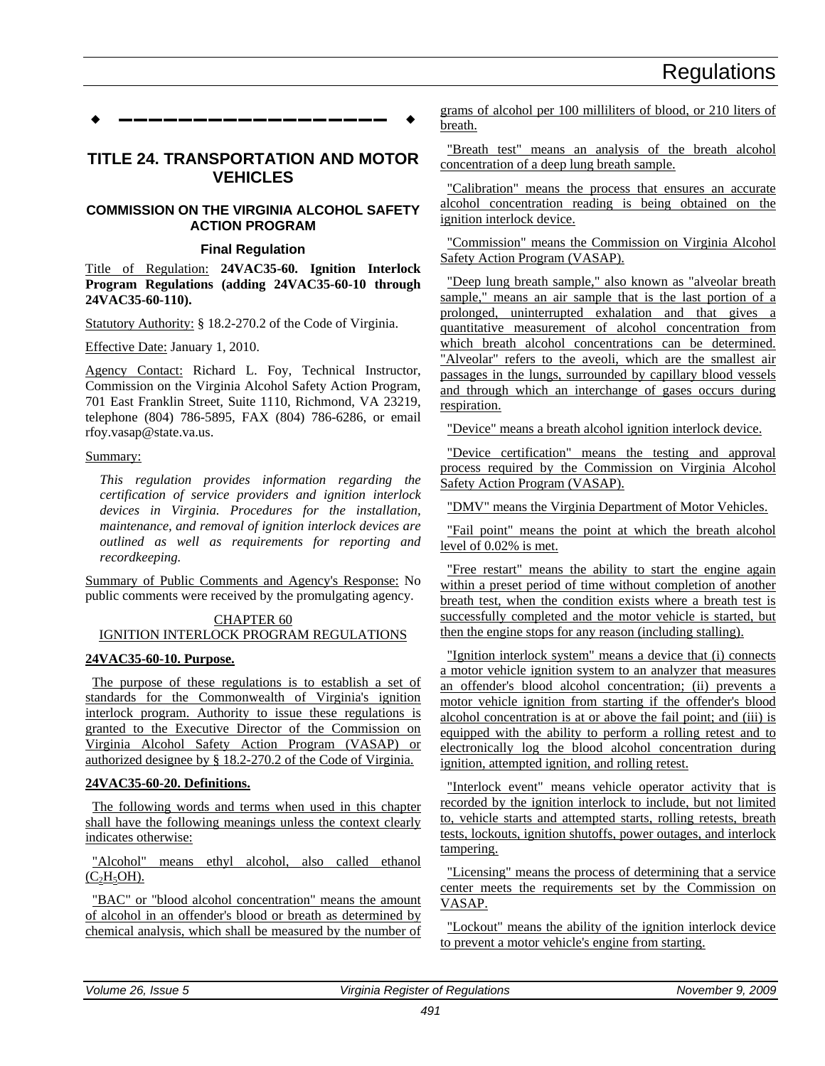# TITLE 24. TRANSPORTATION AND MOTOR VEHICLES

## COMMISSION ON THE VIRGINIA ALCOHOL SAFETY ACTION PROGRAM

### Final Regulation

Title of Regulation: **24VAC35-60. Ignition Interlock Program Regulations (adding 24VAC35-60-10 through 24VAC35-60-110).**

Statutory Authority: § 18.2-270.2 of the Code of Virginia.

Effective Date: January 1, 2010.

Agency Contact: Richard L. Foy, Technical Instructor, Commission on the Virginia Alcohol Safety Action Program, 701 East Franklin Street, Suite 1110, Richmond, VA 23219, telephone (804) 786-5895, FAX (804) 786-6286, or email rfoy.vasap@state.va.us.

Summary:

*This regulation provides information regarding the certification of service providers and ignition interlock devices in Virginia. Procedures for the installation, maintenance, and removal of ignition interlock devices are outlined as well as requirements for reporting and recordkeeping.*

Summary of Public Comments and Agency's Response: No public comments were received by the promulgating agency.

CHAPTER 60
IGNITION INTERLOCK PROGRAM REGULATIONS

**24VAC35-60-10. Purpose.**

The purpose of these regulations is to establish a set of standards for the Commonwealth of Virginia's ignition interlock program. Authority to issue these regulations is granted to the Executive Director of the Commission on Virginia Alcohol Safety Action Program (VASAP) or authorized designee by § 18.2-270.2 of the Code of Virginia.

**24VAC35-60-20. Definitions.**

The following words and terms when used in this chapter shall have the following meanings unless the context clearly indicates otherwise:

"Alcohol" means ethyl alcohol, also called ethanol ($C_2H_5OH$).

"BAC" or "blood alcohol concentration" means the amount of alcohol in an offender's blood or breath as determined by chemical analysis, which shall be measured by the number of grams of alcohol per 100 milliliters of blood, or 210 liters of breath.

"Breath test" means an analysis of the breath alcohol concentration of a deep lung breath sample.

"Calibration" means the process that ensures an accurate alcohol concentration reading is being obtained on the ignition interlock device.

"Commission" means the Commission on Virginia Alcohol Safety Action Program (VASAP).

"Deep lung breath sample," also known as "alveolar breath sample," means an air sample that is the last portion of a prolonged, uninterrupted exhalation and that gives a quantitative measurement of alcohol concentration from which breath alcohol concentrations can be determined. "Alveolar" refers to the aveoli, which are the smallest air passages in the lungs, surrounded by capillary blood vessels and through which an interchange of gases occurs during respiration.

"Device" means a breath alcohol ignition interlock device.

"Device certification" means the testing and approval process required by the Commission on Virginia Alcohol Safety Action Program (VASAP).

"DMV" means the Virginia Department of Motor Vehicles.

"Fail point" means the point at which the breath alcohol level of 0.02% is met.

"Free restart" means the ability to start the engine again within a preset period of time without completion of another breath test, when the condition exists where a breath test is successfully completed and the motor vehicle is started, but then the engine stops for any reason (including stalling).

"Ignition interlock system" means a device that (i) connects a motor vehicle ignition system to an analyzer that measures an offender's blood alcohol concentration; (ii) prevents a motor vehicle ignition from starting if the offender's blood alcohol concentration is at or above the fail point; and (iii) is equipped with the ability to perform a rolling retest and to electronically log the blood alcohol concentration during ignition, attempted ignition, and rolling retest.

"Interlock event" means vehicle operator activity that is recorded by the ignition interlock to include, but not limited to, vehicle starts and attempted starts, rolling retests, breath tests, lockouts, ignition shutoffs, power outages, and interlock tampering.

"Licensing" means the process of determining that a service center meets the requirements set by the Commission on VASAP.

"Lockout" means the ability of the ignition interlock device to prevent a motor vehicle's engine from starting.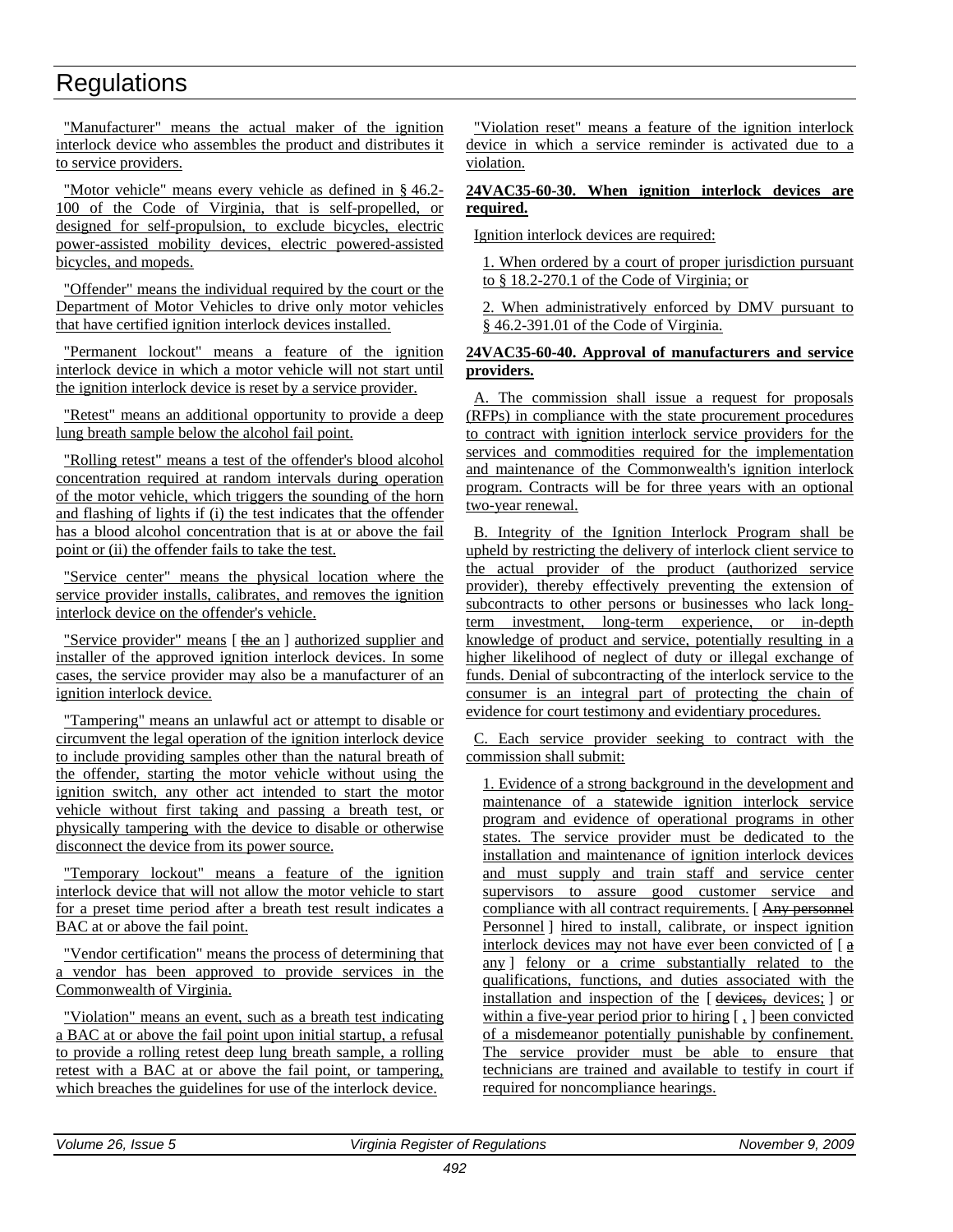"Manufacturer" means the actual maker of the ignition interlock device who assembles the product and distributes it to service providers.

"Motor vehicle" means every vehicle as defined in § 46.2-100 of the Code of Virginia, that is self-propelled, or designed for self-propulsion, to exclude bicycles, electric power-assisted mobility devices, electric powered-assisted bicycles, and mopeds.

"Offender" means the individual required by the court or the Department of Motor Vehicles to drive only motor vehicles that have certified ignition interlock devices installed.

"Permanent lockout" means a feature of the ignition interlock device in which a motor vehicle will not start until the ignition interlock device is reset by a service provider.

"Retest" means an additional opportunity to provide a deep lung breath sample below the alcohol fail point.

"Rolling retest" means a test of the offender's blood alcohol concentration required at random intervals during operation of the motor vehicle, which triggers the sounding of the horn and flashing of lights if (i) the test indicates that the offender has a blood alcohol concentration that is at or above the fail point or (ii) the offender fails to take the test.

"Service center" means the physical location where the service provider installs, calibrates, and removes the ignition interlock device on the offender's vehicle.

"Service provider" means [ ~~the~~ an ] authorized supplier and installer of the approved ignition interlock devices. In some cases, the service provider may also be a manufacturer of an ignition interlock device.

"Tampering" means an unlawful act or attempt to disable or circumvent the legal operation of the ignition interlock device to include providing samples other than the natural breath of the offender, starting the motor vehicle without using the ignition switch, any other act intended to start the motor vehicle without first taking and passing a breath test, or physically tampering with the device to disable or otherwise disconnect the device from its power source.

"Temporary lockout" means a feature of the ignition interlock device that will not allow the motor vehicle to start for a preset time period after a breath test result indicates a BAC at or above the fail point.

"Vendor certification" means the process of determining that a vendor has been approved to provide services in the Commonwealth of Virginia.

"Violation" means an event, such as a breath test indicating a BAC at or above the fail point upon initial startup, a refusal to provide a rolling retest deep lung breath sample, a rolling retest with a BAC at or above the fail point, or tampering, which breaches the guidelines for use of the interlock device.

"Violation reset" means a feature of the ignition interlock device in which a service reminder is activated due to a violation.

**24VAC35-60-30. When ignition interlock devices are required.**

Ignition interlock devices are required:

1. When ordered by a court of proper jurisdiction pursuant to § 18.2-270.1 of the Code of Virginia; or

2. When administratively enforced by DMV pursuant to § 46.2-391.01 of the Code of Virginia.

**24VAC35-60-40. Approval of manufacturers and service providers.**

A. The commission shall issue a request for proposals (RFPs) in compliance with the state procurement procedures to contract with ignition interlock service providers for the services and commodities required for the implementation and maintenance of the Commonwealth's ignition interlock program. Contracts will be for three years with an optional two-year renewal.

B. Integrity of the Ignition Interlock Program shall be upheld by restricting the delivery of interlock client service to the actual provider of the product (authorized service provider), thereby effectively preventing the extension of subcontracts to other persons or businesses who lack long-term investment, long-term experience, or in-depth knowledge of product and service, potentially resulting in a higher likelihood of neglect of duty or illegal exchange of funds. Denial of subcontracting of the interlock service to the consumer is an integral part of protecting the chain of evidence for court testimony and evidentiary procedures.

C. Each service provider seeking to contract with the commission shall submit:

1. Evidence of a strong background in the development and maintenance of a statewide ignition interlock service program and evidence of operational programs in other states. The service provider must be dedicated to the installation and maintenance of ignition interlock devices and must supply and train staff and service center supervisors to assure good customer service and compliance with all contract requirements. [ ~~Any personnel~~ Personnel ] hired to install, calibrate, or inspect ignition interlock devices may not have ever been convicted of [ ~~a~~ any ] felony or a crime substantially related to the qualifications, functions, and duties associated with the installation and inspection of the [ ~~devices,~~ devices; ] or within a five-year period prior to hiring [ , ] been convicted of a misdemeanor potentially punishable by confinement. The service provider must be able to ensure that technicians are trained and available to testify in court if required for noncompliance hearings.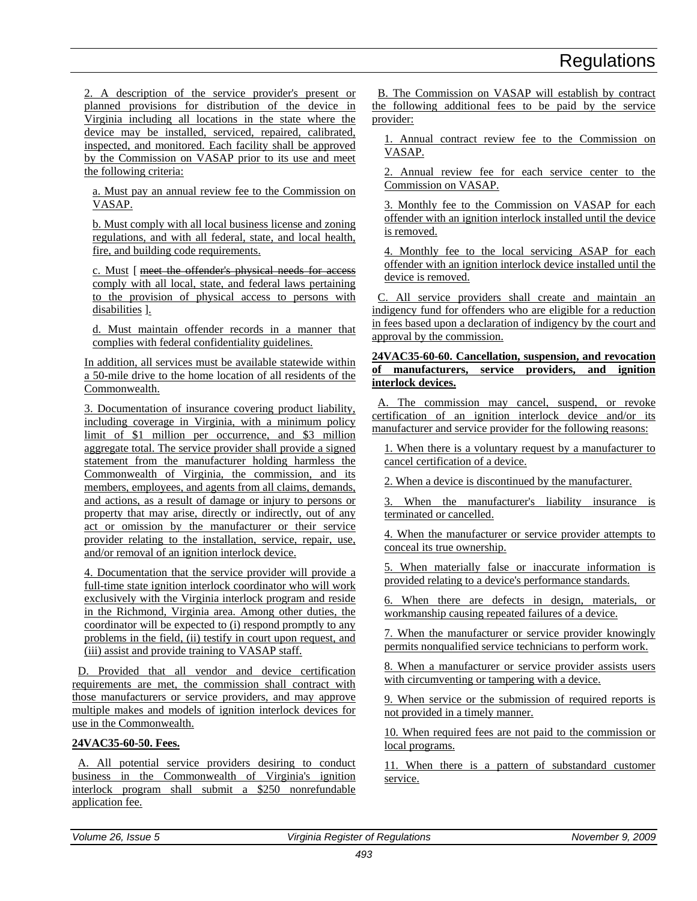2. A description of the service provider's present or planned provisions for distribution of the device in Virginia including all locations in the state where the device may be installed, serviced, repaired, calibrated, inspected, and monitored. Each facility shall be approved by the Commission on VASAP prior to its use and meet the following criteria:

a. Must pay an annual review fee to the Commission on VASAP.

b. Must comply with all local business license and zoning regulations, and with all federal, state, and local health, fire, and building code requirements.

c. Must [ ~~meet the offender's physical needs for access~~ comply with all local, state, and federal laws pertaining to the provision of physical access to persons with disabilities ].

d. Must maintain offender records in a manner that complies with federal confidentiality guidelines.

In addition, all services must be available statewide within a 50-mile drive to the home location of all residents of the Commonwealth.

3. Documentation of insurance covering product liability, including coverage in Virginia, with a minimum policy limit of $1 million per occurrence, and $3 million aggregate total. The service provider shall provide a signed statement from the manufacturer holding harmless the Commonwealth of Virginia, the commission, and its members, employees, and agents from all claims, demands, and actions, as a result of damage or injury to persons or property that may arise, directly or indirectly, out of any act or omission by the manufacturer or their service provider relating to the installation, service, repair, use, and/or removal of an ignition interlock device.

4. Documentation that the service provider will provide a full-time state ignition interlock coordinator who will work exclusively with the Virginia interlock program and reside in the Richmond, Virginia area. Among other duties, the coordinator will be expected to (i) respond promptly to any problems in the field, (ii) testify in court upon request, and (iii) assist and provide training to VASAP staff.

D. Provided that all vendor and device certification requirements are met, the commission shall contract with those manufacturers or service providers, and may approve multiple makes and models of ignition interlock devices for use in the Commonwealth.

**24VAC35-60-50. Fees.**

A. All potential service providers desiring to conduct business in the Commonwealth of Virginia's ignition interlock program shall submit a $250 nonrefundable application fee.

B. The Commission on VASAP will establish by contract the following additional fees to be paid by the service provider:

1. Annual contract review fee to the Commission on VASAP.

2. Annual review fee for each service center to the Commission on VASAP.

3. Monthly fee to the Commission on VASAP for each offender with an ignition interlock installed until the device is removed.

4. Monthly fee to the local servicing ASAP for each offender with an ignition interlock device installed until the device is removed.

C. All service providers shall create and maintain an indigency fund for offenders who are eligible for a reduction in fees based upon a declaration of indigency by the court and approval by the commission.

**24VAC35-60-60. Cancellation, suspension, and revocation of manufacturers, service providers, and ignition interlock devices.**

A. The commission may cancel, suspend, or revoke certification of an ignition interlock device and/or its manufacturer and service provider for the following reasons:

1. When there is a voluntary request by a manufacturer to cancel certification of a device.

2. When a device is discontinued by the manufacturer.

3. When the manufacturer's liability insurance is terminated or cancelled.

4. When the manufacturer or service provider attempts to conceal its true ownership.

5. When materially false or inaccurate information is provided relating to a device's performance standards.

6. When there are defects in design, materials, or workmanship causing repeated failures of a device.

7. When the manufacturer or service provider knowingly permits nonqualified service technicians to perform work.

8. When a manufacturer or service provider assists users with circumventing or tampering with a device.

9. When service or the submission of required reports is not provided in a timely manner.

10. When required fees are not paid to the commission or local programs.

11. When there is a pattern of substandard customer service.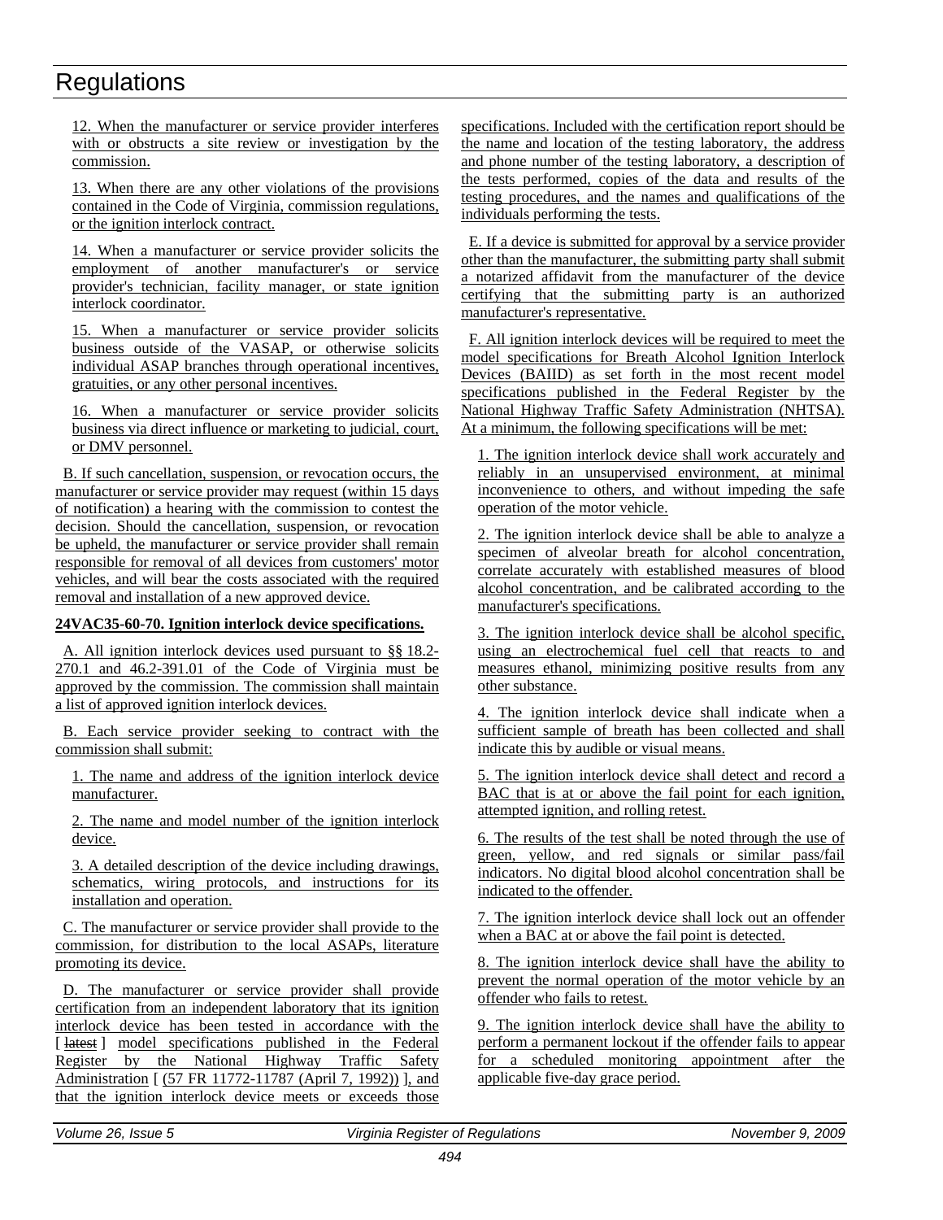12. When the manufacturer or service provider interferes with or obstructs a site review or investigation by the commission.

13. When there are any other violations of the provisions contained in the Code of Virginia, commission regulations, or the ignition interlock contract.

14. When a manufacturer or service provider solicits the employment of another manufacturer's or service provider's technician, facility manager, or state ignition interlock coordinator.

15. When a manufacturer or service provider solicits business outside of the VASAP, or otherwise solicits individual ASAP branches through operational incentives, gratuities, or any other personal incentives.

16. When a manufacturer or service provider solicits business via direct influence or marketing to judicial, court, or DMV personnel.

B. If such cancellation, suspension, or revocation occurs, the manufacturer or service provider may request (within 15 days of notification) a hearing with the commission to contest the decision. Should the cancellation, suspension, or revocation be upheld, the manufacturer or service provider shall remain responsible for removal of all devices from customers' motor vehicles, and will bear the costs associated with the required removal and installation of a new approved device.

**24VAC35-60-70. Ignition interlock device specifications.**

A. All ignition interlock devices used pursuant to §§ 18.2-270.1 and 46.2-391.01 of the Code of Virginia must be approved by the commission. The commission shall maintain a list of approved ignition interlock devices.

B. Each service provider seeking to contract with the commission shall submit:

1. The name and address of the ignition interlock device manufacturer.

2. The name and model number of the ignition interlock device.

3. A detailed description of the device including drawings, schematics, wiring protocols, and instructions for its installation and operation.

C. The manufacturer or service provider shall provide to the commission, for distribution to the local ASAPs, literature promoting its device.

D. The manufacturer or service provider shall provide certification from an independent laboratory that its ignition interlock device has been tested in accordance with the [ ~~latest~~ ] model specifications published in the Federal Register by the National Highway Traffic Safety Administration [ (57 FR 11772-11787 (April 7, 1992)) ], and that the ignition interlock device meets or exceeds those specifications. Included with the certification report should be the name and location of the testing laboratory, the address and phone number of the testing laboratory, a description of the tests performed, copies of the data and results of the testing procedures, and the names and qualifications of the individuals performing the tests.

E. If a device is submitted for approval by a service provider other than the manufacturer, the submitting party shall submit a notarized affidavit from the manufacturer of the device certifying that the submitting party is an authorized manufacturer's representative.

F. All ignition interlock devices will be required to meet the model specifications for Breath Alcohol Ignition Interlock Devices (BAIID) as set forth in the most recent model specifications published in the Federal Register by the National Highway Traffic Safety Administration (NHTSA). At a minimum, the following specifications will be met:

1. The ignition interlock device shall work accurately and reliably in an unsupervised environment, at minimal inconvenience to others, and without impeding the safe operation of the motor vehicle.

2. The ignition interlock device shall be able to analyze a specimen of alveolar breath for alcohol concentration, correlate accurately with established measures of blood alcohol concentration, and be calibrated according to the manufacturer's specifications.

3. The ignition interlock device shall be alcohol specific, using an electrochemical fuel cell that reacts to and measures ethanol, minimizing positive results from any other substance.

4. The ignition interlock device shall indicate when a sufficient sample of breath has been collected and shall indicate this by audible or visual means.

5. The ignition interlock device shall detect and record a BAC that is at or above the fail point for each ignition, attempted ignition, and rolling retest.

6. The results of the test shall be noted through the use of green, yellow, and red signals or similar pass/fail indicators. No digital blood alcohol concentration shall be indicated to the offender.

7. The ignition interlock device shall lock out an offender when a BAC at or above the fail point is detected.

8. The ignition interlock device shall have the ability to prevent the normal operation of the motor vehicle by an offender who fails to retest.

9. The ignition interlock device shall have the ability to perform a permanent lockout if the offender fails to appear for a scheduled monitoring appointment after the applicable five-day grace period.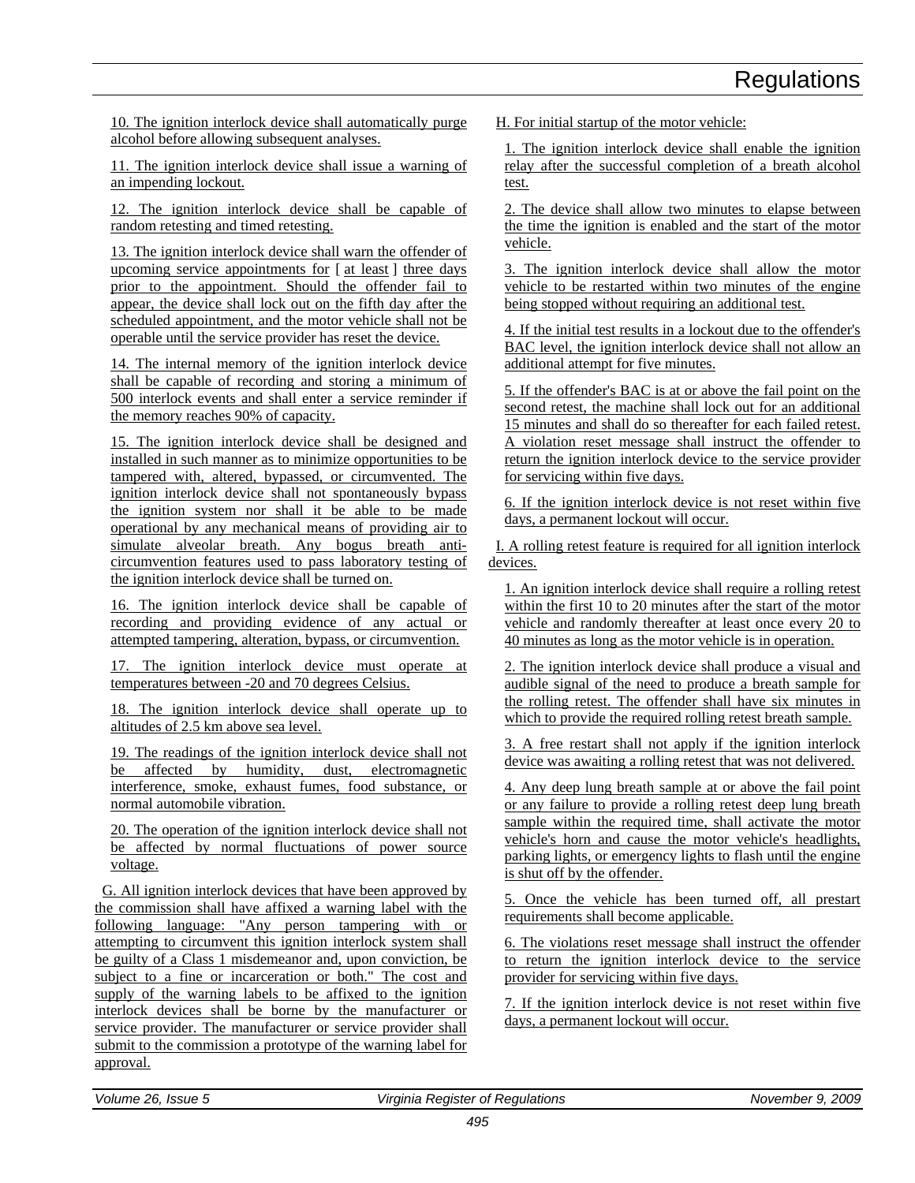10. The ignition interlock device shall automatically purge alcohol before allowing subsequent analyses.

11. The ignition interlock device shall issue a warning of an impending lockout.

12. The ignition interlock device shall be capable of random retesting and timed retesting.

13. The ignition interlock device shall warn the offender of upcoming service appointments for [ at least ] three days prior to the appointment. Should the offender fail to appear, the device shall lock out on the fifth day after the scheduled appointment, and the motor vehicle shall not be operable until the service provider has reset the device.

14. The internal memory of the ignition interlock device shall be capable of recording and storing a minimum of 500 interlock events and shall enter a service reminder if the memory reaches 90% of capacity.

15. The ignition interlock device shall be designed and installed in such manner as to minimize opportunities to be tampered with, altered, bypassed, or circumvented. The ignition interlock device shall not spontaneously bypass the ignition system nor shall it be able to be made operational by any mechanical means of providing air to simulate alveolar breath. Any bogus breath anti-circumvention features used to pass laboratory testing of the ignition interlock device shall be turned on.

16. The ignition interlock device shall be capable of recording and providing evidence of any actual or attempted tampering, alteration, bypass, or circumvention.

17. The ignition interlock device must operate at temperatures between -20 and 70 degrees Celsius.

18. The ignition interlock device shall operate up to altitudes of 2.5 km above sea level.

19. The readings of the ignition interlock device shall not be affected by humidity, dust, electromagnetic interference, smoke, exhaust fumes, food substance, or normal automobile vibration.

20. The operation of the ignition interlock device shall not be affected by normal fluctuations of power source voltage.

G. All ignition interlock devices that have been approved by the commission shall have affixed a warning label with the following language: "Any person tampering with or attempting to circumvent this ignition interlock system shall be guilty of a Class 1 misdemeanor and, upon conviction, be subject to a fine or incarceration or both." The cost and supply of the warning labels to be affixed to the ignition interlock devices shall be borne by the manufacturer or service provider. The manufacturer or service provider shall submit to the commission a prototype of the warning label for approval.

H. For initial startup of the motor vehicle:

1. The ignition interlock device shall enable the ignition relay after the successful completion of a breath alcohol test.

2. The device shall allow two minutes to elapse between the time the ignition is enabled and the start of the motor vehicle.

3. The ignition interlock device shall allow the motor vehicle to be restarted within two minutes of the engine being stopped without requiring an additional test.

4. If the initial test results in a lockout due to the offender's BAC level, the ignition interlock device shall not allow an additional attempt for five minutes.

5. If the offender's BAC is at or above the fail point on the second retest, the machine shall lock out for an additional 15 minutes and shall do so thereafter for each failed retest. A violation reset message shall instruct the offender to return the ignition interlock device to the service provider for servicing within five days.

6. If the ignition interlock device is not reset within five days, a permanent lockout will occur.

I. A rolling retest feature is required for all ignition interlock devices.

1. An ignition interlock device shall require a rolling retest within the first 10 to 20 minutes after the start of the motor vehicle and randomly thereafter at least once every 20 to 40 minutes as long as the motor vehicle is in operation.

2. The ignition interlock device shall produce a visual and audible signal of the need to produce a breath sample for the rolling retest. The offender shall have six minutes in which to provide the required rolling retest breath sample.

3. A free restart shall not apply if the ignition interlock device was awaiting a rolling retest that was not delivered.

4. Any deep lung breath sample at or above the fail point or any failure to provide a rolling retest deep lung breath sample within the required time, shall activate the motor vehicle's horn and cause the motor vehicle's headlights, parking lights, or emergency lights to flash until the engine is shut off by the offender.

5. Once the vehicle has been turned off, all prestart requirements shall become applicable.

6. The violations reset message shall instruct the offender to return the ignition interlock device to the service provider for servicing within five days.

7. If the ignition interlock device is not reset within five days, a permanent lockout will occur.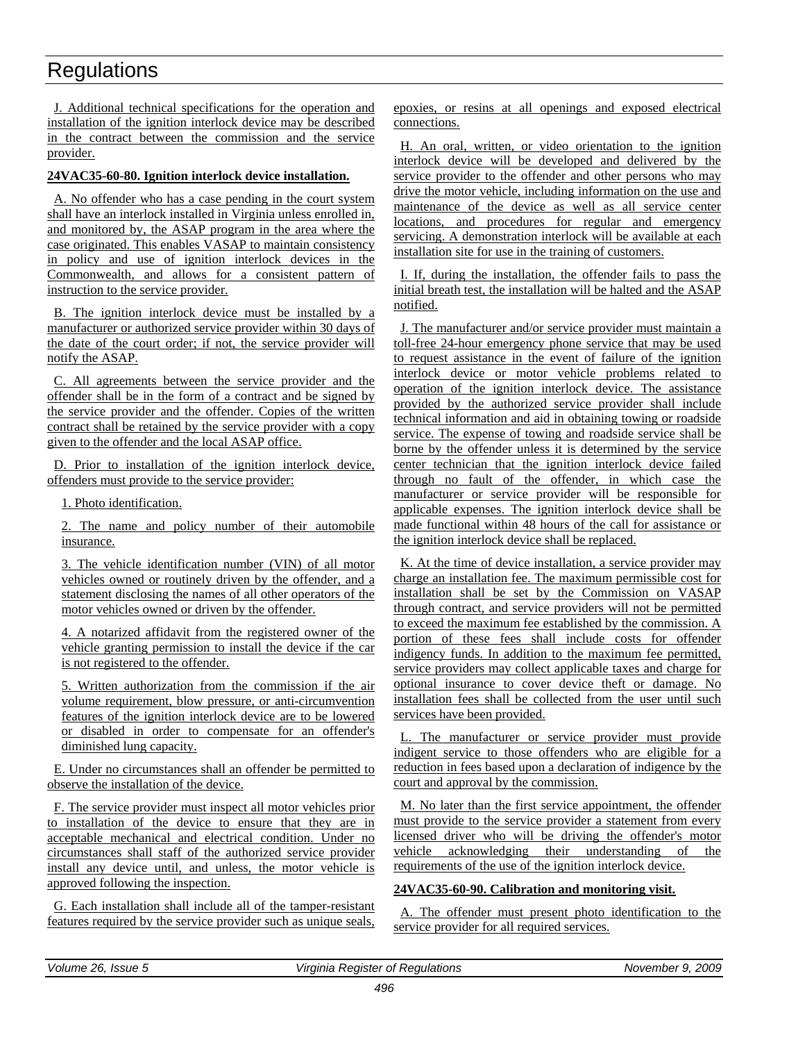J. Additional technical specifications for the operation and installation of the ignition interlock device may be described in the contract between the commission and the service provider.

**24VAC35-60-80. Ignition interlock device installation.**

A. No offender who has a case pending in the court system shall have an interlock installed in Virginia unless enrolled in, and monitored by, the ASAP program in the area where the case originated. This enables VASAP to maintain consistency in policy and use of ignition interlock devices in the Commonwealth, and allows for a consistent pattern of instruction to the service provider.

B. The ignition interlock device must be installed by a manufacturer or authorized service provider within 30 days of the date of the court order; if not, the service provider will notify the ASAP.

C. All agreements between the service provider and the offender shall be in the form of a contract and be signed by the service provider and the offender. Copies of the written contract shall be retained by the service provider with a copy given to the offender and the local ASAP office.

D. Prior to installation of the ignition interlock device, offenders must provide to the service provider:

1. Photo identification.

2. The name and policy number of their automobile insurance.

3. The vehicle identification number (VIN) of all motor vehicles owned or routinely driven by the offender, and a statement disclosing the names of all other operators of the motor vehicles owned or driven by the offender.

4. A notarized affidavit from the registered owner of the vehicle granting permission to install the device if the car is not registered to the offender.

5. Written authorization from the commission if the air volume requirement, blow pressure, or anti-circumvention features of the ignition interlock device are to be lowered or disabled in order to compensate for an offender's diminished lung capacity.

E. Under no circumstances shall an offender be permitted to observe the installation of the device.

F. The service provider must inspect all motor vehicles prior to installation of the device to ensure that they are in acceptable mechanical and electrical condition. Under no circumstances shall staff of the authorized service provider install any device until, and unless, the motor vehicle is approved following the inspection.

G. Each installation shall include all of the tamper-resistant features required by the service provider such as unique seals, epoxies, or resins at all openings and exposed electrical connections.

H. An oral, written, or video orientation to the ignition interlock device will be developed and delivered by the service provider to the offender and other persons who may drive the motor vehicle, including information on the use and maintenance of the device as well as all service center locations, and procedures for regular and emergency servicing. A demonstration interlock will be available at each installation site for use in the training of customers.

I. If, during the installation, the offender fails to pass the initial breath test, the installation will be halted and the ASAP notified.

J. The manufacturer and/or service provider must maintain a toll-free 24-hour emergency phone service that may be used to request assistance in the event of failure of the ignition interlock device or motor vehicle problems related to operation of the ignition interlock device. The assistance provided by the authorized service provider shall include technical information and aid in obtaining towing or roadside service. The expense of towing and roadside service shall be borne by the offender unless it is determined by the service center technician that the ignition interlock device failed through no fault of the offender, in which case the manufacturer or service provider will be responsible for applicable expenses. The ignition interlock device shall be made functional within 48 hours of the call for assistance or the ignition interlock device shall be replaced.

K. At the time of device installation, a service provider may charge an installation fee. The maximum permissible cost for installation shall be set by the Commission on VASAP through contract, and service providers will not be permitted to exceed the maximum fee established by the commission. A portion of these fees shall include costs for offender indigency funds. In addition to the maximum fee permitted, service providers may collect applicable taxes and charge for optional insurance to cover device theft or damage. No installation fees shall be collected from the user until such services have been provided.

L. The manufacturer or service provider must provide indigent service to those offenders who are eligible for a reduction in fees based upon a declaration of indigence by the court and approval by the commission.

M. No later than the first service appointment, the offender must provide to the service provider a statement from every licensed driver who will be driving the offender's motor vehicle acknowledging their understanding of the requirements of the use of the ignition interlock device.

**24VAC35-60-90. Calibration and monitoring visit.**

A. The offender must present photo identification to the service provider for all required services.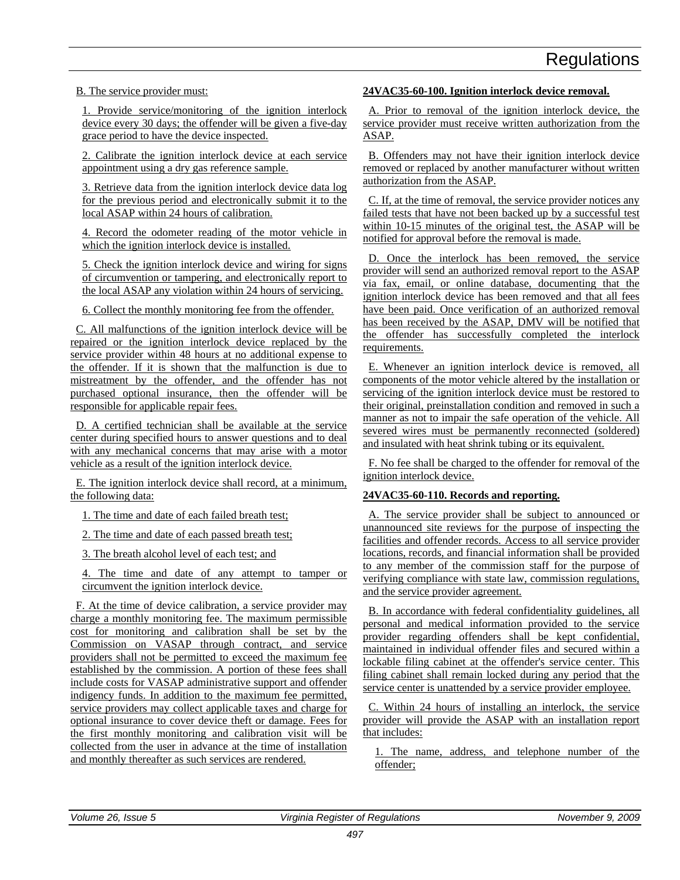B. The service provider must:

1. Provide service/monitoring of the ignition interlock device every 30 days; the offender will be given a five-day grace period to have the device inspected.

2. Calibrate the ignition interlock device at each service appointment using a dry gas reference sample.

3. Retrieve data from the ignition interlock device data log for the previous period and electronically submit it to the local ASAP within 24 hours of calibration.

4. Record the odometer reading of the motor vehicle in which the ignition interlock device is installed.

5. Check the ignition interlock device and wiring for signs of circumvention or tampering, and electronically report to the local ASAP any violation within 24 hours of servicing.

6. Collect the monthly monitoring fee from the offender.

C. All malfunctions of the ignition interlock device will be repaired or the ignition interlock device replaced by the service provider within 48 hours at no additional expense to the offender. If it is shown that the malfunction is due to mistreatment by the offender, and the offender has not purchased optional insurance, then the offender will be responsible for applicable repair fees.

D. A certified technician shall be available at the service center during specified hours to answer questions and to deal with any mechanical concerns that may arise with a motor vehicle as a result of the ignition interlock device.

E. The ignition interlock device shall record, at a minimum, the following data:

1. The time and date of each failed breath test;

2. The time and date of each passed breath test;

3. The breath alcohol level of each test; and

4. The time and date of any attempt to tamper or circumvent the ignition interlock device.

F. At the time of device calibration, a service provider may charge a monthly monitoring fee. The maximum permissible cost for monitoring and calibration shall be set by the Commission on VASAP through contract, and service providers shall not be permitted to exceed the maximum fee established by the commission. A portion of these fees shall include costs for VASAP administrative support and offender indigency funds. In addition to the maximum fee permitted, service providers may collect applicable taxes and charge for optional insurance to cover device theft or damage. Fees for the first monthly monitoring and calibration visit will be collected from the user in advance at the time of installation and monthly thereafter as such services are rendered.

**24VAC35-60-100. Ignition interlock device removal.**

A. Prior to removal of the ignition interlock device, the service provider must receive written authorization from the ASAP.

B. Offenders may not have their ignition interlock device removed or replaced by another manufacturer without written authorization from the ASAP.

C. If, at the time of removal, the service provider notices any failed tests that have not been backed up by a successful test within 10-15 minutes of the original test, the ASAP will be notified for approval before the removal is made.

D. Once the interlock has been removed, the service provider will send an authorized removal report to the ASAP via fax, email, or online database, documenting that the ignition interlock device has been removed and that all fees have been paid. Once verification of an authorized removal has been received by the ASAP, DMV will be notified that the offender has successfully completed the interlock requirements.

E. Whenever an ignition interlock device is removed, all components of the motor vehicle altered by the installation or servicing of the ignition interlock device must be restored to their original, preinstallation condition and removed in such a manner as not to impair the safe operation of the vehicle. All severed wires must be permanently reconnected (soldered) and insulated with heat shrink tubing or its equivalent.

F. No fee shall be charged to the offender for removal of the ignition interlock device.

**24VAC35-60-110. Records and reporting.**

A. The service provider shall be subject to announced or unannounced site reviews for the purpose of inspecting the facilities and offender records. Access to all service provider locations, records, and financial information shall be provided to any member of the commission staff for the purpose of verifying compliance with state law, commission regulations, and the service provider agreement.

B. In accordance with federal confidentiality guidelines, all personal and medical information provided to the service provider regarding offenders shall be kept confidential, maintained in individual offender files and secured within a lockable filing cabinet at the offender's service center. This filing cabinet shall remain locked during any period that the service center is unattended by a service provider employee.

C. Within 24 hours of installing an interlock, the service provider will provide the ASAP with an installation report that includes:

1. The name, address, and telephone number of the offender;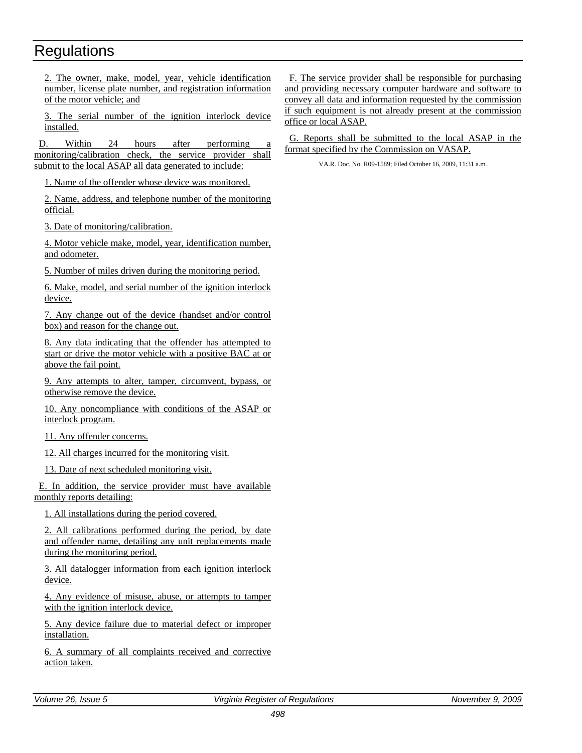2. The owner, make, model, year, vehicle identification number, license plate number, and registration information of the motor vehicle; and

3. The serial number of the ignition interlock device installed.

D. Within 24 hours after performing a monitoring/calibration check, the service provider shall submit to the local ASAP all data generated to include:

1. Name of the offender whose device was monitored.

2. Name, address, and telephone number of the monitoring official.

3. Date of monitoring/calibration.

4. Motor vehicle make, model, year, identification number, and odometer.

5. Number of miles driven during the monitoring period.

6. Make, model, and serial number of the ignition interlock device.

7. Any change out of the device (handset and/or control box) and reason for the change out.

8. Any data indicating that the offender has attempted to start or drive the motor vehicle with a positive BAC at or above the fail point.

9. Any attempts to alter, tamper, circumvent, bypass, or otherwise remove the device.

10. Any noncompliance with conditions of the ASAP or interlock program.

11. Any offender concerns.

12. All charges incurred for the monitoring visit.

13. Date of next scheduled monitoring visit.

E. In addition, the service provider must have available monthly reports detailing:

1. All installations during the period covered.

2. All calibrations performed during the period, by date and offender name, detailing any unit replacements made during the monitoring period.

3. All datalogger information from each ignition interlock device.

4. Any evidence of misuse, abuse, or attempts to tamper with the ignition interlock device.

5. Any device failure due to material defect or improper installation.

6. A summary of all complaints received and corrective action taken.

F. The service provider shall be responsible for purchasing and providing necessary computer hardware and software to convey all data and information requested by the commission if such equipment is not already present at the commission office or local ASAP.

G. Reports shall be submitted to the local ASAP in the format specified by the Commission on VASAP.

VA.R. Doc. No. R09-1589; Filed October 16, 2009, 11:31 a.m.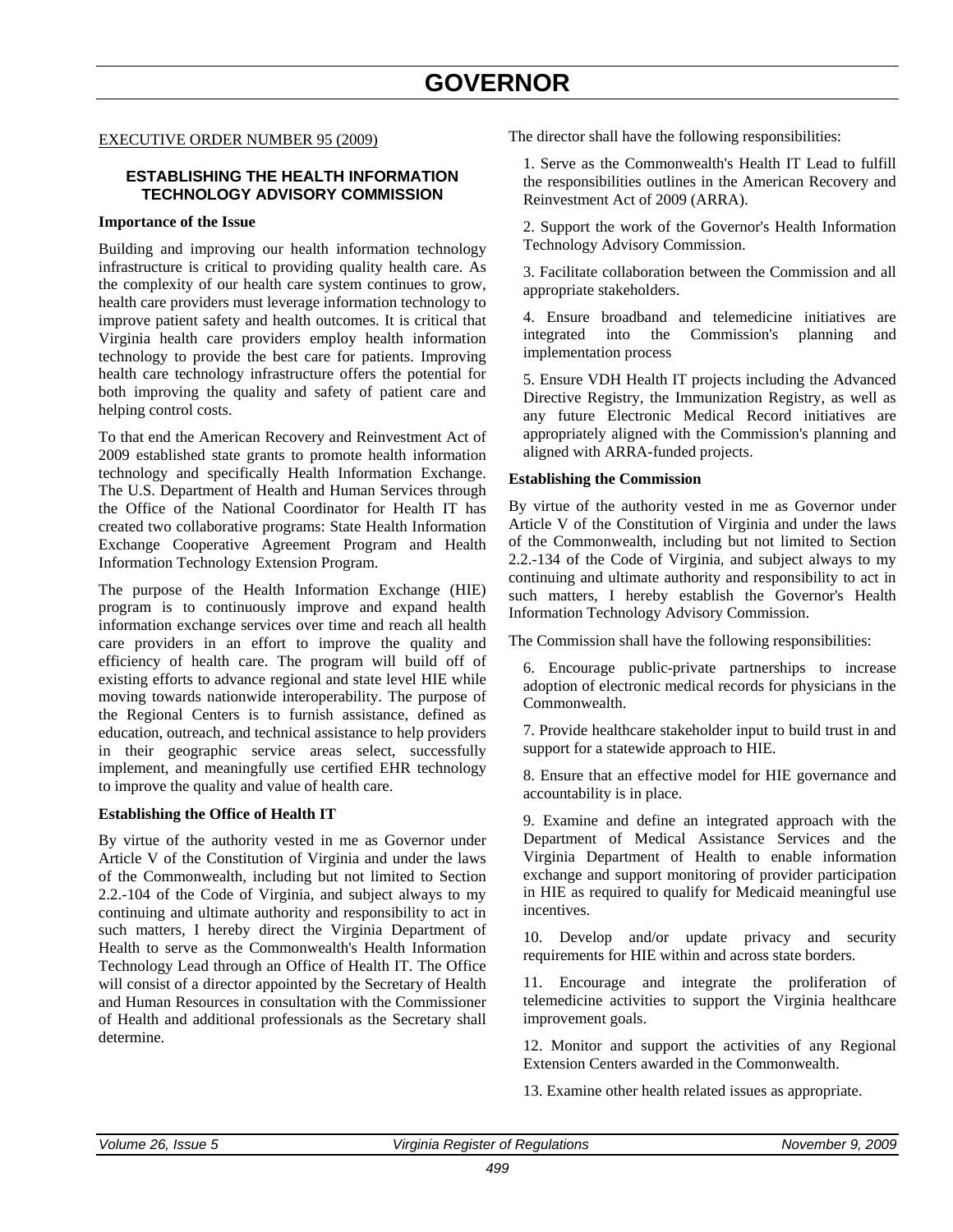# GOVERNOR

EXECUTIVE ORDER NUMBER 95 (2009)

## ESTABLISHING THE HEALTH INFORMATION TECHNOLOGY ADVISORY COMMISSION

**Importance of the Issue**

Building and improving our health information technology infrastructure is critical to providing quality health care. As the complexity of our health care system continues to grow, health care providers must leverage information technology to improve patient safety and health outcomes. It is critical that Virginia health care providers employ health information technology to provide the best care for patients. Improving health care technology infrastructure offers the potential for both improving the quality and safety of patient care and helping control costs.

To that end the American Recovery and Reinvestment Act of 2009 established state grants to promote health information technology and specifically Health Information Exchange. The U.S. Department of Health and Human Services through the Office of the National Coordinator for Health IT has created two collaborative programs: State Health Information Exchange Cooperative Agreement Program and Health Information Technology Extension Program.

The purpose of the Health Information Exchange (HIE) program is to continuously improve and expand health information exchange services over time and reach all health care providers in an effort to improve the quality and efficiency of health care. The program will build off of existing efforts to advance regional and state level HIE while moving towards nationwide interoperability. The purpose of the Regional Centers is to furnish assistance, defined as education, outreach, and technical assistance to help providers in their geographic service areas select, successfully implement, and meaningfully use certified EHR technology to improve the quality and value of health care.

**Establishing the Office of Health IT**

By virtue of the authority vested in me as Governor under Article V of the Constitution of Virginia and under the laws of the Commonwealth, including but not limited to Section 2.2.-104 of the Code of Virginia, and subject always to my continuing and ultimate authority and responsibility to act in such matters, I hereby direct the Virginia Department of Health to serve as the Commonwealth's Health Information Technology Lead through an Office of Health IT. The Office will consist of a director appointed by the Secretary of Health and Human Resources in consultation with the Commissioner of Health and additional professionals as the Secretary shall determine.

The director shall have the following responsibilities:

1. Serve as the Commonwealth's Health IT Lead to fulfill the responsibilities outlines in the American Recovery and Reinvestment Act of 2009 (ARRA).

2. Support the work of the Governor's Health Information Technology Advisory Commission.

3. Facilitate collaboration between the Commission and all appropriate stakeholders.

4. Ensure broadband and telemedicine initiatives are integrated into the Commission's planning and implementation process

5. Ensure VDH Health IT projects including the Advanced Directive Registry, the Immunization Registry, as well as any future Electronic Medical Record initiatives are appropriately aligned with the Commission's planning and aligned with ARRA-funded projects.

**Establishing the Commission**

By virtue of the authority vested in me as Governor under Article V of the Constitution of Virginia and under the laws of the Commonwealth, including but not limited to Section 2.2.-134 of the Code of Virginia, and subject always to my continuing and ultimate authority and responsibility to act in such matters, I hereby establish the Governor's Health Information Technology Advisory Commission.

The Commission shall have the following responsibilities:

6. Encourage public-private partnerships to increase adoption of electronic medical records for physicians in the Commonwealth.

7. Provide healthcare stakeholder input to build trust in and support for a statewide approach to HIE.

8. Ensure that an effective model for HIE governance and accountability is in place.

9. Examine and define an integrated approach with the Department of Medical Assistance Services and the Virginia Department of Health to enable information exchange and support monitoring of provider participation in HIE as required to qualify for Medicaid meaningful use incentives.

10. Develop and/or update privacy and security requirements for HIE within and across state borders.

11. Encourage and integrate the proliferation of telemedicine activities to support the Virginia healthcare improvement goals.

12. Monitor and support the activities of any Regional Extension Centers awarded in the Commonwealth.

13. Examine other health related issues as appropriate.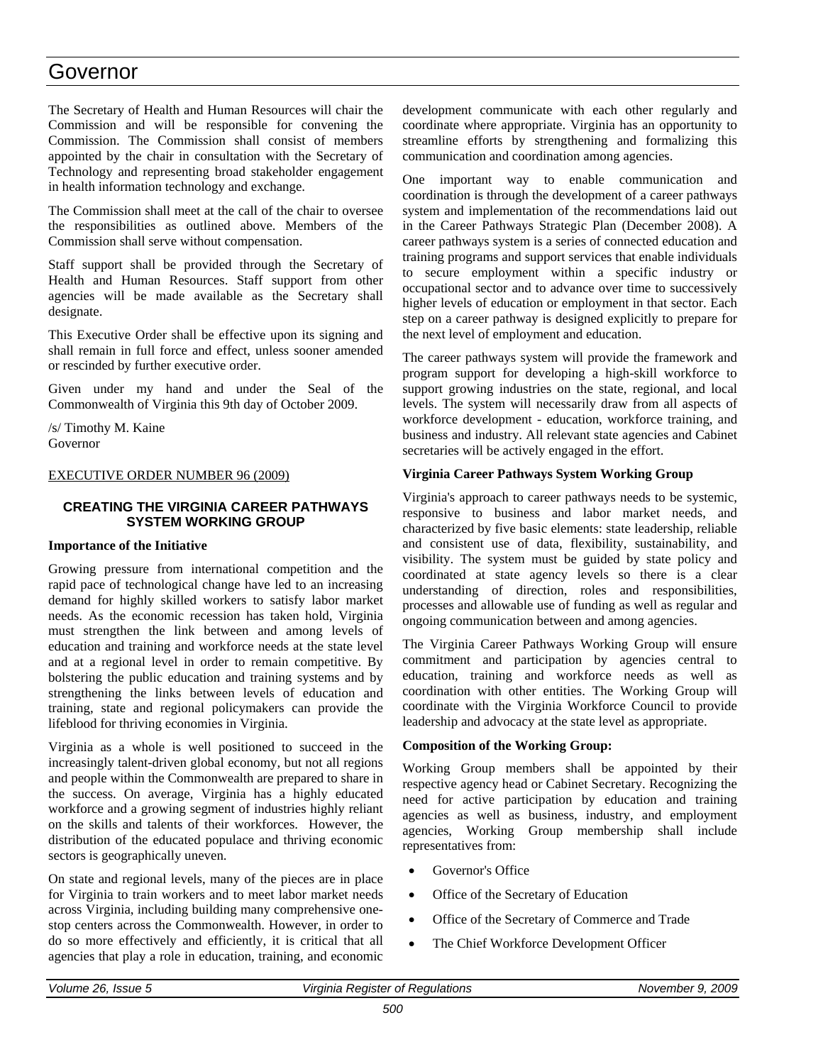The Secretary of Health and Human Resources will chair the Commission and will be responsible for convening the Commission. The Commission shall consist of members appointed by the chair in consultation with the Secretary of Technology and representing broad stakeholder engagement in health information technology and exchange.

The Commission shall meet at the call of the chair to oversee the responsibilities as outlined above. Members of the Commission shall serve without compensation.

Staff support shall be provided through the Secretary of Health and Human Resources. Staff support from other agencies will be made available as the Secretary shall designate.

This Executive Order shall be effective upon its signing and shall remain in full force and effect, unless sooner amended or rescinded by further executive order.

Given under my hand and under the Seal of the Commonwealth of Virginia this 9th day of October 2009.

/s/ Timothy M. Kaine
Governor

EXECUTIVE ORDER NUMBER 96 (2009)

### CREATING THE VIRGINIA CAREER PATHWAYS SYSTEM WORKING GROUP

**Importance of the Initiative**

Growing pressure from international competition and the rapid pace of technological change have led to an increasing demand for highly skilled workers to satisfy labor market needs. As the economic recession has taken hold, Virginia must strengthen the link between and among levels of education and training and workforce needs at the state level and at a regional level in order to remain competitive. By bolstering the public education and training systems and by strengthening the links between levels of education and training, state and regional policymakers can provide the lifeblood for thriving economies in Virginia.

Virginia as a whole is well positioned to succeed in the increasingly talent-driven global economy, but not all regions and people within the Commonwealth are prepared to share in the success. On average, Virginia has a highly educated workforce and a growing segment of industries highly reliant on the skills and talents of their workforces. However, the distribution of the educated populace and thriving economic sectors is geographically uneven.

On state and regional levels, many of the pieces are in place for Virginia to train workers and to meet labor market needs across Virginia, including building many comprehensive one-stop centers across the Commonwealth. However, in order to do so more effectively and efficiently, it is critical that all agencies that play a role in education, training, and economic development communicate with each other regularly and coordinate where appropriate. Virginia has an opportunity to streamline efforts by strengthening and formalizing this communication and coordination among agencies.

One important way to enable communication and coordination is through the development of a career pathways system and implementation of the recommendations laid out in the Career Pathways Strategic Plan (December 2008). A career pathways system is a series of connected education and training programs and support services that enable individuals to secure employment within a specific industry or occupational sector and to advance over time to successively higher levels of education or employment in that sector. Each step on a career pathway is designed explicitly to prepare for the next level of employment and education.

The career pathways system will provide the framework and program support for developing a high-skill workforce to support growing industries on the state, regional, and local levels. The system will necessarily draw from all aspects of workforce development - education, workforce training, and business and industry. All relevant state agencies and Cabinet secretaries will be actively engaged in the effort.

**Virginia Career Pathways System Working Group**

Virginia's approach to career pathways needs to be systemic, responsive to business and labor market needs, and characterized by five basic elements: state leadership, reliable and consistent use of data, flexibility, sustainability, and visibility. The system must be guided by state policy and coordinated at state agency levels so there is a clear understanding of direction, roles and responsibilities, processes and allowable use of funding as well as regular and ongoing communication between and among agencies.

The Virginia Career Pathways Working Group will ensure commitment and participation by agencies central to education, training and workforce needs as well as coordination with other entities. The Working Group will coordinate with the Virginia Workforce Council to provide leadership and advocacy at the state level as appropriate.

**Composition of the Working Group:**

Working Group members shall be appointed by their respective agency head or Cabinet Secretary. Recognizing the need for active participation by education and training agencies as well as business, industry, and employment agencies, Working Group membership shall include representatives from:

- Governor's Office
- Office of the Secretary of Education
- Office of the Secretary of Commerce and Trade
- The Chief Workforce Development Officer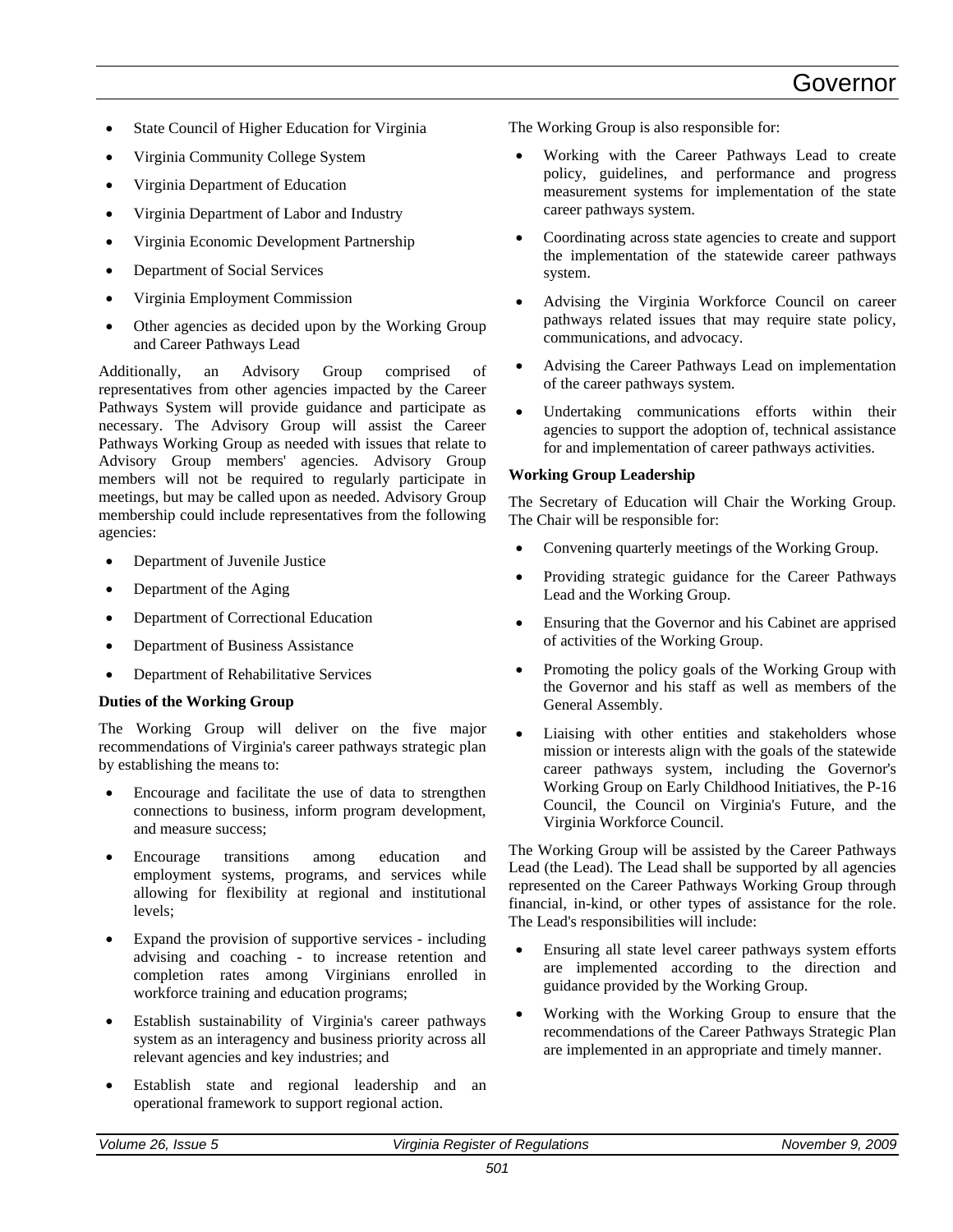- State Council of Higher Education for Virginia
- Virginia Community College System
- Virginia Department of Education
- Virginia Department of Labor and Industry
- Virginia Economic Development Partnership
- Department of Social Services
- Virginia Employment Commission
- Other agencies as decided upon by the Working Group and Career Pathways Lead

Additionally, an Advisory Group comprised of representatives from other agencies impacted by the Career Pathways System will provide guidance and participate as necessary. The Advisory Group will assist the Career Pathways Working Group as needed with issues that relate to Advisory Group members' agencies. Advisory Group members will not be required to regularly participate in meetings, but may be called upon as needed. Advisory Group membership could include representatives from the following agencies:

- Department of Juvenile Justice
- Department of the Aging
- Department of Correctional Education
- Department of Business Assistance
- Department of Rehabilitative Services

**Duties of the Working Group**

The Working Group will deliver on the five major recommendations of Virginia's career pathways strategic plan by establishing the means to:

- Encourage and facilitate the use of data to strengthen connections to business, inform program development, and measure success;
- Encourage transitions among education and employment systems, programs, and services while allowing for flexibility at regional and institutional levels;
- Expand the provision of supportive services - including advising and coaching - to increase retention and completion rates among Virginians enrolled in workforce training and education programs;
- Establish sustainability of Virginia's career pathways system as an interagency and business priority across all relevant agencies and key industries; and
- Establish state and regional leadership and an operational framework to support regional action.

The Working Group is also responsible for:

- Working with the Career Pathways Lead to create policy, guidelines, and performance and progress measurement systems for implementation of the state career pathways system.
- Coordinating across state agencies to create and support the implementation of the statewide career pathways system.
- Advising the Virginia Workforce Council on career pathways related issues that may require state policy, communications, and advocacy.
- Advising the Career Pathways Lead on implementation of the career pathways system.
- Undertaking communications efforts within their agencies to support the adoption of, technical assistance for and implementation of career pathways activities.

**Working Group Leadership**

The Secretary of Education will Chair the Working Group. The Chair will be responsible for:

- Convening quarterly meetings of the Working Group.
- Providing strategic guidance for the Career Pathways Lead and the Working Group.
- Ensuring that the Governor and his Cabinet are apprised of activities of the Working Group.
- Promoting the policy goals of the Working Group with the Governor and his staff as well as members of the General Assembly.
- Liaising with other entities and stakeholders whose mission or interests align with the goals of the statewide career pathways system, including the Governor's Working Group on Early Childhood Initiatives, the P-16 Council, the Council on Virginia's Future, and the Virginia Workforce Council.

The Working Group will be assisted by the Career Pathways Lead (the Lead). The Lead shall be supported by all agencies represented on the Career Pathways Working Group through financial, in-kind, or other types of assistance for the role. The Lead's responsibilities will include:

- Ensuring all state level career pathways system efforts are implemented according to the direction and guidance provided by the Working Group.
- Working with the Working Group to ensure that the recommendations of the Career Pathways Strategic Plan are implemented in an appropriate and timely manner.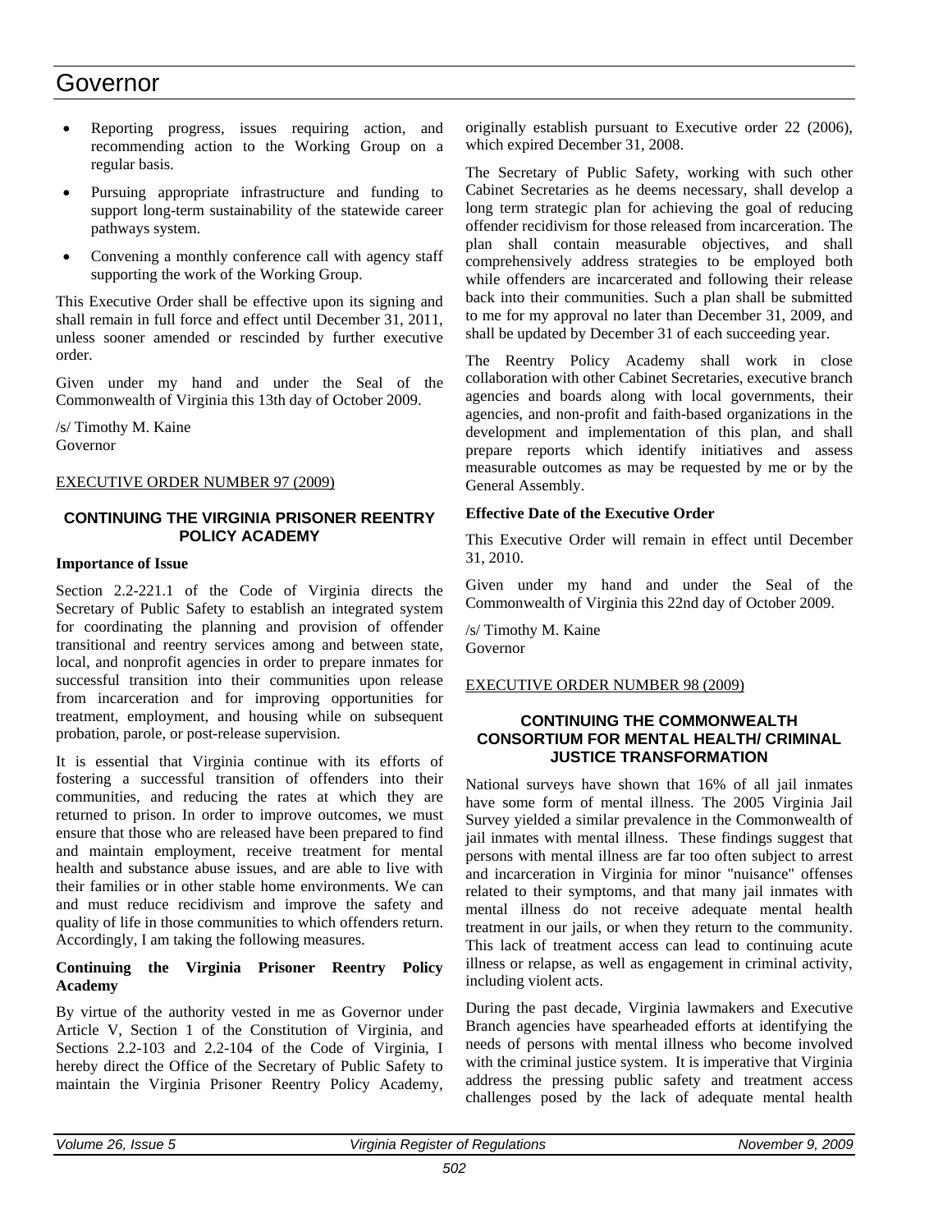- Reporting progress, issues requiring action, and recommending action to the Working Group on a regular basis.
- Pursuing appropriate infrastructure and funding to support long-term sustainability of the statewide career pathways system.
- Convening a monthly conference call with agency staff supporting the work of the Working Group.

This Executive Order shall be effective upon its signing and shall remain in full force and effect until December 31, 2011, unless sooner amended or rescinded by further executive order.

Given under my hand and under the Seal of the Commonwealth of Virginia this 13th day of October 2009.

/s/ Timothy M. Kaine
Governor

EXECUTIVE ORDER NUMBER 97 (2009)

## CONTINUING THE VIRGINIA PRISONER REENTRY POLICY ACADEMY

**Importance of Issue**

Section 2.2-221.1 of the Code of Virginia directs the Secretary of Public Safety to establish an integrated system for coordinating the planning and provision of offender transitional and reentry services among and between state, local, and nonprofit agencies in order to prepare inmates for successful transition into their communities upon release from incarceration and for improving opportunities for treatment, employment, and housing while on subsequent probation, parole, or post-release supervision.

It is essential that Virginia continue with its efforts of fostering a successful transition of offenders into their communities, and reducing the rates at which they are returned to prison. In order to improve outcomes, we must ensure that those who are released have been prepared to find and maintain employment, receive treatment for mental health and substance abuse issues, and are able to live with their families or in other stable home environments. We can and must reduce recidivism and improve the safety and quality of life in those communities to which offenders return. Accordingly, I am taking the following measures.

**Continuing the Virginia Prisoner Reentry Policy Academy**

By virtue of the authority vested in me as Governor under Article V, Section 1 of the Constitution of Virginia, and Sections 2.2-103 and 2.2-104 of the Code of Virginia, I hereby direct the Office of the Secretary of Public Safety to maintain the Virginia Prisoner Reentry Policy Academy, originally establish pursuant to Executive order 22 (2006), which expired December 31, 2008.

The Secretary of Public Safety, working with such other Cabinet Secretaries as he deems necessary, shall develop a long term strategic plan for achieving the goal of reducing offender recidivism for those released from incarceration. The plan shall contain measurable objectives, and shall comprehensively address strategies to be employed both while offenders are incarcerated and following their release back into their communities. Such a plan shall be submitted to me for my approval no later than December 31, 2009, and shall be updated by December 31 of each succeeding year.

The Reentry Policy Academy shall work in close collaboration with other Cabinet Secretaries, executive branch agencies and boards along with local governments, their agencies, and non-profit and faith-based organizations in the development and implementation of this plan, and shall prepare reports which identify initiatives and assess measurable outcomes as may be requested by me or by the General Assembly.

**Effective Date of the Executive Order**

This Executive Order will remain in effect until December 31, 2010.

Given under my hand and under the Seal of the Commonwealth of Virginia this 22nd day of October 2009.

/s/ Timothy M. Kaine
Governor

EXECUTIVE ORDER NUMBER 98 (2009)

## CONTINUING THE COMMONWEALTH CONSORTIUM FOR MENTAL HEALTH/ CRIMINAL JUSTICE TRANSFORMATION

National surveys have shown that 16% of all jail inmates have some form of mental illness. The 2005 Virginia Jail Survey yielded a similar prevalence in the Commonwealth of jail inmates with mental illness. These findings suggest that persons with mental illness are far too often subject to arrest and incarceration in Virginia for minor "nuisance" offenses related to their symptoms, and that many jail inmates with mental illness do not receive adequate mental health treatment in our jails, or when they return to the community. This lack of treatment access can lead to continuing acute illness or relapse, as well as engagement in criminal activity, including violent acts.

During the past decade, Virginia lawmakers and Executive Branch agencies have spearheaded efforts at identifying the needs of persons with mental illness who become involved with the criminal justice system. It is imperative that Virginia address the pressing public safety and treatment access challenges posed by the lack of adequate mental health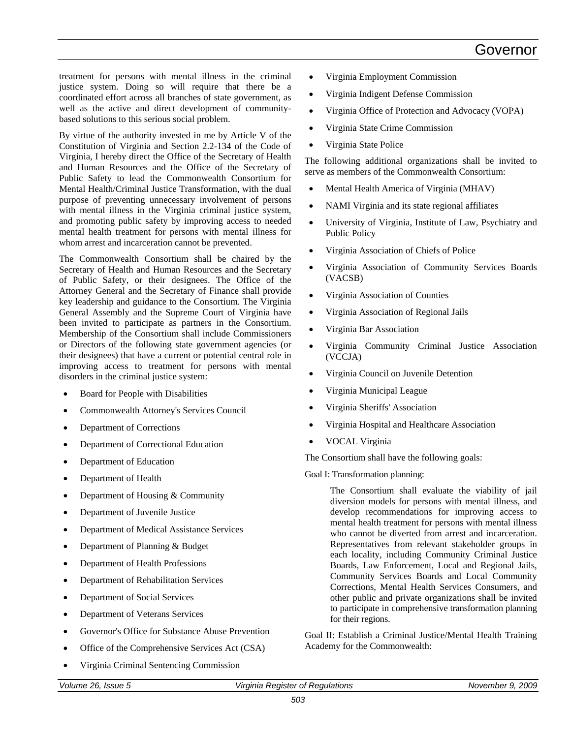treatment for persons with mental illness in the criminal justice system. Doing so will require that there be a coordinated effort across all branches of state government, as well as the active and direct development of community-based solutions to this serious social problem.

By virtue of the authority invested in me by Article V of the Constitution of Virginia and Section 2.2-134 of the Code of Virginia, I hereby direct the Office of the Secretary of Health and Human Resources and the Office of the Secretary of Public Safety to lead the Commonwealth Consortium for Mental Health/Criminal Justice Transformation, with the dual purpose of preventing unnecessary involvement of persons with mental illness in the Virginia criminal justice system, and promoting public safety by improving access to needed mental health treatment for persons with mental illness for whom arrest and incarceration cannot be prevented.

The Commonwealth Consortium shall be chaired by the Secretary of Health and Human Resources and the Secretary of Public Safety, or their designees. The Office of the Attorney General and the Secretary of Finance shall provide key leadership and guidance to the Consortium. The Virginia General Assembly and the Supreme Court of Virginia have been invited to participate as partners in the Consortium. Membership of the Consortium shall include Commissioners or Directors of the following state government agencies (or their designees) that have a current or potential central role in improving access to treatment for persons with mental disorders in the criminal justice system:

- Board for People with Disabilities
- Commonwealth Attorney's Services Council
- Department of Corrections
- Department of Correctional Education
- Department of Education
- Department of Health
- Department of Housing & Community
- Department of Juvenile Justice
- Department of Medical Assistance Services
- Department of Planning & Budget
- Department of Health Professions
- Department of Rehabilitation Services
- Department of Social Services
- Department of Veterans Services
- Governor's Office for Substance Abuse Prevention
- Office of the Comprehensive Services Act (CSA)
- Virginia Criminal Sentencing Commission
- Virginia Employment Commission
- Virginia Indigent Defense Commission
- Virginia Office of Protection and Advocacy (VOPA)
- Virginia State Crime Commission
- Virginia State Police

The following additional organizations shall be invited to serve as members of the Commonwealth Consortium:

- Mental Health America of Virginia (MHAV)
- NAMI Virginia and its state regional affiliates
- University of Virginia, Institute of Law, Psychiatry and Public Policy
- Virginia Association of Chiefs of Police
- Virginia Association of Community Services Boards (VACSB)
- Virginia Association of Counties
- Virginia Association of Regional Jails
- Virginia Bar Association
- Virginia Community Criminal Justice Association (VCCJA)
- Virginia Council on Juvenile Detention
- Virginia Municipal League
- Virginia Sheriffs' Association
- Virginia Hospital and Healthcare Association
- VOCAL Virginia

The Consortium shall have the following goals:

Goal I: Transformation planning:

> The Consortium shall evaluate the viability of jail diversion models for persons with mental illness, and develop recommendations for improving access to mental health treatment for persons with mental illness who cannot be diverted from arrest and incarceration. Representatives from relevant stakeholder groups in each locality, including Community Criminal Justice Boards, Law Enforcement, Local and Regional Jails, Community Services Boards and Local Community Corrections, Mental Health Services Consumers, and other public and private organizations shall be invited to participate in comprehensive transformation planning for their regions.

Goal II: Establish a Criminal Justice/Mental Health Training Academy for the Commonwealth: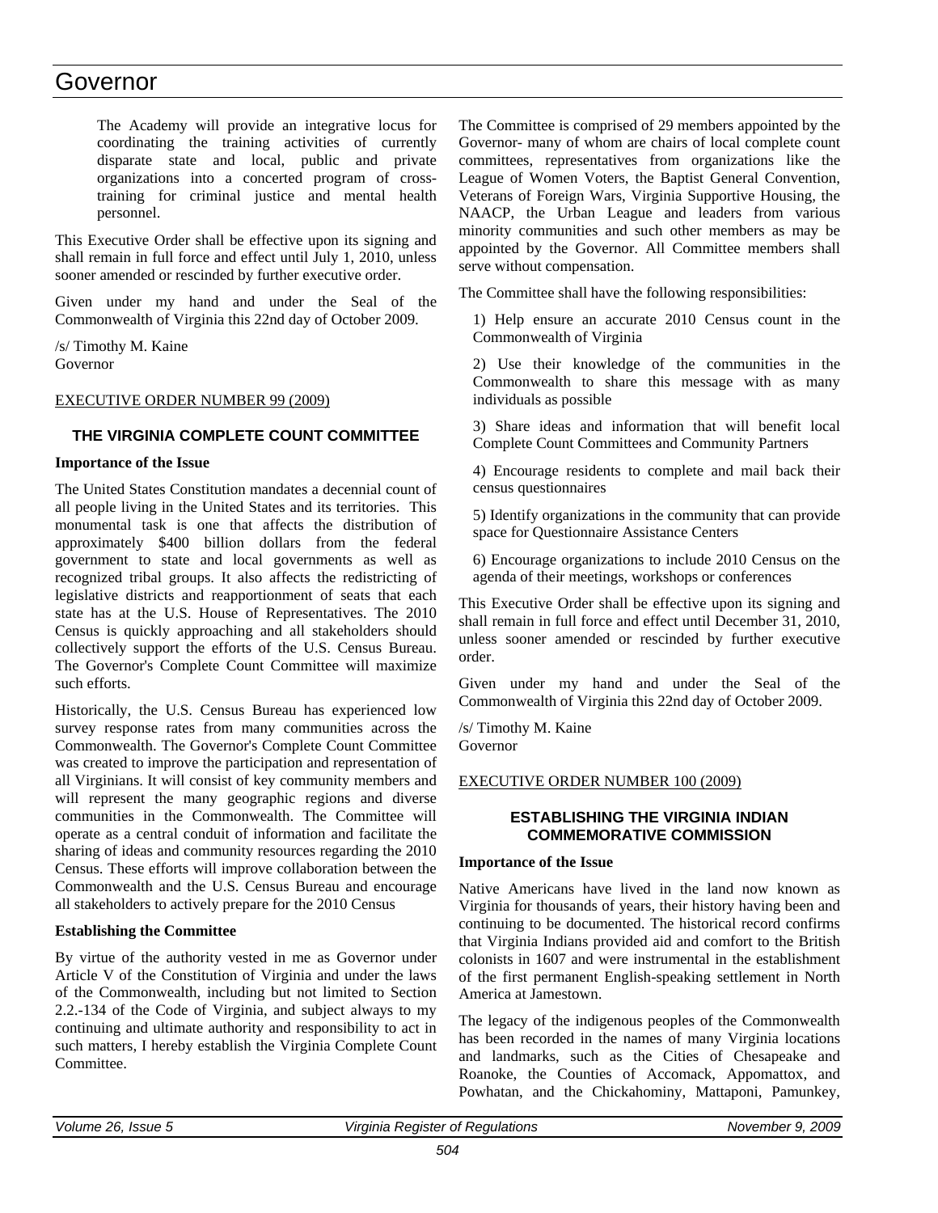The Academy will provide an integrative locus for coordinating the training activities of currently disparate state and local, public and private organizations into a concerted program of cross-training for criminal justice and mental health personnel.

This Executive Order shall be effective upon its signing and shall remain in full force and effect until July 1, 2010, unless sooner amended or rescinded by further executive order.

Given under my hand and under the Seal of the Commonwealth of Virginia this 22nd day of October 2009.

/s/ Timothy M. Kaine
Governor

EXECUTIVE ORDER NUMBER 99 (2009)

## THE VIRGINIA COMPLETE COUNT COMMITTEE

**Importance of the Issue**

The United States Constitution mandates a decennial count of all people living in the United States and its territories. This monumental task is one that affects the distribution of approximately $400 billion dollars from the federal government to state and local governments as well as recognized tribal groups. It also affects the redistricting of legislative districts and reapportionment of seats that each state has at the U.S. House of Representatives. The 2010 Census is quickly approaching and all stakeholders should collectively support the efforts of the U.S. Census Bureau. The Governor's Complete Count Committee will maximize such efforts.

Historically, the U.S. Census Bureau has experienced low survey response rates from many communities across the Commonwealth. The Governor's Complete Count Committee was created to improve the participation and representation of all Virginians. It will consist of key community members and will represent the many geographic regions and diverse communities in the Commonwealth. The Committee will operate as a central conduit of information and facilitate the sharing of ideas and community resources regarding the 2010 Census. These efforts will improve collaboration between the Commonwealth and the U.S. Census Bureau and encourage all stakeholders to actively prepare for the 2010 Census

**Establishing the Committee**

By virtue of the authority vested in me as Governor under Article V of the Constitution of Virginia and under the laws of the Commonwealth, including but not limited to Section 2.2.-134 of the Code of Virginia, and subject always to my continuing and ultimate authority and responsibility to act in such matters, I hereby establish the Virginia Complete Count Committee.

The Committee is comprised of 29 members appointed by the Governor- many of whom are chairs of local complete count committees, representatives from organizations like the League of Women Voters, the Baptist General Convention, Veterans of Foreign Wars, Virginia Supportive Housing, the NAACP, the Urban League and leaders from various minority communities and such other members as may be appointed by the Governor. All Committee members shall serve without compensation.

The Committee shall have the following responsibilities:

1) Help ensure an accurate 2010 Census count in the Commonwealth of Virginia

2) Use their knowledge of the communities in the Commonwealth to share this message with as many individuals as possible

3) Share ideas and information that will benefit local Complete Count Committees and Community Partners

4) Encourage residents to complete and mail back their census questionnaires

5) Identify organizations in the community that can provide space for Questionnaire Assistance Centers

6) Encourage organizations to include 2010 Census on the agenda of their meetings, workshops or conferences

This Executive Order shall be effective upon its signing and shall remain in full force and effect until December 31, 2010, unless sooner amended or rescinded by further executive order.

Given under my hand and under the Seal of the Commonwealth of Virginia this 22nd day of October 2009.

/s/ Timothy M. Kaine
Governor

EXECUTIVE ORDER NUMBER 100 (2009)

## ESTABLISHING THE VIRGINIA INDIAN COMMEMORATIVE COMMISSION

**Importance of the Issue**

Native Americans have lived in the land now known as Virginia for thousands of years, their history having been and continuing to be documented. The historical record confirms that Virginia Indians provided aid and comfort to the British colonists in 1607 and were instrumental in the establishment of the first permanent English-speaking settlement in North America at Jamestown.

The legacy of the indigenous peoples of the Commonwealth has been recorded in the names of many Virginia locations and landmarks, such as the Cities of Chesapeake and Roanoke, the Counties of Accomack, Appomattox, and Powhatan, and the Chickahominy, Mattaponi, Pamunkey,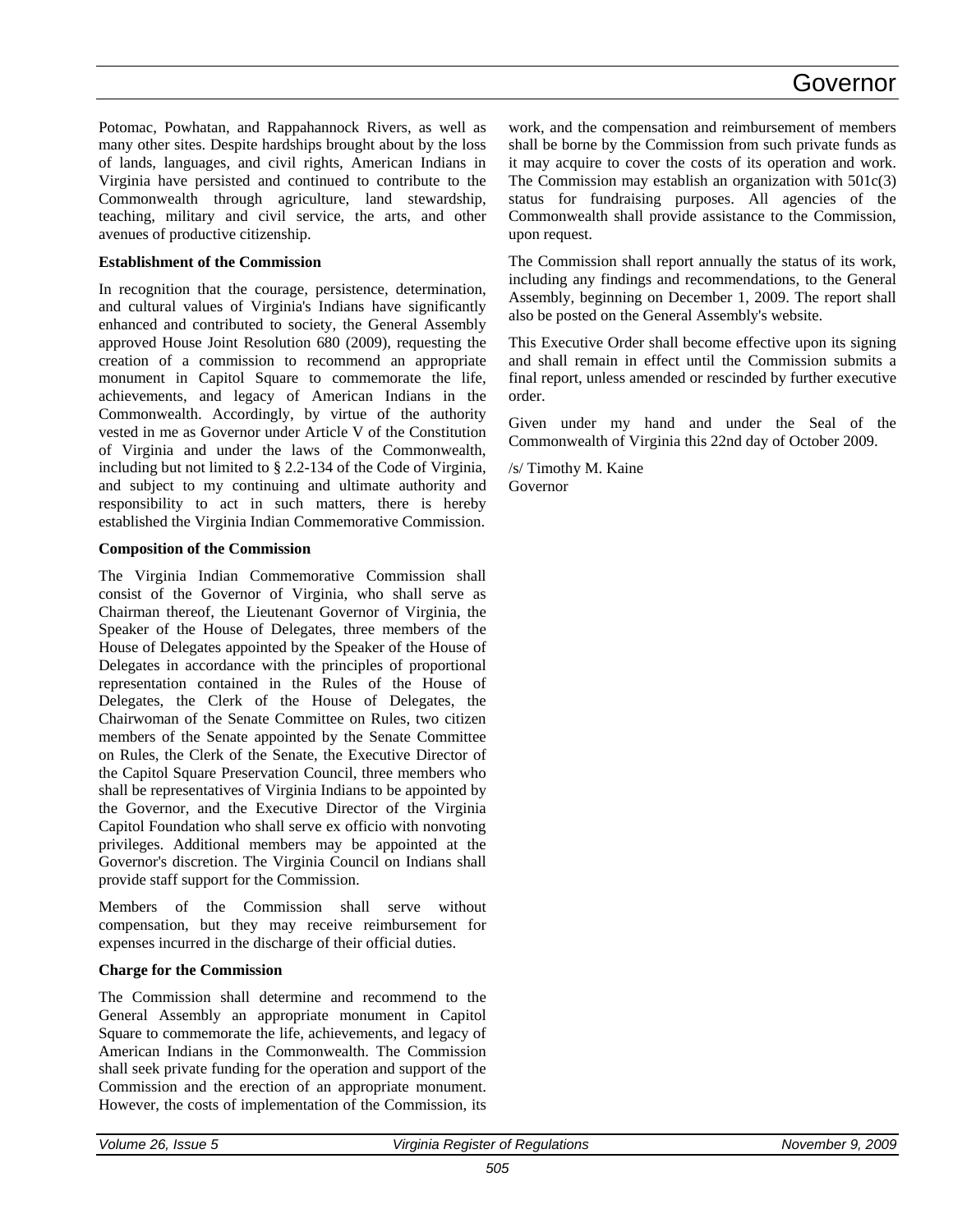Potomac, Powhatan, and Rappahannock Rivers, as well as many other sites. Despite hardships brought about by the loss of lands, languages, and civil rights, American Indians in Virginia have persisted and continued to contribute to the Commonwealth through agriculture, land stewardship, teaching, military and civil service, the arts, and other avenues of productive citizenship.

**Establishment of the Commission**

In recognition that the courage, persistence, determination, and cultural values of Virginia's Indians have significantly enhanced and contributed to society, the General Assembly approved House Joint Resolution 680 (2009), requesting the creation of a commission to recommend an appropriate monument in Capitol Square to commemorate the life, achievements, and legacy of American Indians in the Commonwealth. Accordingly, by virtue of the authority vested in me as Governor under Article V of the Constitution of Virginia and under the laws of the Commonwealth, including but not limited to § 2.2-134 of the Code of Virginia, and subject to my continuing and ultimate authority and responsibility to act in such matters, there is hereby established the Virginia Indian Commemorative Commission.

**Composition of the Commission**

The Virginia Indian Commemorative Commission shall consist of the Governor of Virginia, who shall serve as Chairman thereof, the Lieutenant Governor of Virginia, the Speaker of the House of Delegates, three members of the House of Delegates appointed by the Speaker of the House of Delegates in accordance with the principles of proportional representation contained in the Rules of the House of Delegates, the Clerk of the House of Delegates, the Chairwoman of the Senate Committee on Rules, two citizen members of the Senate appointed by the Senate Committee on Rules, the Clerk of the Senate, the Executive Director of the Capitol Square Preservation Council, three members who shall be representatives of Virginia Indians to be appointed by the Governor, and the Executive Director of the Virginia Capitol Foundation who shall serve ex officio with nonvoting privileges. Additional members may be appointed at the Governor's discretion. The Virginia Council on Indians shall provide staff support for the Commission.

Members of the Commission shall serve without compensation, but they may receive reimbursement for expenses incurred in the discharge of their official duties.

**Charge for the Commission**

The Commission shall determine and recommend to the General Assembly an appropriate monument in Capitol Square to commemorate the life, achievements, and legacy of American Indians in the Commonwealth. The Commission shall seek private funding for the operation and support of the Commission and the erection of an appropriate monument. However, the costs of implementation of the Commission, its work, and the compensation and reimbursement of members shall be borne by the Commission from such private funds as it may acquire to cover the costs of its operation and work. The Commission may establish an organization with 501c(3) status for fundraising purposes. All agencies of the Commonwealth shall provide assistance to the Commission, upon request.

The Commission shall report annually the status of its work, including any findings and recommendations, to the General Assembly, beginning on December 1, 2009. The report shall also be posted on the General Assembly's website.

This Executive Order shall become effective upon its signing and shall remain in effect until the Commission submits a final report, unless amended or rescinded by further executive order.

Given under my hand and under the Seal of the Commonwealth of Virginia this 22nd day of October 2009.

/s/ Timothy M. Kaine
Governor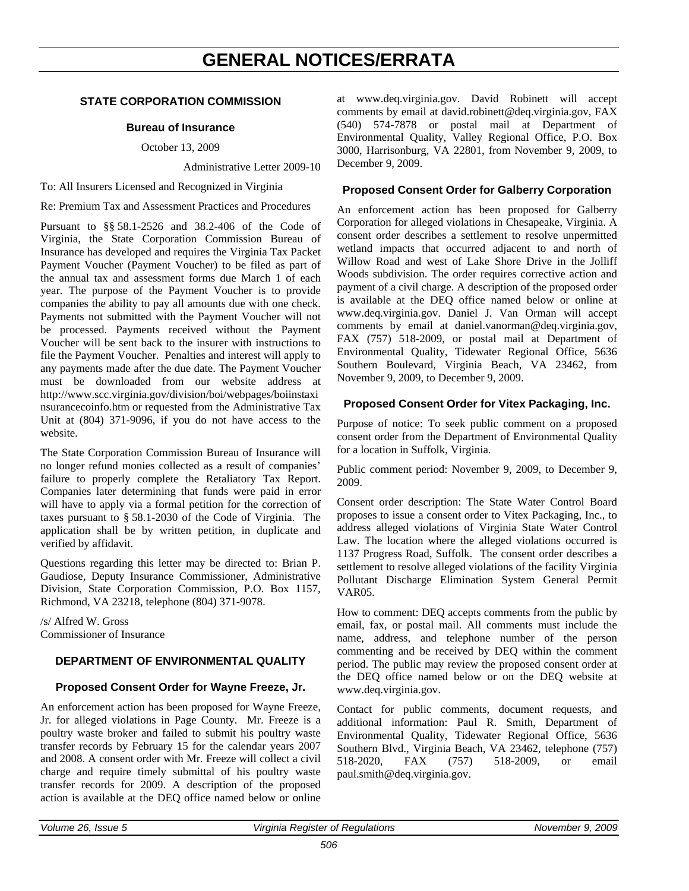# GENERAL NOTICES/ERRATA

## STATE CORPORATION COMMISSION

### Bureau of Insurance

October 13, 2009

Administrative Letter 2009-10

To: All Insurers Licensed and Recognized in Virginia

Re: Premium Tax and Assessment Practices and Procedures

Pursuant to §§ 58.1-2526 and 38.2-406 of the Code of Virginia, the State Corporation Commission Bureau of Insurance has developed and requires the Virginia Tax Packet Payment Voucher (Payment Voucher) to be filed as part of the annual tax and assessment forms due March 1 of each year. The purpose of the Payment Voucher is to provide companies the ability to pay all amounts due with one check. Payments not submitted with the Payment Voucher will not be processed. Payments received without the Payment Voucher will be sent back to the insurer with instructions to file the Payment Voucher. Penalties and interest will apply to any payments made after the due date. The Payment Voucher must be downloaded from our website address at http://www.scc.virginia.gov/division/boi/webpages/boiinstaxinsurancecoinfo.htm or requested from the Administrative Tax Unit at (804) 371-9096, if you do not have access to the website.

The State Corporation Commission Bureau of Insurance will no longer refund monies collected as a result of companies' failure to properly complete the Retaliatory Tax Report. Companies later determining that funds were paid in error will have to apply via a formal petition for the correction of taxes pursuant to § 58.1-2030 of the Code of Virginia. The application shall be by written petition, in duplicate and verified by affidavit.

Questions regarding this letter may be directed to: Brian P. Gaudiose, Deputy Insurance Commissioner, Administrative Division, State Corporation Commission, P.O. Box 1157, Richmond, VA 23218, telephone (804) 371-9078.

/s/ Alfred W. Gross
Commissioner of Insurance

## DEPARTMENT OF ENVIRONMENTAL QUALITY

### Proposed Consent Order for Wayne Freeze, Jr.

An enforcement action has been proposed for Wayne Freeze, Jr. for alleged violations in Page County. Mr. Freeze is a poultry waste broker and failed to submit his poultry waste transfer records by February 15 for the calendar years 2007 and 2008. A consent order with Mr. Freeze will collect a civil charge and require timely submittal of his poultry waste transfer records for 2009. A description of the proposed action is available at the DEQ office named below or online at www.deq.virginia.gov. David Robinett will accept comments by email at david.robinett@deq.virginia.gov, FAX (540) 574-7878 or postal mail at Department of Environmental Quality, Valley Regional Office, P.O. Box 3000, Harrisonburg, VA 22801, from November 9, 2009, to December 9, 2009.

### Proposed Consent Order for Galberry Corporation

An enforcement action has been proposed for Galberry Corporation for alleged violations in Chesapeake, Virginia. A consent order describes a settlement to resolve unpermitted wetland impacts that occurred adjacent to and north of Willow Road and west of Lake Shore Drive in the Jolliff Woods subdivision. The order requires corrective action and payment of a civil charge. A description of the proposed order is available at the DEQ office named below or online at www.deq.virginia.gov. Daniel J. Van Orman will accept comments by email at daniel.vanorman@deq.virginia.gov, FAX (757) 518-2009, or postal mail at Department of Environmental Quality, Tidewater Regional Office, 5636 Southern Boulevard, Virginia Beach, VA 23462, from November 9, 2009, to December 9, 2009.

### Proposed Consent Order for Vitex Packaging, Inc.

Purpose of notice: To seek public comment on a proposed consent order from the Department of Environmental Quality for a location in Suffolk, Virginia.

Public comment period: November 9, 2009, to December 9, 2009.

Consent order description: The State Water Control Board proposes to issue a consent order to Vitex Packaging, Inc., to address alleged violations of Virginia State Water Control Law. The location where the alleged violations occurred is 1137 Progress Road, Suffolk. The consent order describes a settlement to resolve alleged violations of the facility Virginia Pollutant Discharge Elimination System General Permit VAR05.

How to comment: DEQ accepts comments from the public by email, fax, or postal mail. All comments must include the name, address, and telephone number of the person commenting and be received by DEQ within the comment period. The public may review the proposed consent order at the DEQ office named below or on the DEQ website at www.deq.virginia.gov.

Contact for public comments, document requests, and additional information: Paul R. Smith, Department of Environmental Quality, Tidewater Regional Office, 5636 Southern Blvd., Virginia Beach, VA 23462, telephone (757) 518-2020, FAX (757) 518-2009, or email paul.smith@deq.virginia.gov.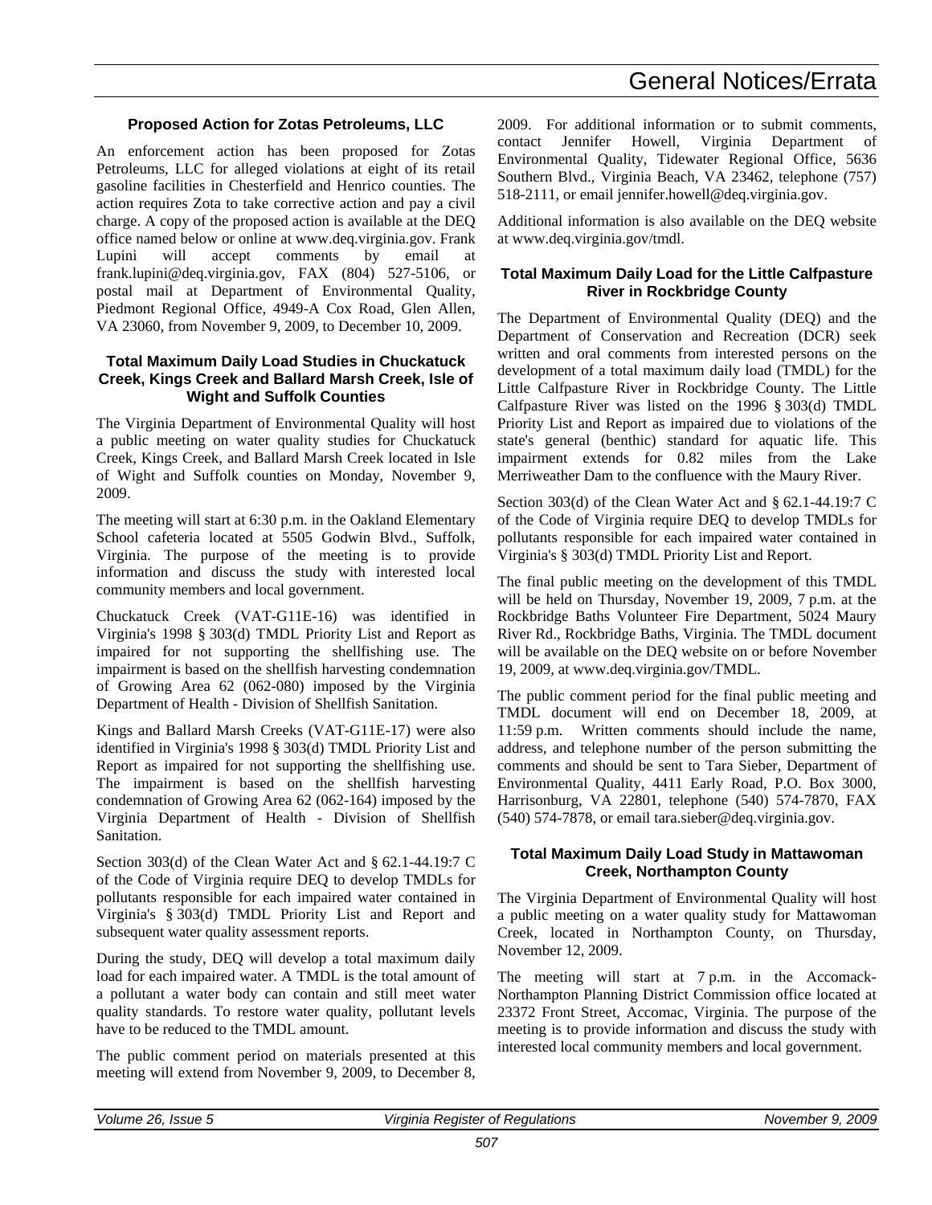### Proposed Action for Zotas Petroleums, LLC

An enforcement action has been proposed for Zotas Petroleums, LLC for alleged violations at eight of its retail gasoline facilities in Chesterfield and Henrico counties. The action requires Zota to take corrective action and pay a civil charge. A copy of the proposed action is available at the DEQ office named below or online at www.deq.virginia.gov. Frank Lupini will accept comments by email at frank.lupini@deq.virginia.gov, FAX (804) 527-5106, or postal mail at Department of Environmental Quality, Piedmont Regional Office, 4949-A Cox Road, Glen Allen, VA 23060, from November 9, 2009, to December 10, 2009.

### Total Maximum Daily Load Studies in Chuckatuck Creek, Kings Creek and Ballard Marsh Creek, Isle of Wight and Suffolk Counties

The Virginia Department of Environmental Quality will host a public meeting on water quality studies for Chuckatuck Creek, Kings Creek, and Ballard Marsh Creek located in Isle of Wight and Suffolk counties on Monday, November 9, 2009.

The meeting will start at 6:30 p.m. in the Oakland Elementary School cafeteria located at 5505 Godwin Blvd., Suffolk, Virginia. The purpose of the meeting is to provide information and discuss the study with interested local community members and local government.

Chuckatuck Creek (VAT-G11E-16) was identified in Virginia's 1998 § 303(d) TMDL Priority List and Report as impaired for not supporting the shellfishing use. The impairment is based on the shellfish harvesting condemnation of Growing Area 62 (062-080) imposed by the Virginia Department of Health - Division of Shellfish Sanitation.

Kings and Ballard Marsh Creeks (VAT-G11E-17) were also identified in Virginia's 1998 § 303(d) TMDL Priority List and Report as impaired for not supporting the shellfishing use. The impairment is based on the shellfish harvesting condemnation of Growing Area 62 (062-164) imposed by the Virginia Department of Health - Division of Shellfish Sanitation.

Section 303(d) of the Clean Water Act and § 62.1-44.19:7 C of the Code of Virginia require DEQ to develop TMDLs for pollutants responsible for each impaired water contained in Virginia's § 303(d) TMDL Priority List and Report and subsequent water quality assessment reports.

During the study, DEQ will develop a total maximum daily load for each impaired water. A TMDL is the total amount of a pollutant a water body can contain and still meet water quality standards. To restore water quality, pollutant levels have to be reduced to the TMDL amount.

The public comment period on materials presented at this meeting will extend from November 9, 2009, to December 8, 2009. For additional information or to submit comments, contact Jennifer Howell, Virginia Department of Environmental Quality, Tidewater Regional Office, 5636 Southern Blvd., Virginia Beach, VA 23462, telephone (757) 518-2111, or email jennifer.howell@deq.virginia.gov.

Additional information is also available on the DEQ website at www.deq.virginia.gov/tmdl.

### Total Maximum Daily Load for the Little Calfpasture River in Rockbridge County

The Department of Environmental Quality (DEQ) and the Department of Conservation and Recreation (DCR) seek written and oral comments from interested persons on the development of a total maximum daily load (TMDL) for the Little Calfpasture River in Rockbridge County. The Little Calfpasture River was listed on the 1996 § 303(d) TMDL Priority List and Report as impaired due to violations of the state's general (benthic) standard for aquatic life. This impairment extends for 0.82 miles from the Lake Merriweather Dam to the confluence with the Maury River.

Section 303(d) of the Clean Water Act and § 62.1-44.19:7 C of the Code of Virginia require DEQ to develop TMDLs for pollutants responsible for each impaired water contained in Virginia's § 303(d) TMDL Priority List and Report.

The final public meeting on the development of this TMDL will be held on Thursday, November 19, 2009, 7 p.m. at the Rockbridge Baths Volunteer Fire Department, 5024 Maury River Rd., Rockbridge Baths, Virginia. The TMDL document will be available on the DEQ website on or before November 19, 2009, at www.deq.virginia.gov/TMDL.

The public comment period for the final public meeting and TMDL document will end on December 18, 2009, at 11:59 p.m. Written comments should include the name, address, and telephone number of the person submitting the comments and should be sent to Tara Sieber, Department of Environmental Quality, 4411 Early Road, P.O. Box 3000, Harrisonburg, VA 22801, telephone (540) 574-7870, FAX (540) 574-7878, or email tara.sieber@deq.virginia.gov.

### Total Maximum Daily Load Study in Mattawoman Creek, Northampton County

The Virginia Department of Environmental Quality will host a public meeting on a water quality study for Mattawoman Creek, located in Northampton County, on Thursday, November 12, 2009.

The meeting will start at 7 p.m. in the Accomack-Northampton Planning District Commission office located at 23372 Front Street, Accomac, Virginia. The purpose of the meeting is to provide information and discuss the study with interested local community members and local government.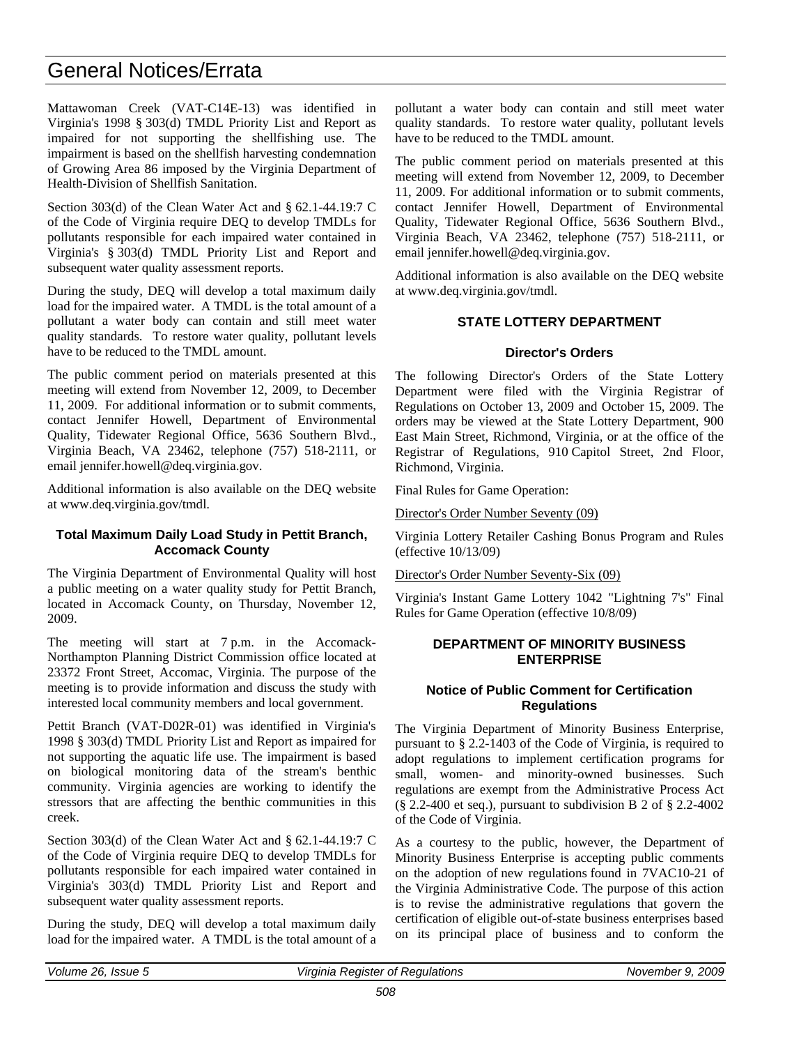# General Notices/Errata

Mattawoman Creek (VAT-C14E-13) was identified in Virginia's 1998 § 303(d) TMDL Priority List and Report as impaired for not supporting the shellfishing use. The impairment is based on the shellfish harvesting condemnation of Growing Area 86 imposed by the Virginia Department of Health-Division of Shellfish Sanitation.

Section 303(d) of the Clean Water Act and § 62.1-44.19:7 C of the Code of Virginia require DEQ to develop TMDLs for pollutants responsible for each impaired water contained in Virginia's § 303(d) TMDL Priority List and Report and subsequent water quality assessment reports.

During the study, DEQ will develop a total maximum daily load for the impaired water. A TMDL is the total amount of a pollutant a water body can contain and still meet water quality standards. To restore water quality, pollutant levels have to be reduced to the TMDL amount.

The public comment period on materials presented at this meeting will extend from November 12, 2009, to December 11, 2009. For additional information or to submit comments, contact Jennifer Howell, Department of Environmental Quality, Tidewater Regional Office, 5636 Southern Blvd., Virginia Beach, VA 23462, telephone (757) 518-2111, or email jennifer.howell@deq.virginia.gov.

Additional information is also available on the DEQ website at www.deq.virginia.gov/tmdl.

### Total Maximum Daily Load Study in Pettit Branch, Accomack County

The Virginia Department of Environmental Quality will host a public meeting on a water quality study for Pettit Branch, located in Accomack County, on Thursday, November 12, 2009.

The meeting will start at 7 p.m. in the Accomack-Northampton Planning District Commission office located at 23372 Front Street, Accomac, Virginia. The purpose of the meeting is to provide information and discuss the study with interested local community members and local government.

Pettit Branch (VAT-D02R-01) was identified in Virginia's 1998 § 303(d) TMDL Priority List and Report as impaired for not supporting the aquatic life use. The impairment is based on biological monitoring data of the stream's benthic community. Virginia agencies are working to identify the stressors that are affecting the benthic communities in this creek.

Section 303(d) of the Clean Water Act and § 62.1-44.19:7 C of the Code of Virginia require DEQ to develop TMDLs for pollutants responsible for each impaired water contained in Virginia's 303(d) TMDL Priority List and Report and subsequent water quality assessment reports.

During the study, DEQ will develop a total maximum daily load for the impaired water. A TMDL is the total amount of a pollutant a water body can contain and still meet water quality standards. To restore water quality, pollutant levels have to be reduced to the TMDL amount.

The public comment period on materials presented at this meeting will extend from November 12, 2009, to December 11, 2009. For additional information or to submit comments, contact Jennifer Howell, Department of Environmental Quality, Tidewater Regional Office, 5636 Southern Blvd., Virginia Beach, VA 23462, telephone (757) 518-2111, or email jennifer.howell@deq.virginia.gov.

Additional information is also available on the DEQ website at www.deq.virginia.gov/tmdl.

## STATE LOTTERY DEPARTMENT

### Director's Orders

The following Director's Orders of the State Lottery Department were filed with the Virginia Registrar of Regulations on October 13, 2009 and October 15, 2009. The orders may be viewed at the State Lottery Department, 900 East Main Street, Richmond, Virginia, or at the office of the Registrar of Regulations, 910 Capitol Street, 2nd Floor, Richmond, Virginia.

Final Rules for Game Operation:

Director's Order Number Seventy (09)

Virginia Lottery Retailer Cashing Bonus Program and Rules (effective 10/13/09)

Director's Order Number Seventy-Six (09)

Virginia's Instant Game Lottery 1042 "Lightning 7's" Final Rules for Game Operation (effective 10/8/09)

## DEPARTMENT OF MINORITY BUSINESS ENTERPRISE

### Notice of Public Comment for Certification Regulations

The Virginia Department of Minority Business Enterprise, pursuant to § 2.2-1403 of the Code of Virginia, is required to adopt regulations to implement certification programs for small, women- and minority-owned businesses. Such regulations are exempt from the Administrative Process Act (§ 2.2-400 et seq.), pursuant to subdivision B 2 of § 2.2-4002 of the Code of Virginia.

As a courtesy to the public, however, the Department of Minority Business Enterprise is accepting public comments on the adoption of new regulations found in 7VAC10-21 of the Virginia Administrative Code. The purpose of this action is to revise the administrative regulations that govern the certification of eligible out-of-state business enterprises based on its principal place of business and to conform the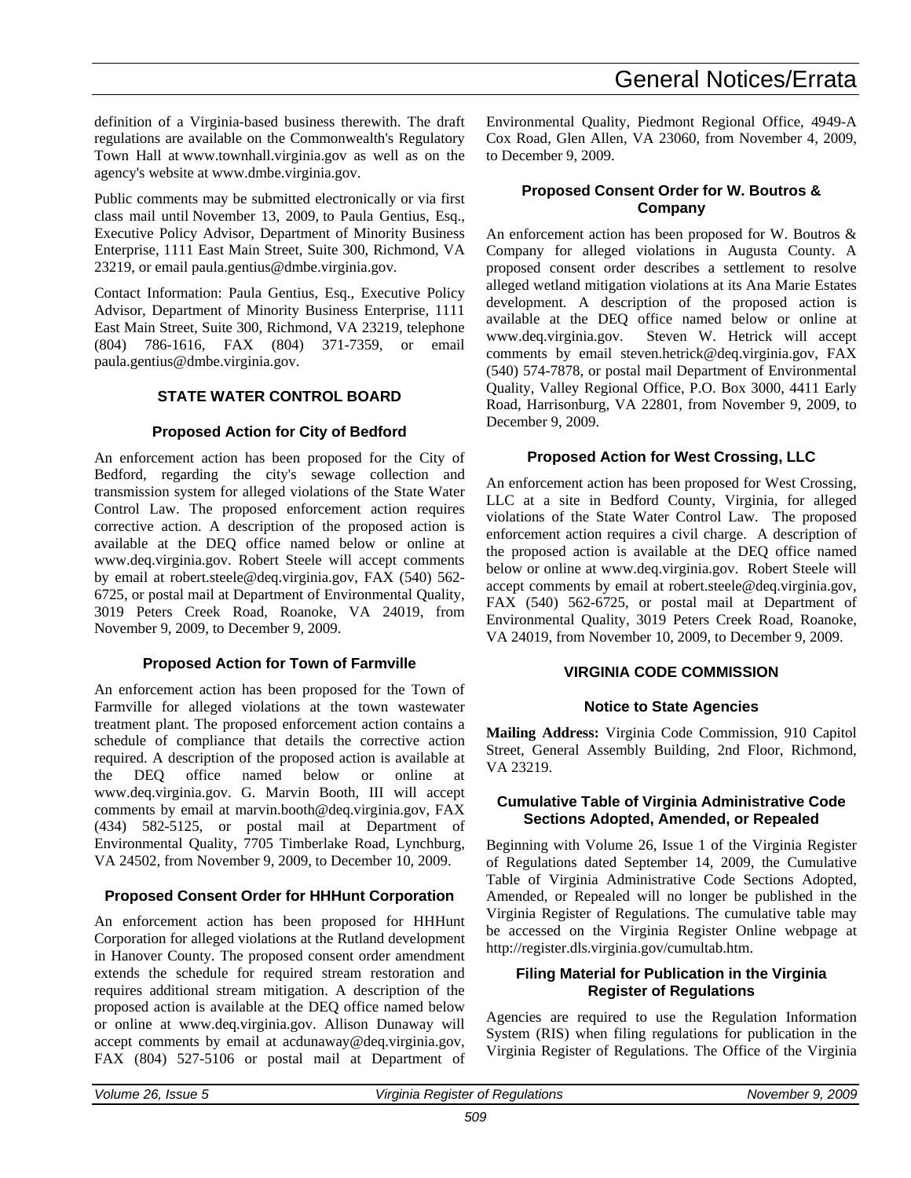definition of a Virginia-based business therewith. The draft regulations are available on the Commonwealth's Regulatory Town Hall at www.townhall.virginia.gov as well as on the agency's website at www.dmbe.virginia.gov.

Public comments may be submitted electronically or via first class mail until November 13, 2009, to Paula Gentius, Esq., Executive Policy Advisor, Department of Minority Business Enterprise, 1111 East Main Street, Suite 300, Richmond, VA 23219, or email paula.gentius@dmbe.virginia.gov.

Contact Information: Paula Gentius, Esq., Executive Policy Advisor, Department of Minority Business Enterprise, 1111 East Main Street, Suite 300, Richmond, VA 23219, telephone (804) 786-1616, FAX (804) 371-7359, or email paula.gentius@dmbe.virginia.gov.

## STATE WATER CONTROL BOARD

### Proposed Action for City of Bedford

An enforcement action has been proposed for the City of Bedford, regarding the city's sewage collection and transmission system for alleged violations of the State Water Control Law. The proposed enforcement action requires corrective action. A description of the proposed action is available at the DEQ office named below or online at www.deq.virginia.gov. Robert Steele will accept comments by email at robert.steele@deq.virginia.gov, FAX (540) 562-6725, or postal mail at Department of Environmental Quality, 3019 Peters Creek Road, Roanoke, VA 24019, from November 9, 2009, to December 9, 2009.

### Proposed Action for Town of Farmville

An enforcement action has been proposed for the Town of Farmville for alleged violations at the town wastewater treatment plant. The proposed enforcement action contains a schedule of compliance that details the corrective action required. A description of the proposed action is available at the DEQ office named below or online at www.deq.virginia.gov. G. Marvin Booth, III will accept comments by email at marvin.booth@deq.virginia.gov, FAX (434) 582-5125, or postal mail at Department of Environmental Quality, 7705 Timberlake Road, Lynchburg, VA 24502, from November 9, 2009, to December 10, 2009.

### Proposed Consent Order for HHHunt Corporation

An enforcement action has been proposed for HHHunt Corporation for alleged violations at the Rutland development in Hanover County. The proposed consent order amendment extends the schedule for required stream restoration and requires additional stream mitigation. A description of the proposed action is available at the DEQ office named below or online at www.deq.virginia.gov. Allison Dunaway will accept comments by email at acdunaway@deq.virginia.gov, FAX (804) 527-5106 or postal mail at Department of Environmental Quality, Piedmont Regional Office, 4949-A Cox Road, Glen Allen, VA 23060, from November 4, 2009, to December 9, 2009.

### Proposed Consent Order for W. Boutros & Company

An enforcement action has been proposed for W. Boutros & Company for alleged violations in Augusta County. A proposed consent order describes a settlement to resolve alleged wetland mitigation violations at its Ana Marie Estates development. A description of the proposed action is available at the DEQ office named below or online at www.deq.virginia.gov. Steven W. Hetrick will accept comments by email steven.hetrick@deq.virginia.gov, FAX (540) 574-7878, or postal mail Department of Environmental Quality, Valley Regional Office, P.O. Box 3000, 4411 Early Road, Harrisonburg, VA 22801, from November 9, 2009, to December 9, 2009.

### Proposed Action for West Crossing, LLC

An enforcement action has been proposed for West Crossing, LLC at a site in Bedford County, Virginia, for alleged violations of the State Water Control Law. The proposed enforcement action requires a civil charge. A description of the proposed action is available at the DEQ office named below or online at www.deq.virginia.gov. Robert Steele will accept comments by email at robert.steele@deq.virginia.gov, FAX (540) 562-6725, or postal mail at Department of Environmental Quality, 3019 Peters Creek Road, Roanoke, VA 24019, from November 10, 2009, to December 9, 2009.

## VIRGINIA CODE COMMISSION

### Notice to State Agencies

**Mailing Address:** Virginia Code Commission, 910 Capitol Street, General Assembly Building, 2nd Floor, Richmond, VA 23219.

### Cumulative Table of Virginia Administrative Code Sections Adopted, Amended, or Repealed

Beginning with Volume 26, Issue 1 of the Virginia Register of Regulations dated September 14, 2009, the Cumulative Table of Virginia Administrative Code Sections Adopted, Amended, or Repealed will no longer be published in the Virginia Register of Regulations. The cumulative table may be accessed on the Virginia Register Online webpage at http://register.dls.virginia.gov/cumultab.htm.

### Filing Material for Publication in the Virginia Register of Regulations

Agencies are required to use the Regulation Information System (RIS) when filing regulations for publication in the Virginia Register of Regulations. The Office of the Virginia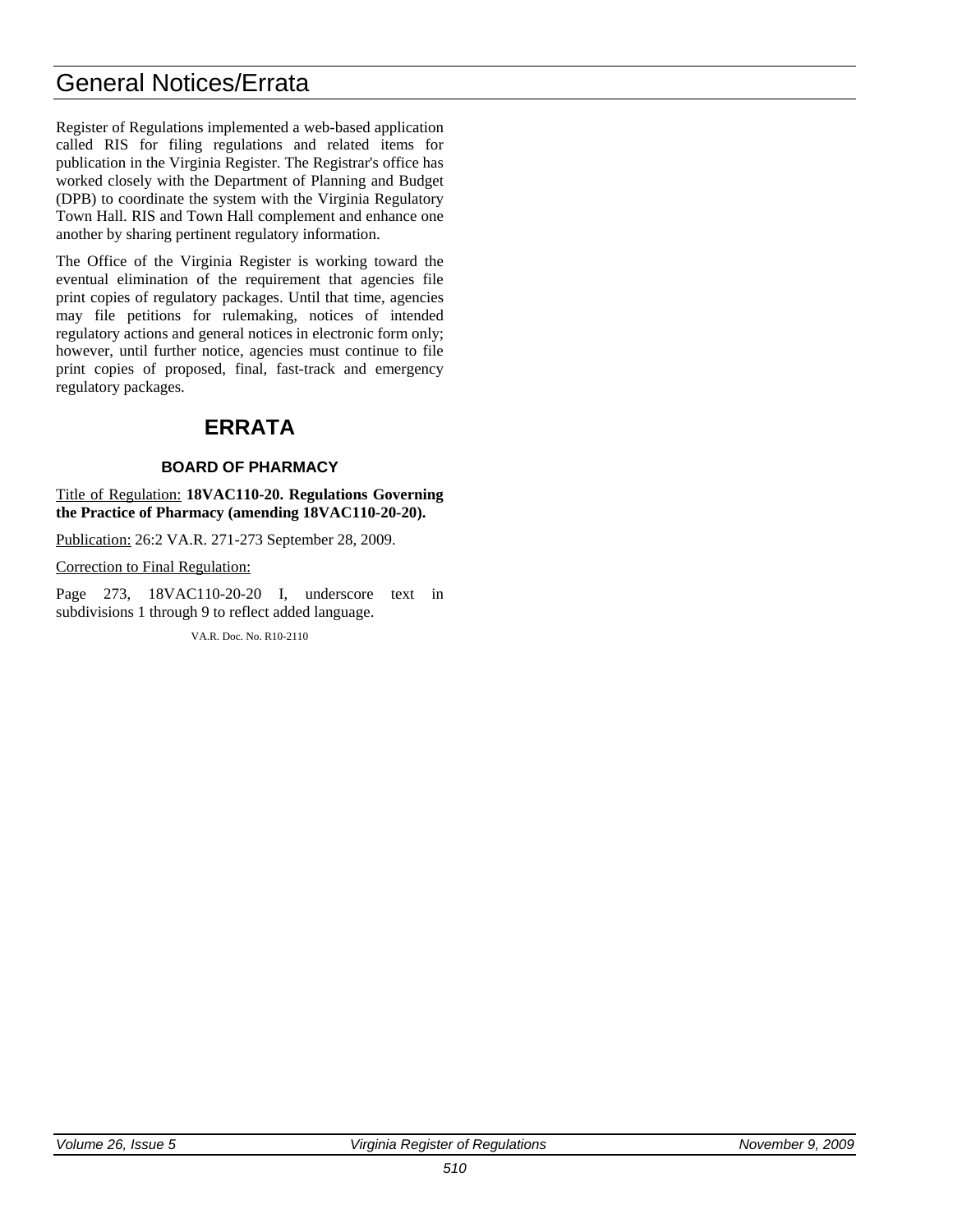# General Notices/Errata

Register of Regulations implemented a web-based application called RIS for filing regulations and related items for publication in the Virginia Register. The Registrar's office has worked closely with the Department of Planning and Budget (DPB) to coordinate the system with the Virginia Regulatory Town Hall. RIS and Town Hall complement and enhance one another by sharing pertinent regulatory information.

The Office of the Virginia Register is working toward the eventual elimination of the requirement that agencies file print copies of regulatory packages. Until that time, agencies may file petitions for rulemaking, notices of intended regulatory actions and general notices in electronic form only; however, until further notice, agencies must continue to file print copies of proposed, final, fast-track and emergency regulatory packages.

## ERRATA

### BOARD OF PHARMACY

Title of Regulation: **18VAC110-20. Regulations Governing the Practice of Pharmacy (amending 18VAC110-20-20).**

Publication: 26:2 VA.R. 271-273 September 28, 2009.

Correction to Final Regulation:

Page 273, 18VAC110-20-20 I, underscore text in subdivisions 1 through 9 to reflect added language.

VA.R. Doc. No. R10-2110